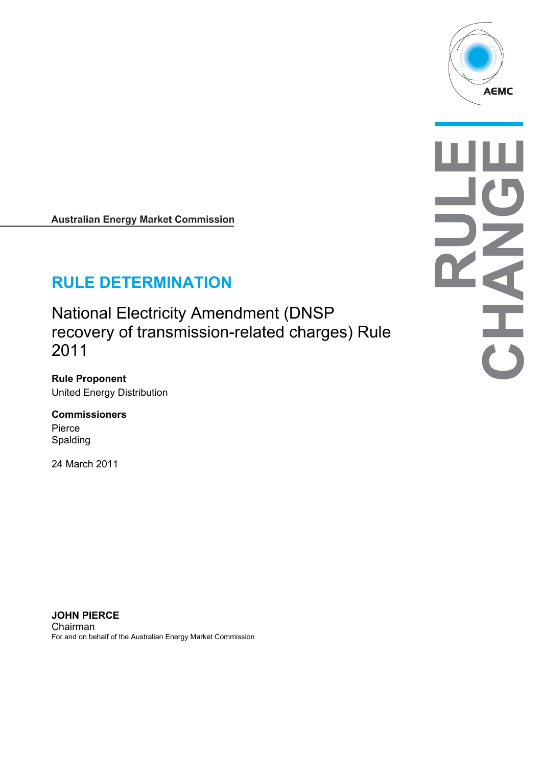AEMC

RULE CHANGE

Australian Energy Market Commission

# RULE DETERMINATION

## National Electricity Amendment (DNSP recovery of transmission-related charges) Rule 2011

**Rule Proponent**
United Energy Distribution

**Commissioners**
Pierce
Spalding

24 March 2011

**JOHN PIERCE**
Chairman
For and on behalf of the Australian Energy Market Commission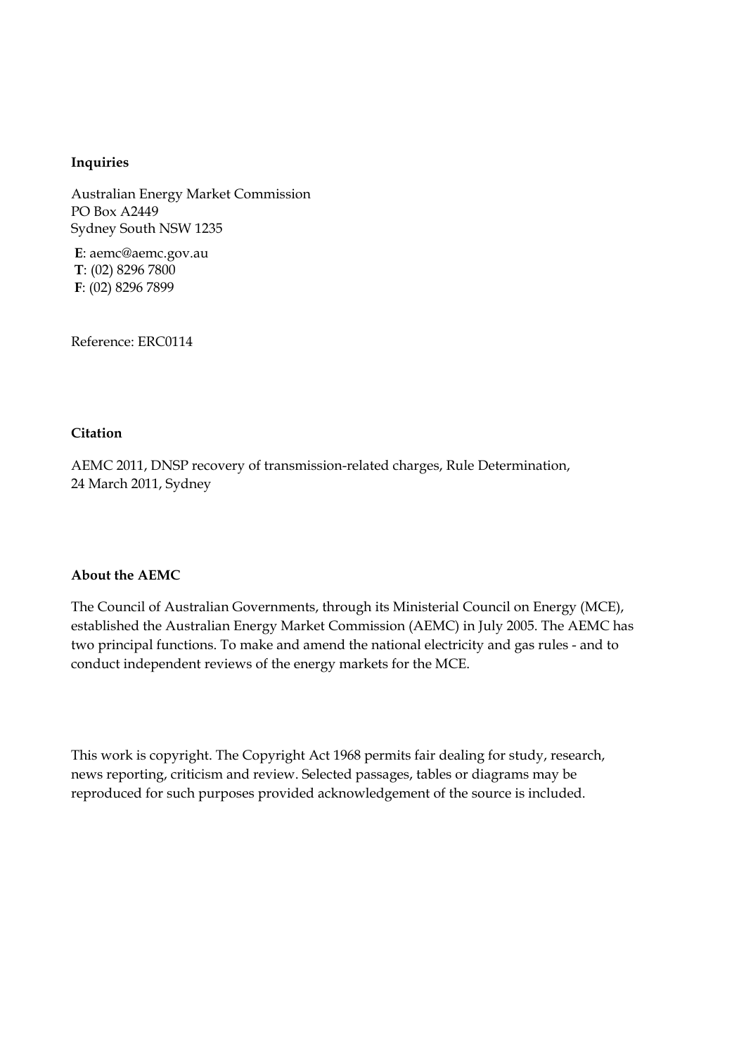**Inquiries**

Australian Energy Market Commission
PO Box A2449
Sydney South NSW 1235

**E**: aemc@aemc.gov.au
**T**: (02) 8296 7800
**F**: (02) 8296 7899

Reference: ERC0114

**Citation**

AEMC 2011, DNSP recovery of transmission-related charges, Rule Determination, 24 March 2011, Sydney

**About the AEMC**

The Council of Australian Governments, through its Ministerial Council on Energy (MCE), established the Australian Energy Market Commission (AEMC) in July 2005. The AEMC has two principal functions. To make and amend the national electricity and gas rules - and to conduct independent reviews of the energy markets for the MCE.

This work is copyright. The Copyright Act 1968 permits fair dealing for study, research, news reporting, criticism and review. Selected passages, tables or diagrams may be reproduced for such purposes provided acknowledgement of the source is included.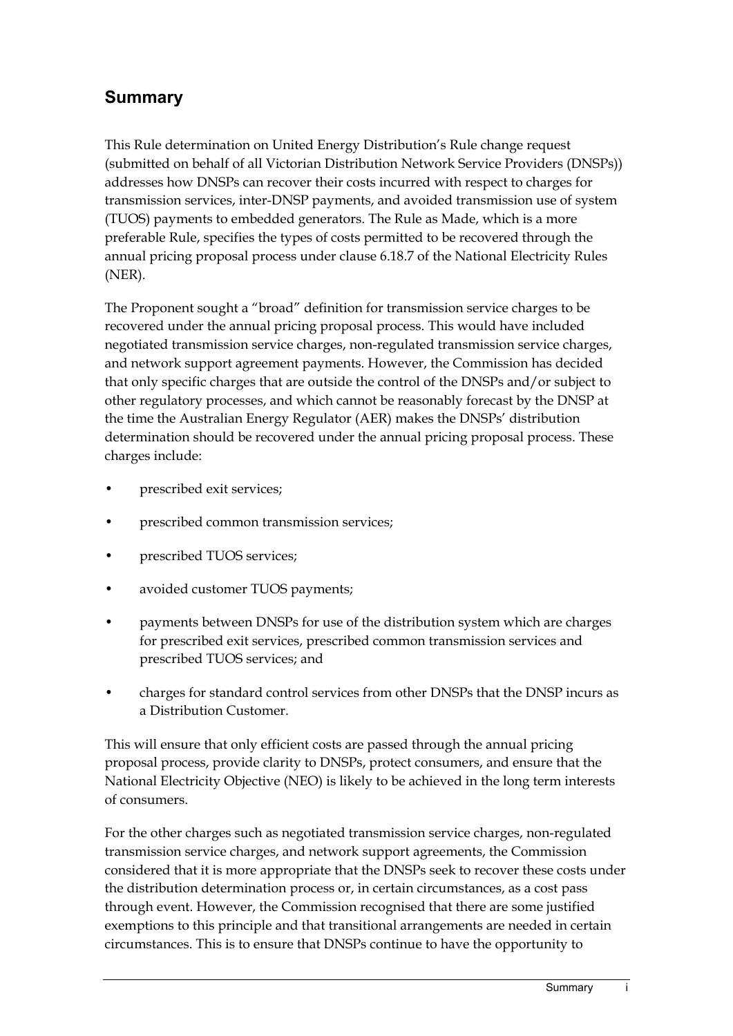## Summary

This Rule determination on United Energy Distribution's Rule change request (submitted on behalf of all Victorian Distribution Network Service Providers (DNSPs)) addresses how DNSPs can recover their costs incurred with respect to charges for transmission services, inter-DNSP payments, and avoided transmission use of system (TUOS) payments to embedded generators. The Rule as Made, which is a more preferable Rule, specifies the types of costs permitted to be recovered through the annual pricing proposal process under clause 6.18.7 of the National Electricity Rules (NER).

The Proponent sought a "broad" definition for transmission service charges to be recovered under the annual pricing proposal process. This would have included negotiated transmission service charges, non-regulated transmission service charges, and network support agreement payments. However, the Commission has decided that only specific charges that are outside the control of the DNSPs and/or subject to other regulatory processes, and which cannot be reasonably forecast by the DNSP at the time the Australian Energy Regulator (AER) makes the DNSPs' distribution determination should be recovered under the annual pricing proposal process. These charges include:

- prescribed exit services;
- prescribed common transmission services;
- prescribed TUOS services;
- avoided customer TUOS payments;
- payments between DNSPs for use of the distribution system which are charges for prescribed exit services, prescribed common transmission services and prescribed TUOS services; and
- charges for standard control services from other DNSPs that the DNSP incurs as a Distribution Customer.

This will ensure that only efficient costs are passed through the annual pricing proposal process, provide clarity to DNSPs, protect consumers, and ensure that the National Electricity Objective (NEO) is likely to be achieved in the long term interests of consumers.

For the other charges such as negotiated transmission service charges, non-regulated transmission service charges, and network support agreements, the Commission considered that it is more appropriate that the DNSPs seek to recover these costs under the distribution determination process or, in certain circumstances, as a cost pass through event. However, the Commission recognised that there are some justified exemptions to this principle and that transitional arrangements are needed in certain circumstances. This is to ensure that DNSPs continue to have the opportunity to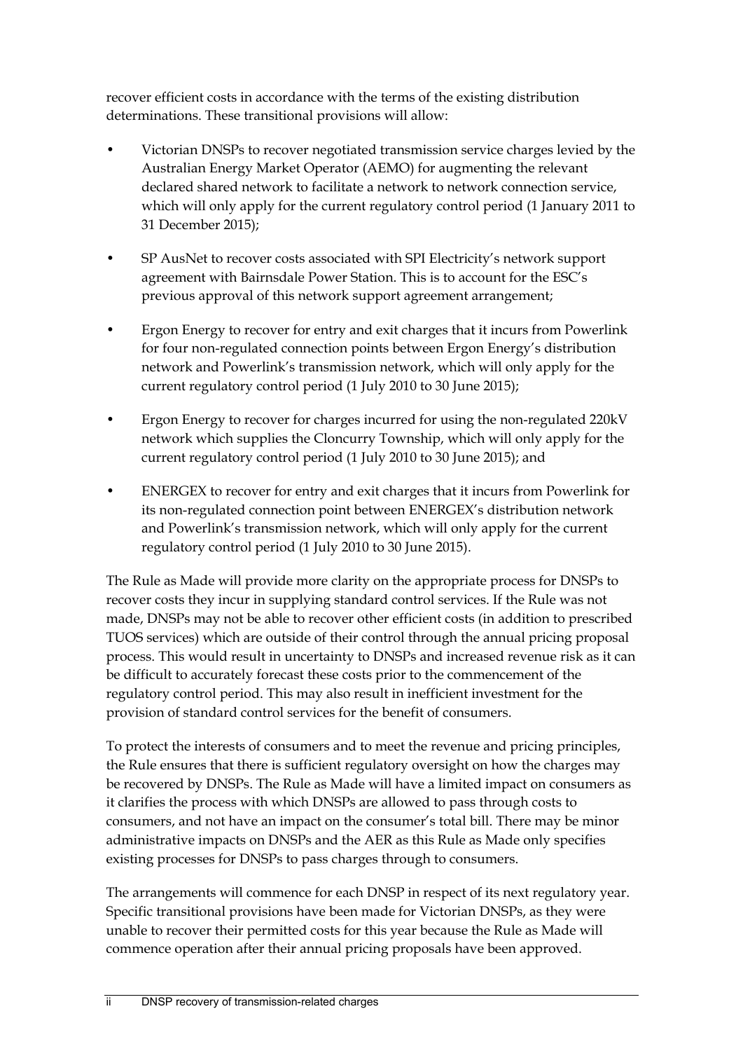recover efficient costs in accordance with the terms of the existing distribution determinations. These transitional provisions will allow:

- Victorian DNSPs to recover negotiated transmission service charges levied by the Australian Energy Market Operator (AEMO) for augmenting the relevant declared shared network to facilitate a network to network connection service, which will only apply for the current regulatory control period (1 January 2011 to 31 December 2015);
- SP AusNet to recover costs associated with SPI Electricity's network support agreement with Bairnsdale Power Station. This is to account for the ESC's previous approval of this network support agreement arrangement;
- Ergon Energy to recover for entry and exit charges that it incurs from Powerlink for four non-regulated connection points between Ergon Energy's distribution network and Powerlink's transmission network, which will only apply for the current regulatory control period (1 July 2010 to 30 June 2015);
- Ergon Energy to recover for charges incurred for using the non-regulated 220kV network which supplies the Cloncurry Township, which will only apply for the current regulatory control period (1 July 2010 to 30 June 2015); and
- ENERGEX to recover for entry and exit charges that it incurs from Powerlink for its non-regulated connection point between ENERGEX's distribution network and Powerlink's transmission network, which will only apply for the current regulatory control period (1 July 2010 to 30 June 2015).

The Rule as Made will provide more clarity on the appropriate process for DNSPs to recover costs they incur in supplying standard control services. If the Rule was not made, DNSPs may not be able to recover other efficient costs (in addition to prescribed TUOS services) which are outside of their control through the annual pricing proposal process. This would result in uncertainty to DNSPs and increased revenue risk as it can be difficult to accurately forecast these costs prior to the commencement of the regulatory control period. This may also result in inefficient investment for the provision of standard control services for the benefit of consumers.

To protect the interests of consumers and to meet the revenue and pricing principles, the Rule ensures that there is sufficient regulatory oversight on how the charges may be recovered by DNSPs. The Rule as Made will have a limited impact on consumers as it clarifies the process with which DNSPs are allowed to pass through costs to consumers, and not have an impact on the consumer's total bill. There may be minor administrative impacts on DNSPs and the AER as this Rule as Made only specifies existing processes for DNSPs to pass charges through to consumers.

The arrangements will commence for each DNSP in respect of its next regulatory year. Specific transitional provisions have been made for Victorian DNSPs, as they were unable to recover their permitted costs for this year because the Rule as Made will commence operation after their annual pricing proposals have been approved.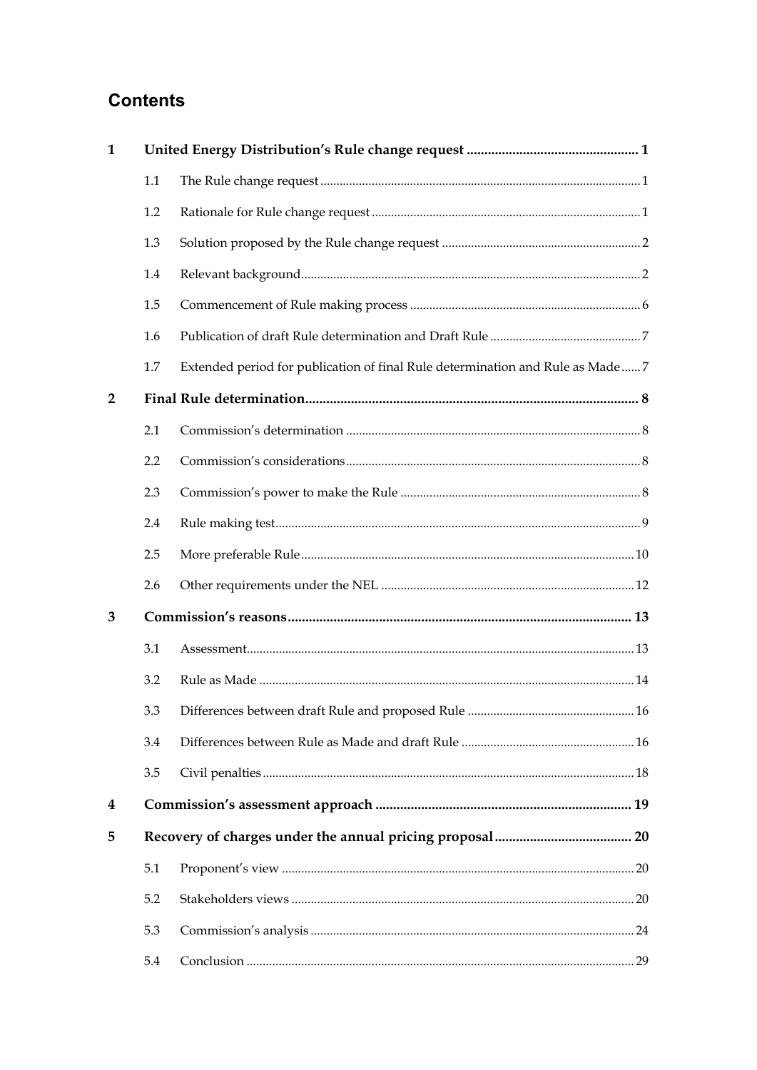# Contents

| | | | |
|---|---|---|---|
| **1** | **United Energy Distribution's Rule change request** | | **1** |
| | 1.1 | The Rule change request | 1 |
| | 1.2 | Rationale for Rule change request | 1 |
| | 1.3 | Solution proposed by the Rule change request | 2 |
| | 1.4 | Relevant background | 2 |
| | 1.5 | Commencement of Rule making process | 6 |
| | 1.6 | Publication of draft Rule determination and Draft Rule | 7 |
| | 1.7 | Extended period for publication of final Rule determination and Rule as Made | 7 |
| **2** | **Final Rule determination** | | **8** |
| | 2.1 | Commission's determination | 8 |
| | 2.2 | Commission's considerations | 8 |
| | 2.3 | Commission's power to make the Rule | 8 |
| | 2.4 | Rule making test | 9 |
| | 2.5 | More preferable Rule | 10 |
| | 2.6 | Other requirements under the NEL | 12 |
| **3** | **Commission's reasons** | | **13** |
| | 3.1 | Assessment | 13 |
| | 3.2 | Rule as Made | 14 |
| | 3.3 | Differences between draft Rule and proposed Rule | 16 |
| | 3.4 | Differences between Rule as Made and draft Rule | 16 |
| | 3.5 | Civil penalties | 18 |
| **4** | **Commission's assessment approach** | | **19** |
| **5** | **Recovery of charges under the annual pricing proposal** | | **20** |
| | 5.1 | Proponent's view | 20 |
| | 5.2 | Stakeholders views | 20 |
| | 5.3 | Commission's analysis | 24 |
| | 5.4 | Conclusion | 29 |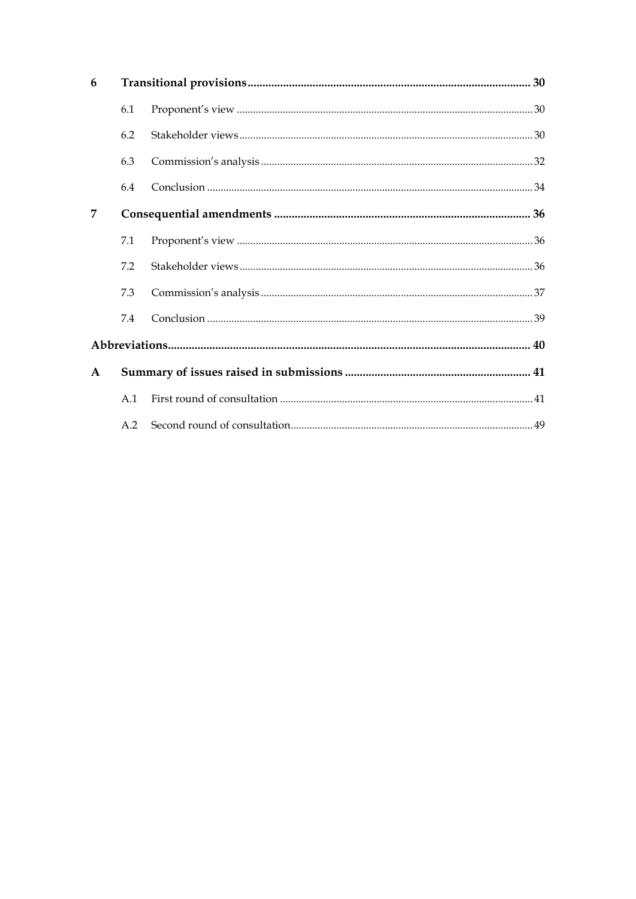| | | | |
|---|---|---|---|
| **6** | **Transitional provisions** | | **30** |
| | 6.1 | Proponent's view | 30 |
| | 6.2 | Stakeholder views | 30 |
| | 6.3 | Commission's analysis | 32 |
| | 6.4 | Conclusion | 34 |
| **7** | **Consequential amendments** | | **36** |
| | 7.1 | Proponent's view | 36 |
| | 7.2 | Stakeholder views | 36 |
| | 7.3 | Commission's analysis | 37 |
| | 7.4 | Conclusion | 39 |
| **Abbreviations** | | | **40** |
| **A** | **Summary of issues raised in submissions** | | **41** |
| | A.1 | First round of consultation | 41 |
| | A.2 | Second round of consultation | 49 |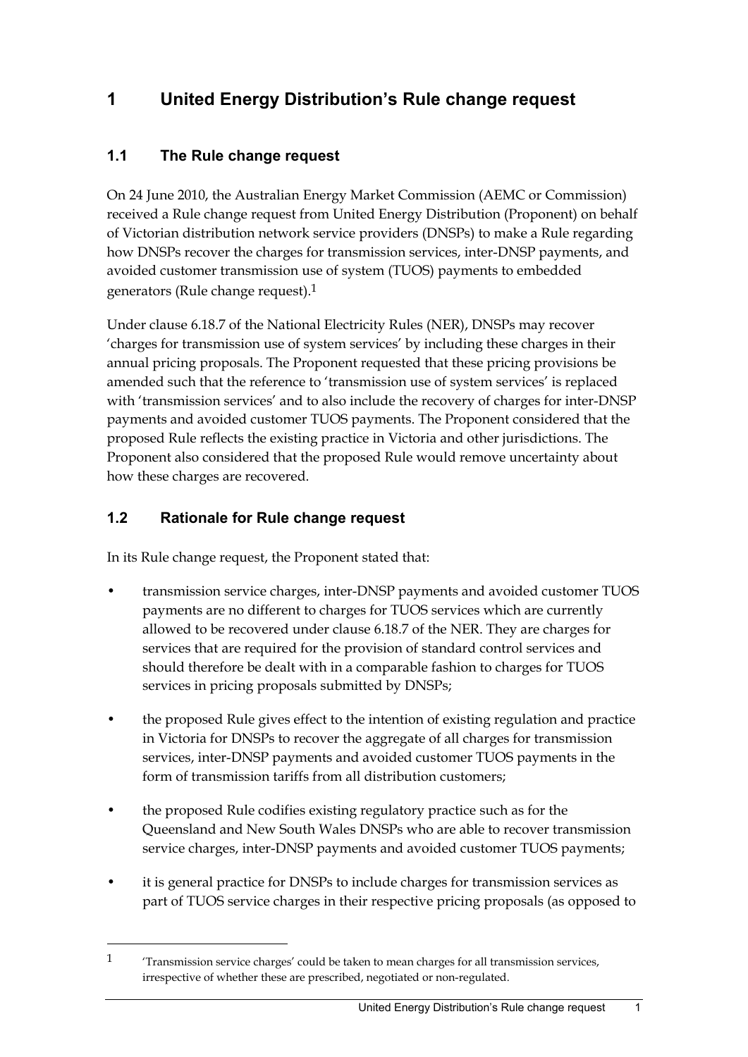# 1 United Energy Distribution's Rule change request

## 1.1 The Rule change request

On 24 June 2010, the Australian Energy Market Commission (AEMC or Commission) received a Rule change request from United Energy Distribution (Proponent) on behalf of Victorian distribution network service providers (DNSPs) to make a Rule regarding how DNSPs recover the charges for transmission services, inter-DNSP payments, and avoided customer transmission use of system (TUOS) payments to embedded generators (Rule change request).[1]

Under clause 6.18.7 of the National Electricity Rules (NER), DNSPs may recover 'charges for transmission use of system services' by including these charges in their annual pricing proposals. The Proponent requested that these pricing provisions be amended such that the reference to 'transmission use of system services' is replaced with 'transmission services' and to also include the recovery of charges for inter-DNSP payments and avoided customer TUOS payments. The Proponent considered that the proposed Rule reflects the existing practice in Victoria and other jurisdictions. The Proponent also considered that the proposed Rule would remove uncertainty about how these charges are recovered.

## 1.2 Rationale for Rule change request

In its Rule change request, the Proponent stated that:

- transmission service charges, inter-DNSP payments and avoided customer TUOS payments are no different to charges for TUOS services which are currently allowed to be recovered under clause 6.18.7 of the NER. They are charges for services that are required for the provision of standard control services and should therefore be dealt with in a comparable fashion to charges for TUOS services in pricing proposals submitted by DNSPs;
- the proposed Rule gives effect to the intention of existing regulation and practice in Victoria for DNSPs to recover the aggregate of all charges for transmission services, inter-DNSP payments and avoided customer TUOS payments in the form of transmission tariffs from all distribution customers;
- the proposed Rule codifies existing regulatory practice such as for the Queensland and New South Wales DNSPs who are able to recover transmission service charges, inter-DNSP payments and avoided customer TUOS payments;
- it is general practice for DNSPs to include charges for transmission services as part of TUOS service charges in their respective pricing proposals (as opposed to

[1] 'Transmission service charges' could be taken to mean charges for all transmission services, irrespective of whether these are prescribed, negotiated or non-regulated.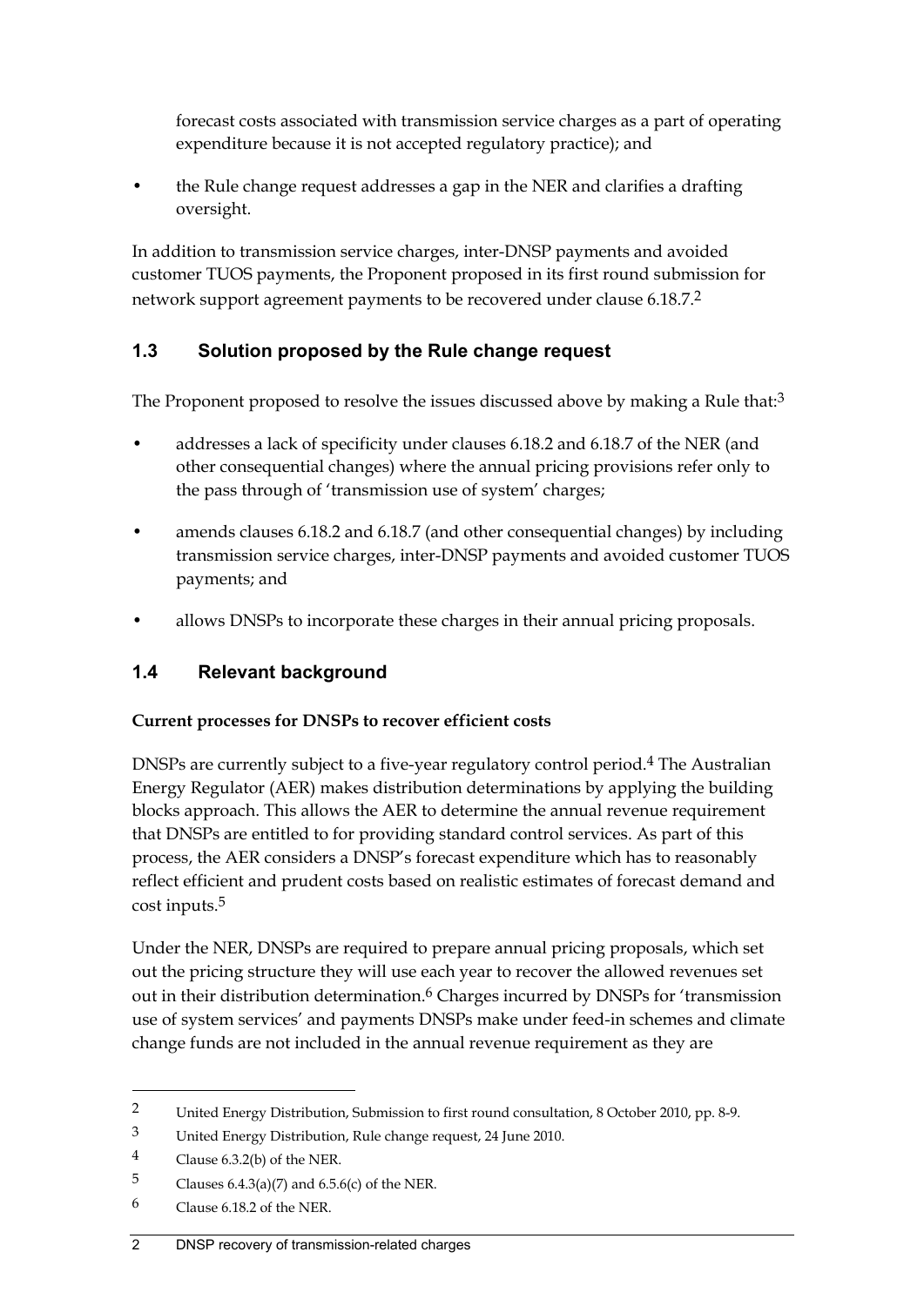forecast costs associated with transmission service charges as a part of operating expenditure because it is not accepted regulatory practice); and

- the Rule change request addresses a gap in the NER and clarifies a drafting oversight.

In addition to transmission service charges, inter-DNSP payments and avoided customer TUOS payments, the Proponent proposed in its first round submission for network support agreement payments to be recovered under clause 6.18.7.[2]

## 1.3 Solution proposed by the Rule change request

The Proponent proposed to resolve the issues discussed above by making a Rule that:[3]

- addresses a lack of specificity under clauses 6.18.2 and 6.18.7 of the NER (and other consequential changes) where the annual pricing provisions refer only to the pass through of 'transmission use of system' charges;
- amends clauses 6.18.2 and 6.18.7 (and other consequential changes) by including transmission service charges, inter-DNSP payments and avoided customer TUOS payments; and
- allows DNSPs to incorporate these charges in their annual pricing proposals.

## 1.4 Relevant background

**Current processes for DNSPs to recover efficient costs**

DNSPs are currently subject to a five-year regulatory control period.[4] The Australian Energy Regulator (AER) makes distribution determinations by applying the building blocks approach. This allows the AER to determine the annual revenue requirement that DNSPs are entitled to for providing standard control services. As part of this process, the AER considers a DNSP's forecast expenditure which has to reasonably reflect efficient and prudent costs based on realistic estimates of forecast demand and cost inputs.[5]

Under the NER, DNSPs are required to prepare annual pricing proposals, which set out the pricing structure they will use each year to recover the allowed revenues set out in their distribution determination.[6] Charges incurred by DNSPs for 'transmission use of system services' and payments DNSPs make under feed-in schemes and climate change funds are not included in the annual revenue requirement as they are

---

[2] United Energy Distribution, Submission to first round consultation, 8 October 2010, pp. 8-9.

[3] United Energy Distribution, Rule change request, 24 June 2010.

[4] Clause 6.3.2(b) of the NER.

[5] Clauses 6.4.3(a)(7) and 6.5.6(c) of the NER.

[6] Clause 6.18.2 of the NER.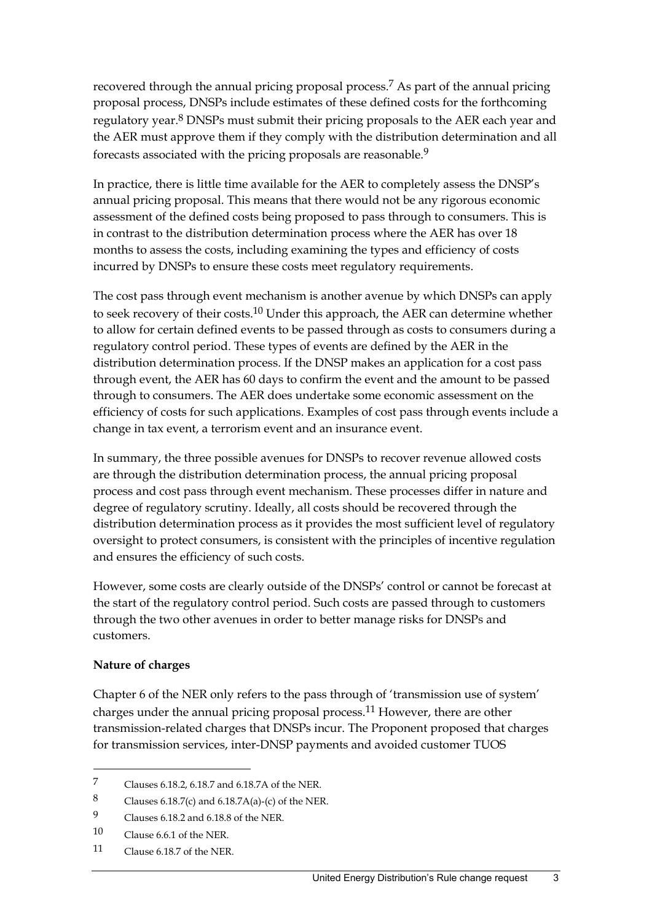recovered through the annual pricing proposal process.[7] As part of the annual pricing proposal process, DNSPs include estimates of these defined costs for the forthcoming regulatory year.[8] DNSPs must submit their pricing proposals to the AER each year and the AER must approve them if they comply with the distribution determination and all forecasts associated with the pricing proposals are reasonable.[9]

In practice, there is little time available for the AER to completely assess the DNSP's annual pricing proposal. This means that there would not be any rigorous economic assessment of the defined costs being proposed to pass through to consumers. This is in contrast to the distribution determination process where the AER has over 18 months to assess the costs, including examining the types and efficiency of costs incurred by DNSPs to ensure these costs meet regulatory requirements.

The cost pass through event mechanism is another avenue by which DNSPs can apply to seek recovery of their costs.[10] Under this approach, the AER can determine whether to allow for certain defined events to be passed through as costs to consumers during a regulatory control period. These types of events are defined by the AER in the distribution determination process. If the DNSP makes an application for a cost pass through event, the AER has 60 days to confirm the event and the amount to be passed through to consumers. The AER does undertake some economic assessment on the efficiency of costs for such applications. Examples of cost pass through events include a change in tax event, a terrorism event and an insurance event.

In summary, the three possible avenues for DNSPs to recover revenue allowed costs are through the distribution determination process, the annual pricing proposal process and cost pass through event mechanism. These processes differ in nature and degree of regulatory scrutiny. Ideally, all costs should be recovered through the distribution determination process as it provides the most sufficient level of regulatory oversight to protect consumers, is consistent with the principles of incentive regulation and ensures the efficiency of such costs.

However, some costs are clearly outside of the DNSPs' control or cannot be forecast at the start of the regulatory control period. Such costs are passed through to customers through the two other avenues in order to better manage risks for DNSPs and customers.

**Nature of charges**

Chapter 6 of the NER only refers to the pass through of 'transmission use of system' charges under the annual pricing proposal process.[11] However, there are other transmission-related charges that DNSPs incur. The Proponent proposed that charges for transmission services, inter-DNSP payments and avoided customer TUOS

---

7 Clauses 6.18.2, 6.18.7 and 6.18.7A of the NER.

8 Clauses 6.18.7(c) and 6.18.7A(a)-(c) of the NER.

9 Clauses 6.18.2 and 6.18.8 of the NER.

10 Clause 6.6.1 of the NER.

11 Clause 6.18.7 of the NER.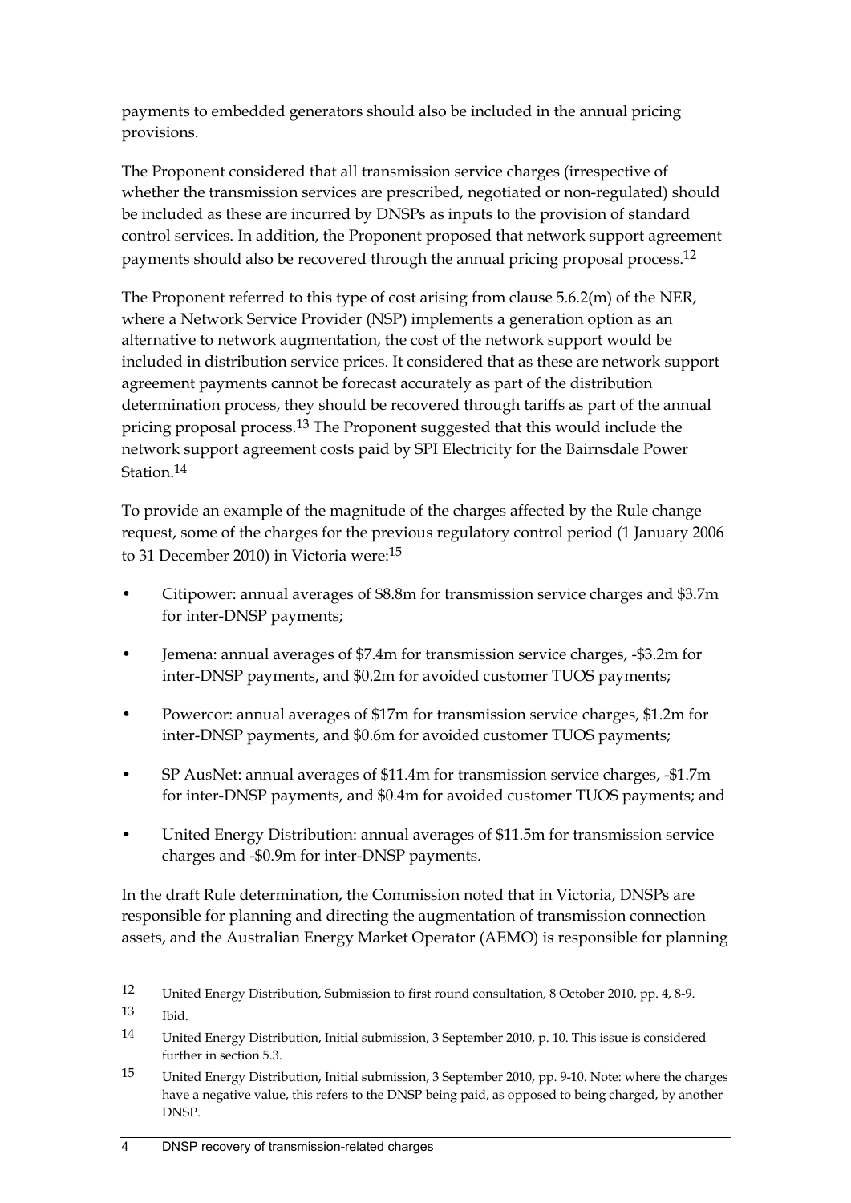payments to embedded generators should also be included in the annual pricing provisions.

The Proponent considered that all transmission service charges (irrespective of whether the transmission services are prescribed, negotiated or non-regulated) should be included as these are incurred by DNSPs as inputs to the provision of standard control services. In addition, the Proponent proposed that network support agreement payments should also be recovered through the annual pricing proposal process.[12]

The Proponent referred to this type of cost arising from clause 5.6.2(m) of the NER, where a Network Service Provider (NSP) implements a generation option as an alternative to network augmentation, the cost of the network support would be included in distribution service prices. It considered that as these are network support agreement payments cannot be forecast accurately as part of the distribution determination process, they should be recovered through tariffs as part of the annual pricing proposal process.[13] The Proponent suggested that this would include the network support agreement costs paid by SPI Electricity for the Bairnsdale Power Station.[14]

To provide an example of the magnitude of the charges affected by the Rule change request, some of the charges for the previous regulatory control period (1 January 2006 to 31 December 2010) in Victoria were:[15]

- Citipower: annual averages of $8.8m for transmission service charges and $3.7m for inter-DNSP payments;
- Jemena: annual averages of $7.4m for transmission service charges, -$3.2m for inter-DNSP payments, and $0.2m for avoided customer TUOS payments;
- Powercor: annual averages of $17m for transmission service charges, $1.2m for inter-DNSP payments, and $0.6m for avoided customer TUOS payments;
- SP AusNet: annual averages of $11.4m for transmission service charges, -$1.7m for inter-DNSP payments, and $0.4m for avoided customer TUOS payments; and
- United Energy Distribution: annual averages of $11.5m for transmission service charges and -$0.9m for inter-DNSP payments.

In the draft Rule determination, the Commission noted that in Victoria, DNSPs are responsible for planning and directing the augmentation of transmission connection assets, and the Australian Energy Market Operator (AEMO) is responsible for planning

---

12 United Energy Distribution, Submission to first round consultation, 8 October 2010, pp. 4, 8-9.

13 Ibid.

14 United Energy Distribution, Initial submission, 3 September 2010, p. 10. This issue is considered further in section 5.3.

15 United Energy Distribution, Initial submission, 3 September 2010, pp. 9-10. Note: where the charges have a negative value, this refers to the DNSP being paid, as opposed to being charged, by another DNSP.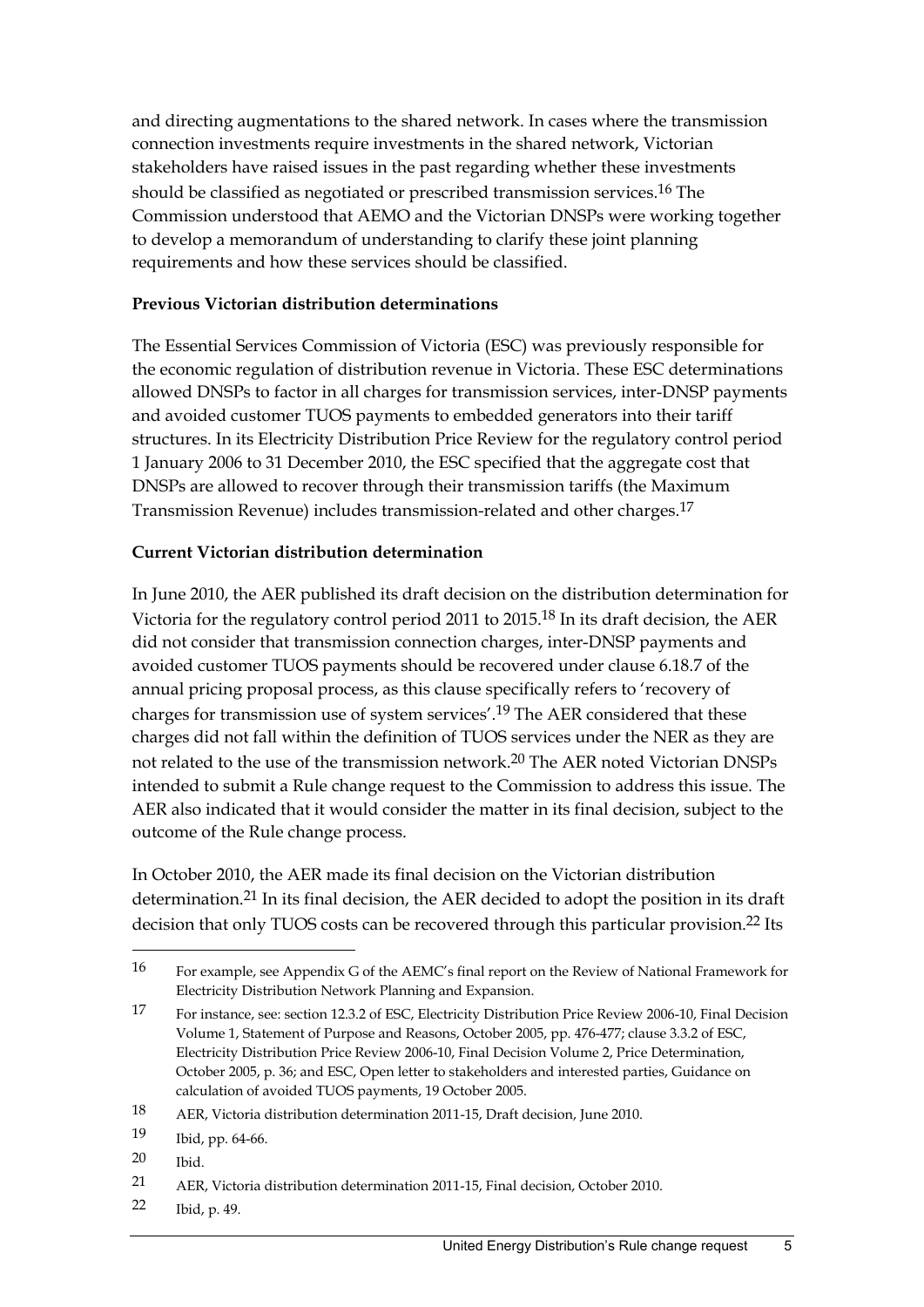and directing augmentations to the shared network. In cases where the transmission connection investments require investments in the shared network, Victorian stakeholders have raised issues in the past regarding whether these investments should be classified as negotiated or prescribed transmission services.[16] The Commission understood that AEMO and the Victorian DNSPs were working together to develop a memorandum of understanding to clarify these joint planning requirements and how these services should be classified.

**Previous Victorian distribution determinations**

The Essential Services Commission of Victoria (ESC) was previously responsible for the economic regulation of distribution revenue in Victoria. These ESC determinations allowed DNSPs to factor in all charges for transmission services, inter-DNSP payments and avoided customer TUOS payments to embedded generators into their tariff structures. In its Electricity Distribution Price Review for the regulatory control period 1 January 2006 to 31 December 2010, the ESC specified that the aggregate cost that DNSPs are allowed to recover through their transmission tariffs (the Maximum Transmission Revenue) includes transmission-related and other charges.[17]

**Current Victorian distribution determination**

In June 2010, the AER published its draft decision on the distribution determination for Victoria for the regulatory control period 2011 to 2015.[18] In its draft decision, the AER did not consider that transmission connection charges, inter-DNSP payments and avoided customer TUOS payments should be recovered under clause 6.18.7 of the annual pricing proposal process, as this clause specifically refers to 'recovery of charges for transmission use of system services'.[19] The AER considered that these charges did not fall within the definition of TUOS services under the NER as they are not related to the use of the transmission network.[20] The AER noted Victorian DNSPs intended to submit a Rule change request to the Commission to address this issue. The AER also indicated that it would consider the matter in its final decision, subject to the outcome of the Rule change process.

In October 2010, the AER made its final decision on the Victorian distribution determination.[21] In its final decision, the AER decided to adopt the position in its draft decision that only TUOS costs can be recovered through this particular provision.[22] Its

---

16 For example, see Appendix G of the AEMC's final report on the Review of National Framework for Electricity Distribution Network Planning and Expansion.

17 For instance, see: section 12.3.2 of ESC, Electricity Distribution Price Review 2006-10, Final Decision Volume 1, Statement of Purpose and Reasons, October 2005, pp. 476-477; clause 3.3.2 of ESC, Electricity Distribution Price Review 2006-10, Final Decision Volume 2, Price Determination, October 2005, p. 36; and ESC, Open letter to stakeholders and interested parties, Guidance on calculation of avoided TUOS payments, 19 October 2005.

18 AER, Victoria distribution determination 2011-15, Draft decision, June 2010.

19 Ibid, pp. 64-66.

20 Ibid.

21 AER, Victoria distribution determination 2011-15, Final decision, October 2010.

22 Ibid, p. 49.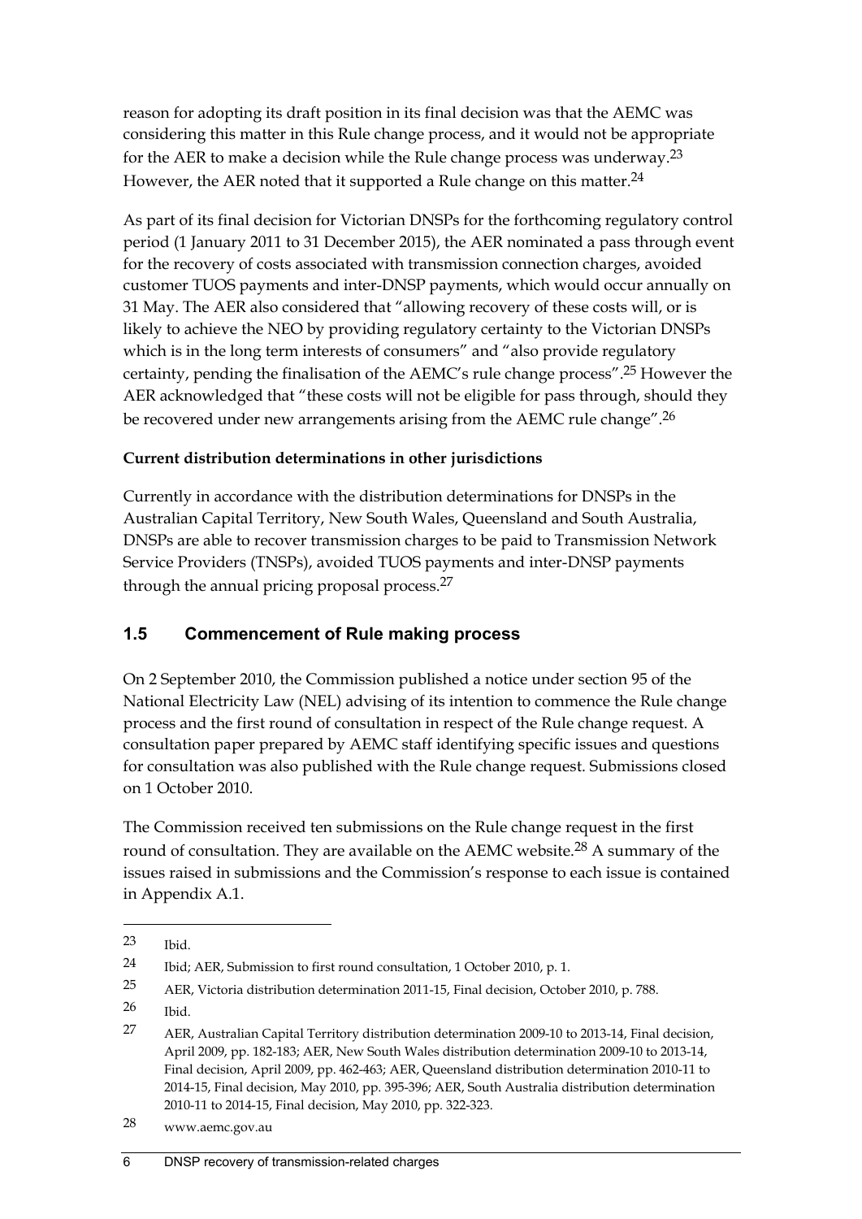reason for adopting its draft position in its final decision was that the AEMC was considering this matter in this Rule change process, and it would not be appropriate for the AER to make a decision while the Rule change process was underway.[23] However, the AER noted that it supported a Rule change on this matter.[24]

As part of its final decision for Victorian DNSPs for the forthcoming regulatory control period (1 January 2011 to 31 December 2015), the AER nominated a pass through event for the recovery of costs associated with transmission connection charges, avoided customer TUOS payments and inter-DNSP payments, which would occur annually on 31 May. The AER also considered that "allowing recovery of these costs will, or is likely to achieve the NEO by providing regulatory certainty to the Victorian DNSPs which is in the long term interests of consumers" and "also provide regulatory certainty, pending the finalisation of the AEMC's rule change process".[25] However the AER acknowledged that "these costs will not be eligible for pass through, should they be recovered under new arrangements arising from the AEMC rule change".[26]

**Current distribution determinations in other jurisdictions**

Currently in accordance with the distribution determinations for DNSPs in the Australian Capital Territory, New South Wales, Queensland and South Australia, DNSPs are able to recover transmission charges to be paid to Transmission Network Service Providers (TNSPs), avoided TUOS payments and inter-DNSP payments through the annual pricing proposal process.[27]

## 1.5 Commencement of Rule making process

On 2 September 2010, the Commission published a notice under section 95 of the National Electricity Law (NEL) advising of its intention to commence the Rule change process and the first round of consultation in respect of the Rule change request. A consultation paper prepared by AEMC staff identifying specific issues and questions for consultation was also published with the Rule change request. Submissions closed on 1 October 2010.

The Commission received ten submissions on the Rule change request in the first round of consultation. They are available on the AEMC website.[28] A summary of the issues raised in submissions and the Commission's response to each issue is contained in Appendix A.1.

---

23 Ibid.

24 Ibid; AER, Submission to first round consultation, 1 October 2010, p. 1.

25 AER, Victoria distribution determination 2011-15, Final decision, October 2010, p. 788.

26 Ibid.

27 AER, Australian Capital Territory distribution determination 2009-10 to 2013-14, Final decision, April 2009, pp. 182-183; AER, New South Wales distribution determination 2009-10 to 2013-14, Final decision, April 2009, pp. 462-463; AER, Queensland distribution determination 2010-11 to 2014-15, Final decision, May 2010, pp. 395-396; AER, South Australia distribution determination 2010-11 to 2014-15, Final decision, May 2010, pp. 322-323.

28 www.aemc.gov.au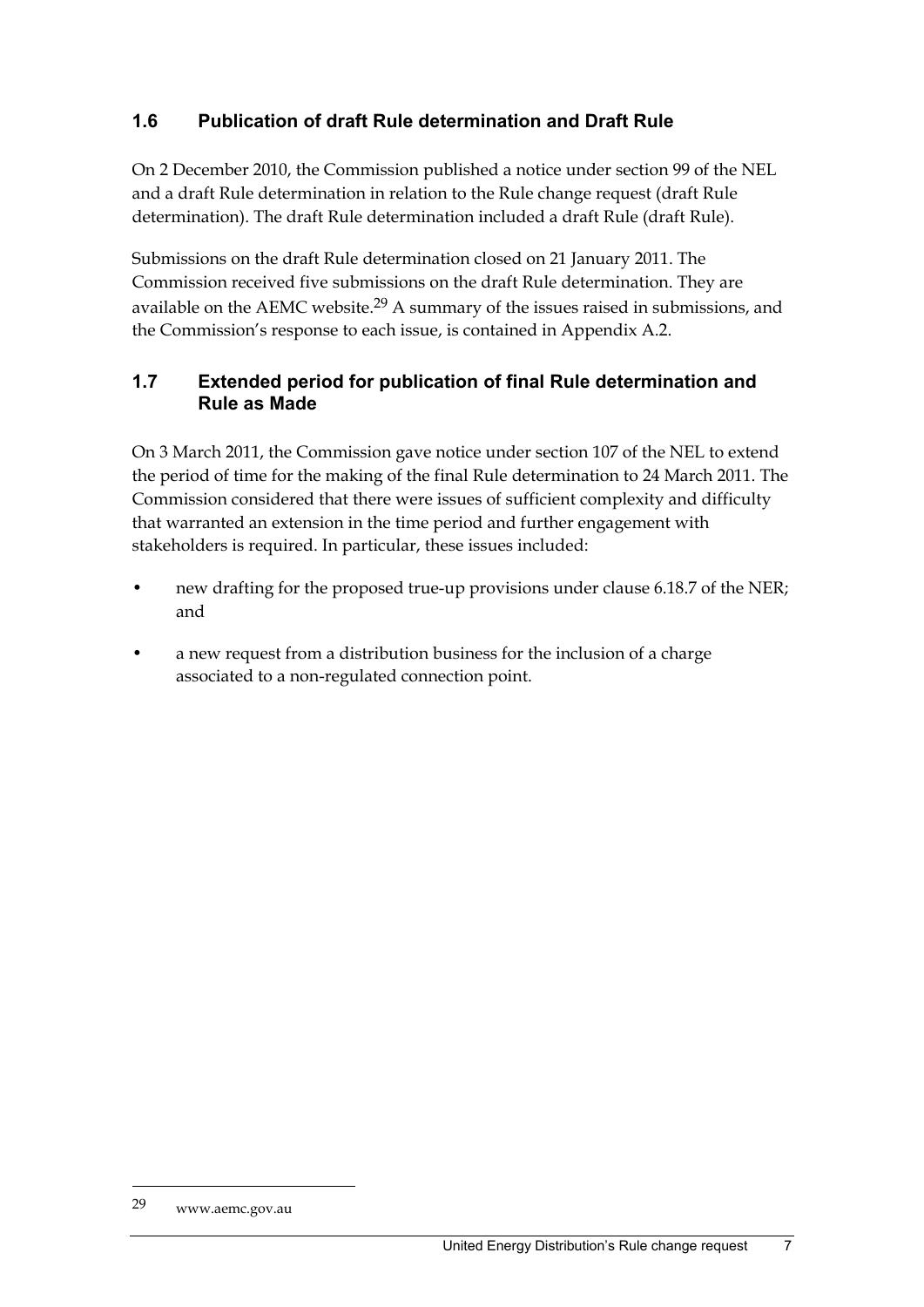## 1.6 Publication of draft Rule determination and Draft Rule

On 2 December 2010, the Commission published a notice under section 99 of the NEL and a draft Rule determination in relation to the Rule change request (draft Rule determination). The draft Rule determination included a draft Rule (draft Rule).

Submissions on the draft Rule determination closed on 21 January 2011. The Commission received five submissions on the draft Rule determination. They are available on the AEMC website.[29] A summary of the issues raised in submissions, and the Commission's response to each issue, is contained in Appendix A.2.

## 1.7 Extended period for publication of final Rule determination and Rule as Made

On 3 March 2011, the Commission gave notice under section 107 of the NEL to extend the period of time for the making of the final Rule determination to 24 March 2011. The Commission considered that there were issues of sufficient complexity and difficulty that warranted an extension in the time period and further engagement with stakeholders is required. In particular, these issues included:

- new drafting for the proposed true-up provisions under clause 6.18.7 of the NER; and
- a new request from a distribution business for the inclusion of a charge associated to a non-regulated connection point.

---

[29] www.aemc.gov.au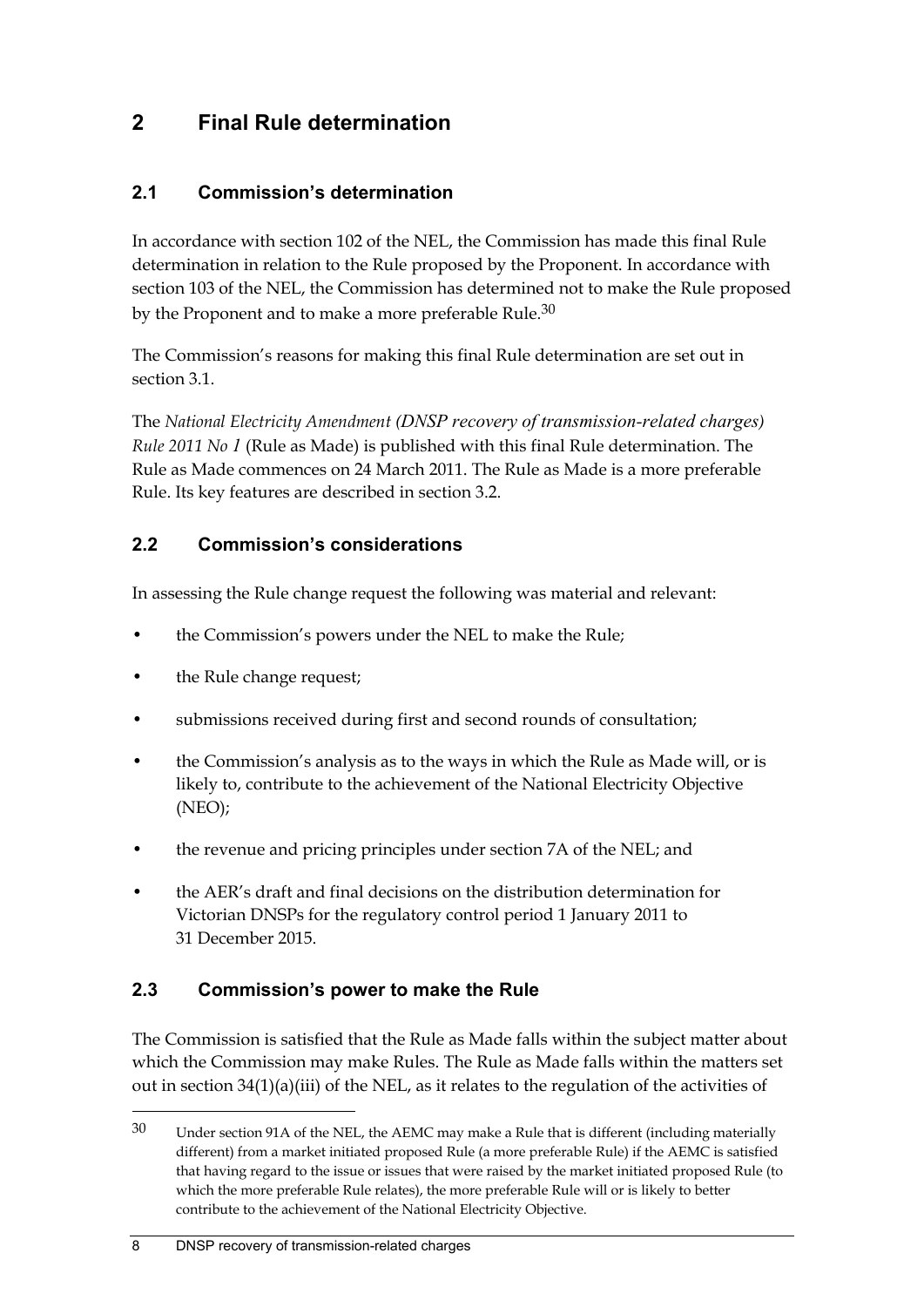# 2 Final Rule determination

## 2.1 Commission's determination

In accordance with section 102 of the NEL, the Commission has made this final Rule determination in relation to the Rule proposed by the Proponent. In accordance with section 103 of the NEL, the Commission has determined not to make the Rule proposed by the Proponent and to make a more preferable Rule.[30]

The Commission's reasons for making this final Rule determination are set out in section 3.1.

The *National Electricity Amendment (DNSP recovery of transmission-related charges) Rule 2011 No 1* (Rule as Made) is published with this final Rule determination. The Rule as Made commences on 24 March 2011. The Rule as Made is a more preferable Rule. Its key features are described in section 3.2.

## 2.2 Commission's considerations

In assessing the Rule change request the following was material and relevant:

- the Commission's powers under the NEL to make the Rule;
- the Rule change request;
- submissions received during first and second rounds of consultation;
- the Commission's analysis as to the ways in which the Rule as Made will, or is likely to, contribute to the achievement of the National Electricity Objective (NEO);
- the revenue and pricing principles under section 7A of the NEL; and
- the AER's draft and final decisions on the distribution determination for Victorian DNSPs for the regulatory control period 1 January 2011 to 31 December 2015.

## 2.3 Commission's power to make the Rule

The Commission is satisfied that the Rule as Made falls within the subject matter about which the Commission may make Rules. The Rule as Made falls within the matters set out in section 34(1)(a)(iii) of the NEL, as it relates to the regulation of the activities of

---

[30] Under section 91A of the NEL, the AEMC may make a Rule that is different (including materially different) from a market initiated proposed Rule (a more preferable Rule) if the AEMC is satisfied that having regard to the issue or issues that were raised by the market initiated proposed Rule (to which the more preferable Rule relates), the more preferable Rule will or is likely to better contribute to the achievement of the National Electricity Objective.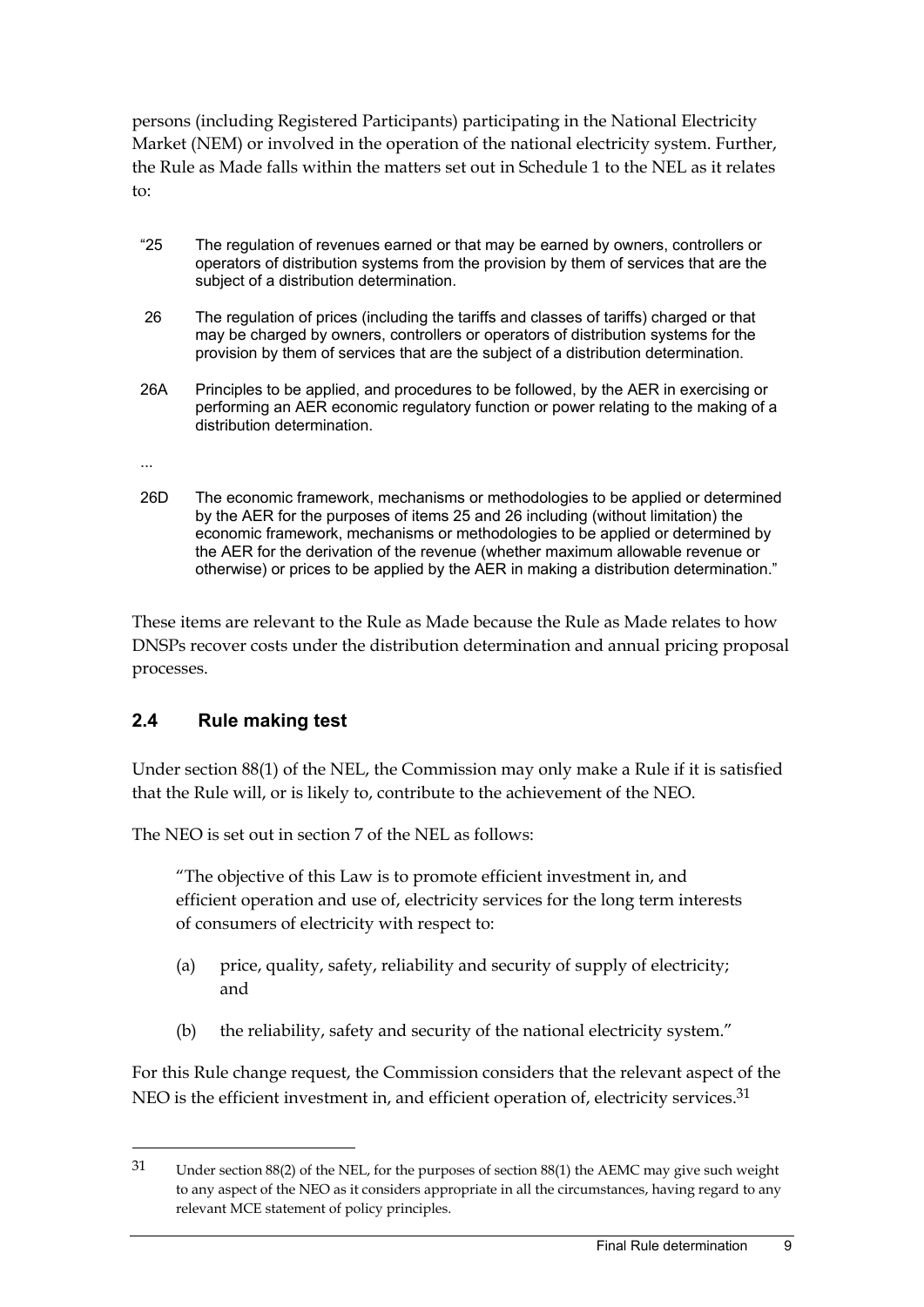persons (including Registered Participants) participating in the National Electricity Market (NEM) or involved in the operation of the national electricity system. Further, the Rule as Made falls within the matters set out in Schedule 1 to the NEL as it relates to:

> "25 The regulation of revenues earned or that may be earned by owners, controllers or operators of distribution systems from the provision by them of services that are the subject of a distribution determination.
>
> 26 The regulation of prices (including the tariffs and classes of tariffs) charged or that may be charged by owners, controllers or operators of distribution systems for the provision by them of services that are the subject of a distribution determination.
>
> 26A Principles to be applied, and procedures to be followed, by the AER in exercising or performing an AER economic regulatory function or power relating to the making of a distribution determination.
>
> ...
>
> 26D The economic framework, mechanisms or methodologies to be applied or determined by the AER for the purposes of items 25 and 26 including (without limitation) the economic framework, mechanisms or methodologies to be applied or determined by the AER for the derivation of the revenue (whether maximum allowable revenue or otherwise) or prices to be applied by the AER in making a distribution determination."

These items are relevant to the Rule as Made because the Rule as Made relates to how DNSPs recover costs under the distribution determination and annual pricing proposal processes.

## 2.4 Rule making test

Under section 88(1) of the NEL, the Commission may only make a Rule if it is satisfied that the Rule will, or is likely to, contribute to the achievement of the NEO.

The NEO is set out in section 7 of the NEL as follows:

> "The objective of this Law is to promote efficient investment in, and efficient operation and use of, electricity services for the long term interests of consumers of electricity with respect to:
>
> (a) price, quality, safety, reliability and security of supply of electricity; and
>
> (b) the reliability, safety and security of the national electricity system."

For this Rule change request, the Commission considers that the relevant aspect of the NEO is the efficient investment in, and efficient operation of, electricity services.[31]

[31] Under section 88(2) of the NEL, for the purposes of section 88(1) the AEMC may give such weight to any aspect of the NEO as it considers appropriate in all the circumstances, having regard to any relevant MCE statement of policy principles.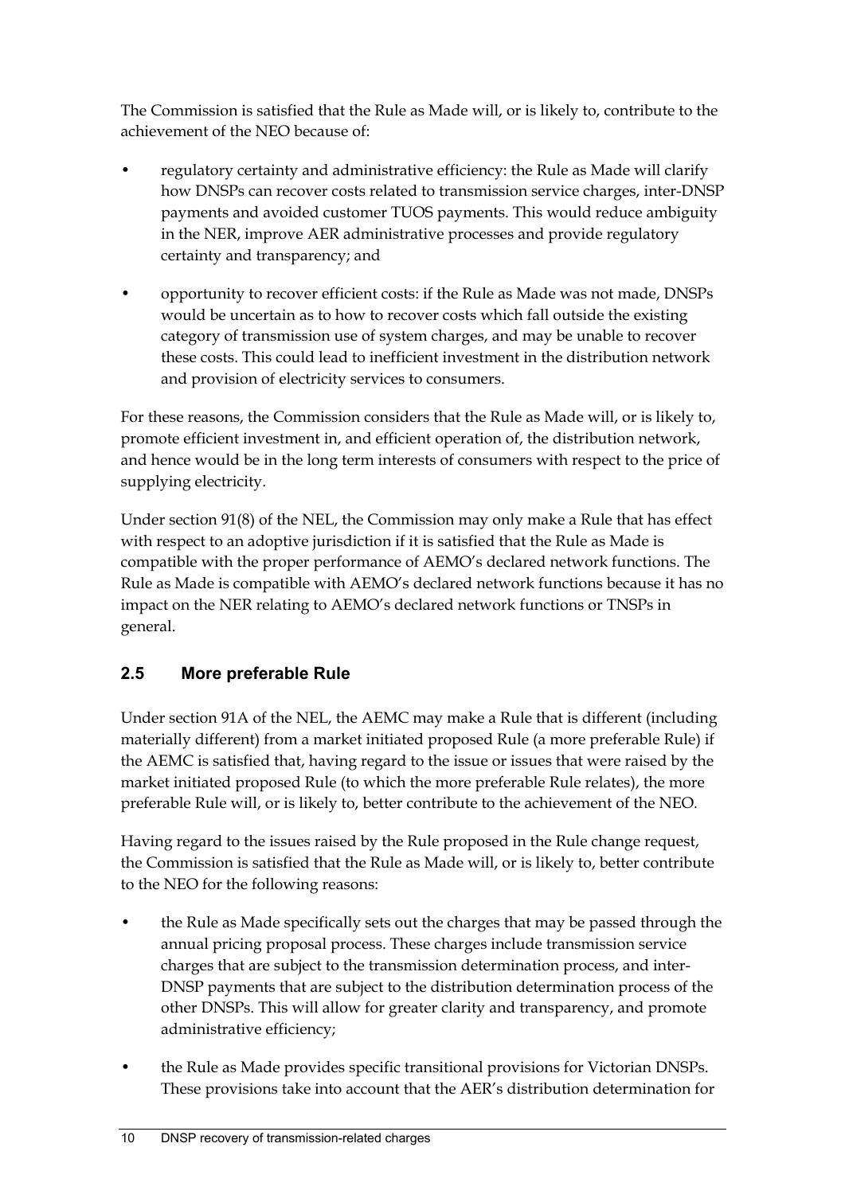The Commission is satisfied that the Rule as Made will, or is likely to, contribute to the achievement of the NEO because of:

- regulatory certainty and administrative efficiency: the Rule as Made will clarify how DNSPs can recover costs related to transmission service charges, inter-DNSP payments and avoided customer TUOS payments. This would reduce ambiguity in the NER, improve AER administrative processes and provide regulatory certainty and transparency; and
- opportunity to recover efficient costs: if the Rule as Made was not made, DNSPs would be uncertain as to how to recover costs which fall outside the existing category of transmission use of system charges, and may be unable to recover these costs. This could lead to inefficient investment in the distribution network and provision of electricity services to consumers.

For these reasons, the Commission considers that the Rule as Made will, or is likely to, promote efficient investment in, and efficient operation of, the distribution network, and hence would be in the long term interests of consumers with respect to the price of supplying electricity.

Under section 91(8) of the NEL, the Commission may only make a Rule that has effect with respect to an adoptive jurisdiction if it is satisfied that the Rule as Made is compatible with the proper performance of AEMO's declared network functions. The Rule as Made is compatible with AEMO's declared network functions because it has no impact on the NER relating to AEMO's declared network functions or TNSPs in general.

## 2.5 More preferable Rule

Under section 91A of the NEL, the AEMC may make a Rule that is different (including materially different) from a market initiated proposed Rule (a more preferable Rule) if the AEMC is satisfied that, having regard to the issue or issues that were raised by the market initiated proposed Rule (to which the more preferable Rule relates), the more preferable Rule will, or is likely to, better contribute to the achievement of the NEO.

Having regard to the issues raised by the Rule proposed in the Rule change request, the Commission is satisfied that the Rule as Made will, or is likely to, better contribute to the NEO for the following reasons:

- the Rule as Made specifically sets out the charges that may be passed through the annual pricing proposal process. These charges include transmission service charges that are subject to the transmission determination process, and inter-DNSP payments that are subject to the distribution determination process of the other DNSPs. This will allow for greater clarity and transparency, and promote administrative efficiency;
- the Rule as Made provides specific transitional provisions for Victorian DNSPs. These provisions take into account that the AER's distribution determination for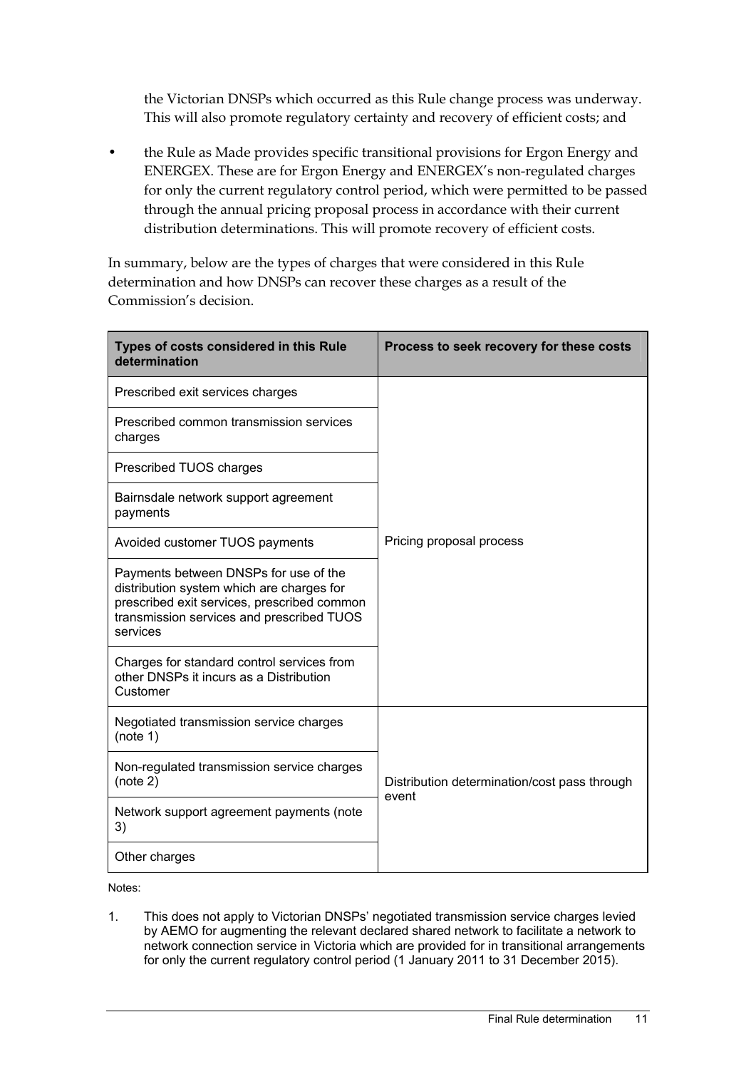the Victorian DNSPs which occurred as this Rule change process was underway. This will also promote regulatory certainty and recovery of efficient costs; and

- the Rule as Made provides specific transitional provisions for Ergon Energy and ENERGEX. These are for Ergon Energy and ENERGEX's non-regulated charges for only the current regulatory control period, which were permitted to be passed through the annual pricing proposal process in accordance with their current distribution determinations. This will promote recovery of efficient costs.

In summary, below are the types of charges that were considered in this Rule determination and how DNSPs can recover these charges as a result of the Commission's decision.

| Types of costs considered in this Rule determination | Process to seek recovery for these costs |
|---|---|
| Prescribed exit services charges | Pricing proposal process |
| Prescribed common transmission services charges | |
| Prescribed TUOS charges | |
| Bairnsdale network support agreement payments | |
| Avoided customer TUOS payments | |
| Payments between DNSPs for use of the distribution system which are charges for prescribed exit services, prescribed common transmission services and prescribed TUOS services | |
| Charges for standard control services from other DNSPs it incurs as a Distribution Customer | |
| Negotiated transmission service charges (note 1) | Distribution determination/cost pass through event |
| Non-regulated transmission service charges (note 2) | |
| Network support agreement payments (note 3) | |
| Other charges | |

Notes:

1. This does not apply to Victorian DNSPs' negotiated transmission service charges levied by AEMO for augmenting the relevant declared shared network to facilitate a network to network connection service in Victoria which are provided for in transitional arrangements for only the current regulatory control period (1 January 2011 to 31 December 2015).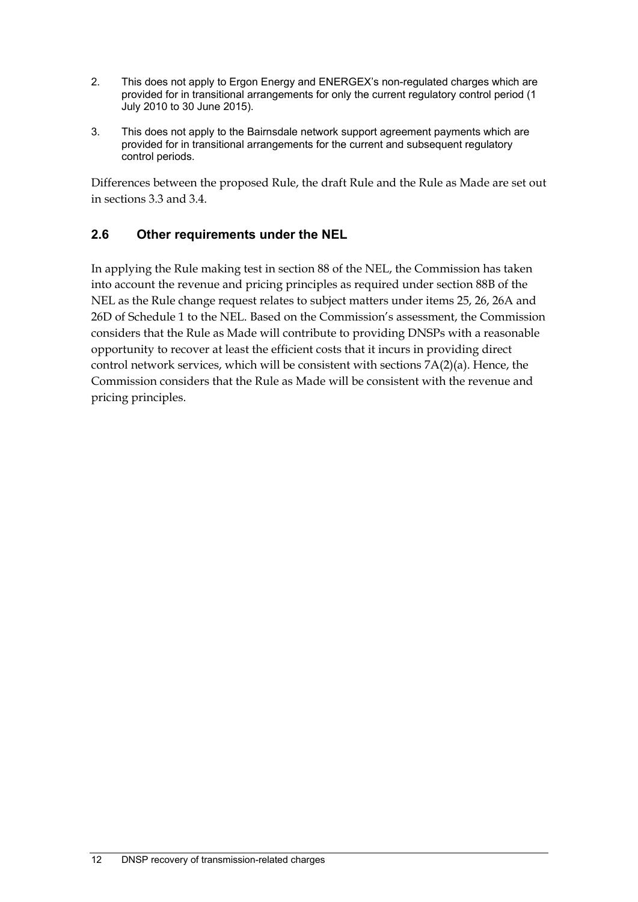2. This does not apply to Ergon Energy and ENERGEX's non-regulated charges which are provided for in transitional arrangements for only the current regulatory control period (1 July 2010 to 30 June 2015).
3. This does not apply to the Bairnsdale network support agreement payments which are provided for in transitional arrangements for the current and subsequent regulatory control periods.

Differences between the proposed Rule, the draft Rule and the Rule as Made are set out in sections 3.3 and 3.4.

## 2.6 Other requirements under the NEL

In applying the Rule making test in section 88 of the NEL, the Commission has taken into account the revenue and pricing principles as required under section 88B of the NEL as the Rule change request relates to subject matters under items 25, 26, 26A and 26D of Schedule 1 to the NEL. Based on the Commission's assessment, the Commission considers that the Rule as Made will contribute to providing DNSPs with a reasonable opportunity to recover at least the efficient costs that it incurs in providing direct control network services, which will be consistent with sections 7A(2)(a). Hence, the Commission considers that the Rule as Made will be consistent with the revenue and pricing principles.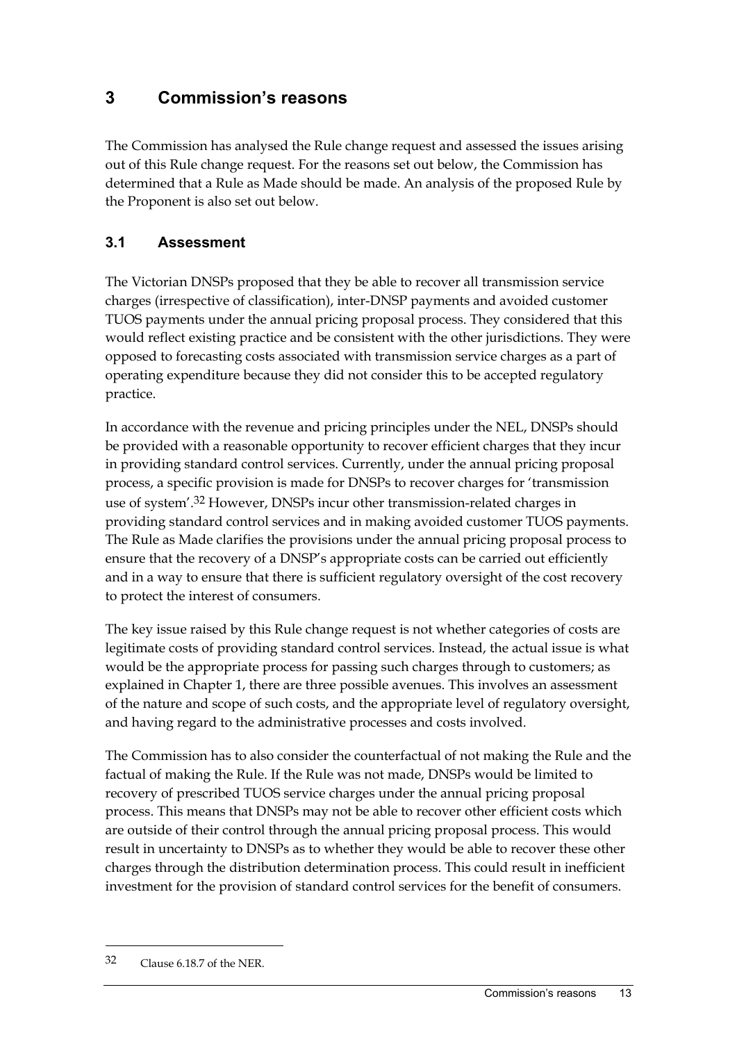# 3 Commission's reasons

The Commission has analysed the Rule change request and assessed the issues arising out of this Rule change request. For the reasons set out below, the Commission has determined that a Rule as Made should be made. An analysis of the proposed Rule by the Proponent is also set out below.

## 3.1 Assessment

The Victorian DNSPs proposed that they be able to recover all transmission service charges (irrespective of classification), inter-DNSP payments and avoided customer TUOS payments under the annual pricing proposal process. They considered that this would reflect existing practice and be consistent with the other jurisdictions. They were opposed to forecasting costs associated with transmission service charges as a part of operating expenditure because they did not consider this to be accepted regulatory practice.

In accordance with the revenue and pricing principles under the NEL, DNSPs should be provided with a reasonable opportunity to recover efficient charges that they incur in providing standard control services. Currently, under the annual pricing proposal process, a specific provision is made for DNSPs to recover charges for 'transmission use of system'.[32] However, DNSPs incur other transmission-related charges in providing standard control services and in making avoided customer TUOS payments. The Rule as Made clarifies the provisions under the annual pricing proposal process to ensure that the recovery of a DNSP's appropriate costs can be carried out efficiently and in a way to ensure that there is sufficient regulatory oversight of the cost recovery to protect the interest of consumers.

The key issue raised by this Rule change request is not whether categories of costs are legitimate costs of providing standard control services. Instead, the actual issue is what would be the appropriate process for passing such charges through to customers; as explained in Chapter 1, there are three possible avenues. This involves an assessment of the nature and scope of such costs, and the appropriate level of regulatory oversight, and having regard to the administrative processes and costs involved.

The Commission has to also consider the counterfactual of not making the Rule and the factual of making the Rule. If the Rule was not made, DNSPs would be limited to recovery of prescribed TUOS service charges under the annual pricing proposal process. This means that DNSPs may not be able to recover other efficient costs which are outside of their control through the annual pricing proposal process. This would result in uncertainty to DNSPs as to whether they would be able to recover these other charges through the distribution determination process. This could result in inefficient investment for the provision of standard control services for the benefit of consumers.

---

[32] Clause 6.18.7 of the NER.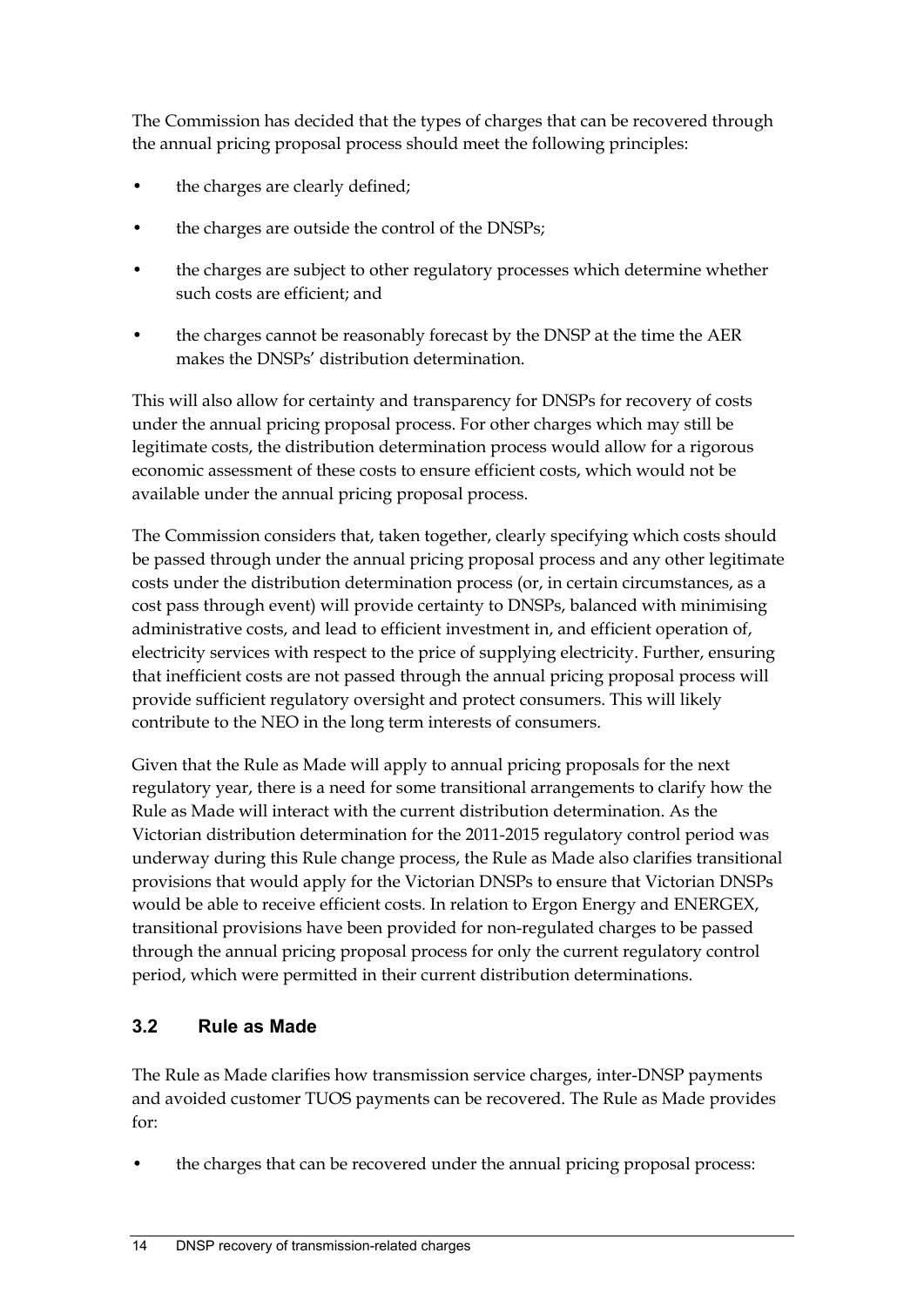The Commission has decided that the types of charges that can be recovered through the annual pricing proposal process should meet the following principles:

- the charges are clearly defined;
- the charges are outside the control of the DNSPs;
- the charges are subject to other regulatory processes which determine whether such costs are efficient; and
- the charges cannot be reasonably forecast by the DNSP at the time the AER makes the DNSPs' distribution determination.

This will also allow for certainty and transparency for DNSPs for recovery of costs under the annual pricing proposal process. For other charges which may still be legitimate costs, the distribution determination process would allow for a rigorous economic assessment of these costs to ensure efficient costs, which would not be available under the annual pricing proposal process.

The Commission considers that, taken together, clearly specifying which costs should be passed through under the annual pricing proposal process and any other legitimate costs under the distribution determination process (or, in certain circumstances, as a cost pass through event) will provide certainty to DNSPs, balanced with minimising administrative costs, and lead to efficient investment in, and efficient operation of, electricity services with respect to the price of supplying electricity. Further, ensuring that inefficient costs are not passed through the annual pricing proposal process will provide sufficient regulatory oversight and protect consumers. This will likely contribute to the NEO in the long term interests of consumers.

Given that the Rule as Made will apply to annual pricing proposals for the next regulatory year, there is a need for some transitional arrangements to clarify how the Rule as Made will interact with the current distribution determination. As the Victorian distribution determination for the 2011-2015 regulatory control period was underway during this Rule change process, the Rule as Made also clarifies transitional provisions that would apply for the Victorian DNSPs to ensure that Victorian DNSPs would be able to receive efficient costs. In relation to Ergon Energy and ENERGEX, transitional provisions have been provided for non-regulated charges to be passed through the annual pricing proposal process for only the current regulatory control period, which were permitted in their current distribution determinations.

## 3.2 Rule as Made

The Rule as Made clarifies how transmission service charges, inter-DNSP payments and avoided customer TUOS payments can be recovered. The Rule as Made provides for:

- the charges that can be recovered under the annual pricing proposal process: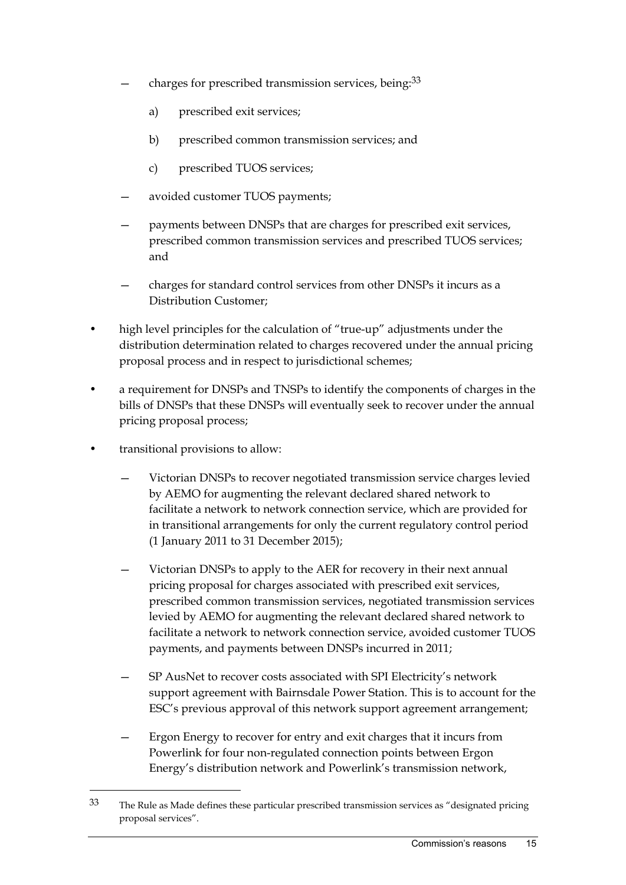- charges for prescribed transmission services, being:[33]
  - a) prescribed exit services;
  - b) prescribed common transmission services; and
  - c) prescribed TUOS services;
- avoided customer TUOS payments;
- payments between DNSPs that are charges for prescribed exit services, prescribed common transmission services and prescribed TUOS services; and
- charges for standard control services from other DNSPs it incurs as a Distribution Customer;

- high level principles for the calculation of "true-up" adjustments under the distribution determination related to charges recovered under the annual pricing proposal process and in respect to jurisdictional schemes;
- a requirement for DNSPs and TNSPs to identify the components of charges in the bills of DNSPs that these DNSPs will eventually seek to recover under the annual pricing proposal process;
- transitional provisions to allow:
  - Victorian DNSPs to recover negotiated transmission service charges levied by AEMO for augmenting the relevant declared shared network to facilitate a network to network connection service, which are provided for in transitional arrangements for only the current regulatory control period (1 January 2011 to 31 December 2015);
  - Victorian DNSPs to apply to the AER for recovery in their next annual pricing proposal for charges associated with prescribed exit services, prescribed common transmission services, negotiated transmission services levied by AEMO for augmenting the relevant declared shared network to facilitate a network to network connection service, avoided customer TUOS payments, and payments between DNSPs incurred in 2011;
  - SP AusNet to recover costs associated with SPI Electricity's network support agreement with Bairnsdale Power Station. This is to account for the ESC's previous approval of this network support agreement arrangement;
  - Ergon Energy to recover for entry and exit charges that it incurs from Powerlink for four non-regulated connection points between Ergon Energy's distribution network and Powerlink's transmission network,

---

[33] The Rule as Made defines these particular prescribed transmission services as "designated pricing proposal services".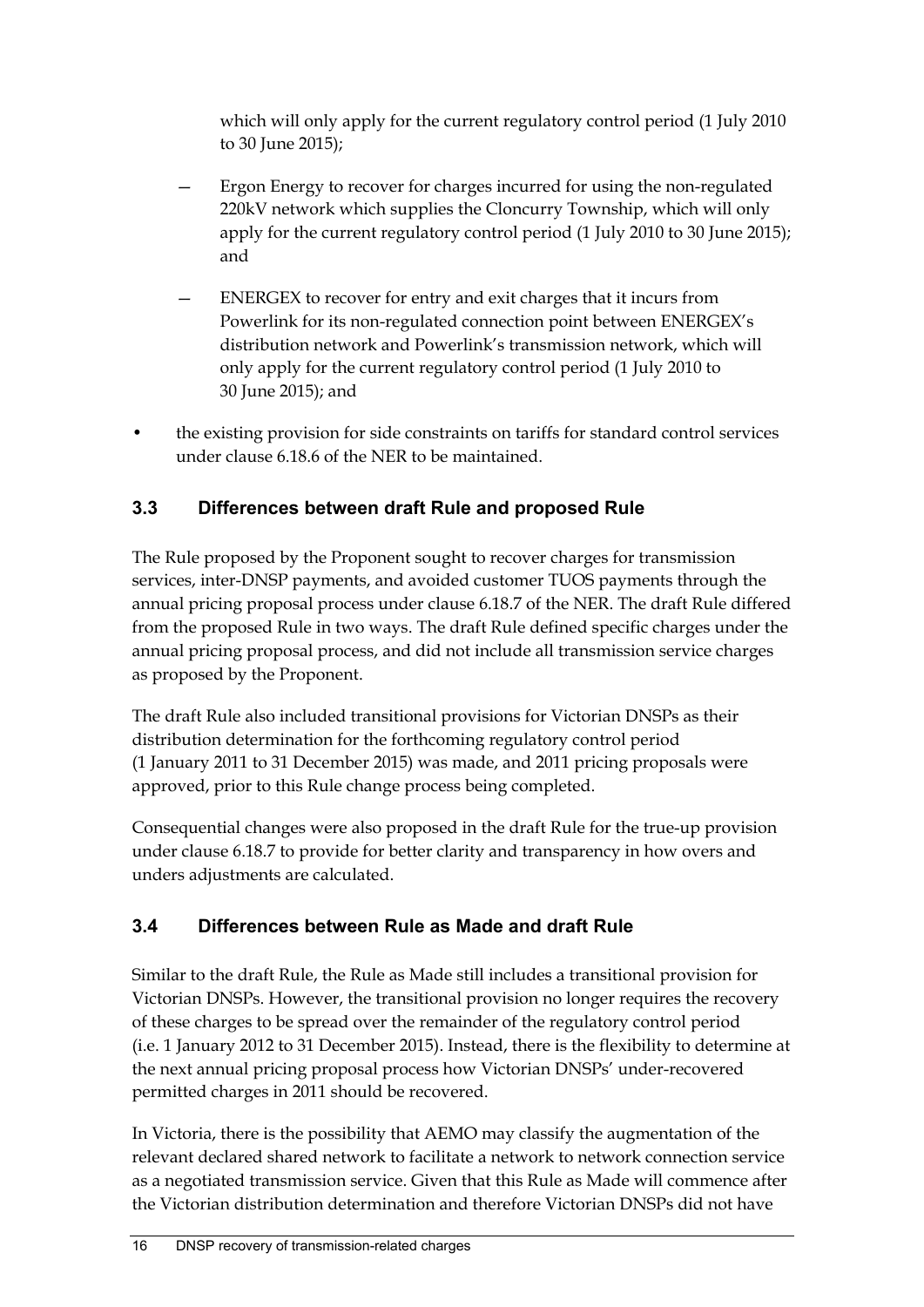which will only apply for the current regulatory control period (1 July 2010 to 30 June 2015);

  - Ergon Energy to recover for charges incurred for using the non-regulated 220kV network which supplies the Cloncurry Township, which will only apply for the current regulatory control period (1 July 2010 to 30 June 2015); and
  - ENERGEX to recover for entry and exit charges that it incurs from Powerlink for its non-regulated connection point between ENERGEX's distribution network and Powerlink's transmission network, which will only apply for the current regulatory control period (1 July 2010 to 30 June 2015); and

- the existing provision for side constraints on tariffs for standard control services under clause 6.18.6 of the NER to be maintained.

## 3.3 Differences between draft Rule and proposed Rule

The Rule proposed by the Proponent sought to recover charges for transmission services, inter-DNSP payments, and avoided customer TUOS payments through the annual pricing proposal process under clause 6.18.7 of the NER. The draft Rule differed from the proposed Rule in two ways. The draft Rule defined specific charges under the annual pricing proposal process, and did not include all transmission service charges as proposed by the Proponent.

The draft Rule also included transitional provisions for Victorian DNSPs as their distribution determination for the forthcoming regulatory control period (1 January 2011 to 31 December 2015) was made, and 2011 pricing proposals were approved, prior to this Rule change process being completed.

Consequential changes were also proposed in the draft Rule for the true-up provision under clause 6.18.7 to provide for better clarity and transparency in how overs and unders adjustments are calculated.

## 3.4 Differences between Rule as Made and draft Rule

Similar to the draft Rule, the Rule as Made still includes a transitional provision for Victorian DNSPs. However, the transitional provision no longer requires the recovery of these charges to be spread over the remainder of the regulatory control period (i.e. 1 January 2012 to 31 December 2015). Instead, there is the flexibility to determine at the next annual pricing proposal process how Victorian DNSPs' under-recovered permitted charges in 2011 should be recovered.

In Victoria, there is the possibility that AEMO may classify the augmentation of the relevant declared shared network to facilitate a network to network connection service as a negotiated transmission service. Given that this Rule as Made will commence after the Victorian distribution determination and therefore Victorian DNSPs did not have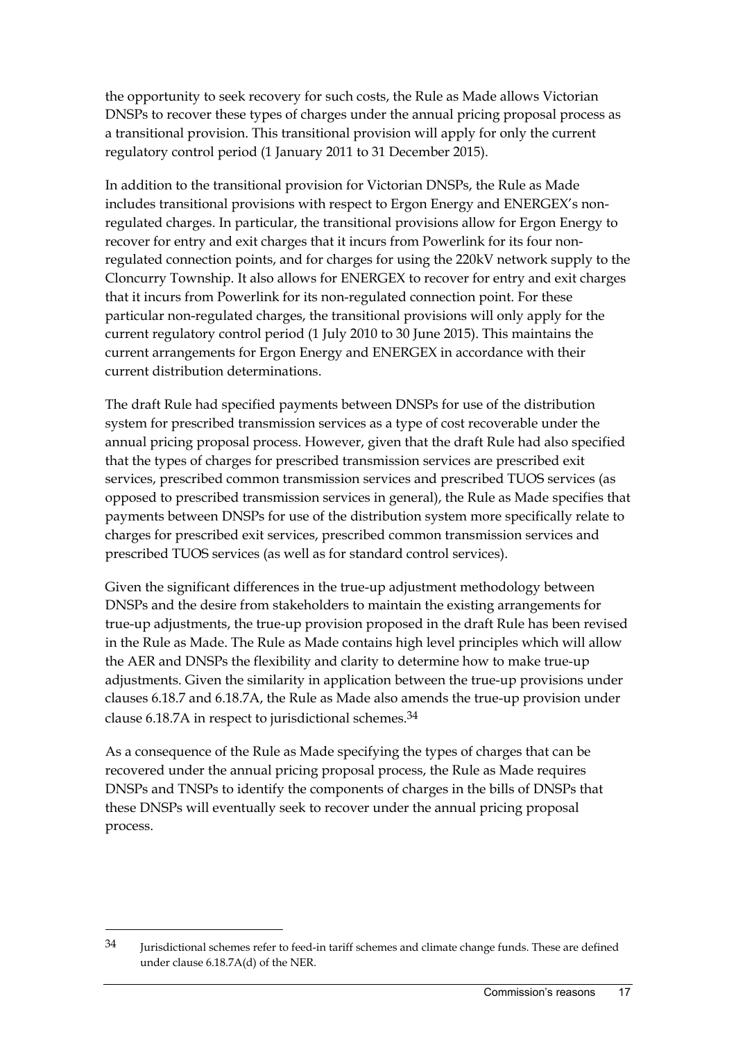the opportunity to seek recovery for such costs, the Rule as Made allows Victorian DNSPs to recover these types of charges under the annual pricing proposal process as a transitional provision. This transitional provision will apply for only the current regulatory control period (1 January 2011 to 31 December 2015).

In addition to the transitional provision for Victorian DNSPs, the Rule as Made includes transitional provisions with respect to Ergon Energy and ENERGEX's non-regulated charges. In particular, the transitional provisions allow for Ergon Energy to recover for entry and exit charges that it incurs from Powerlink for its four non-regulated connection points, and for charges for using the 220kV network supply to the Cloncurry Township. It also allows for ENERGEX to recover for entry and exit charges that it incurs from Powerlink for its non-regulated connection point. For these particular non-regulated charges, the transitional provisions will only apply for the current regulatory control period (1 July 2010 to 30 June 2015). This maintains the current arrangements for Ergon Energy and ENERGEX in accordance with their current distribution determinations.

The draft Rule had specified payments between DNSPs for use of the distribution system for prescribed transmission services as a type of cost recoverable under the annual pricing proposal process. However, given that the draft Rule had also specified that the types of charges for prescribed transmission services are prescribed exit services, prescribed common transmission services and prescribed TUOS services (as opposed to prescribed transmission services in general), the Rule as Made specifies that payments between DNSPs for use of the distribution system more specifically relate to charges for prescribed exit services, prescribed common transmission services and prescribed TUOS services (as well as for standard control services).

Given the significant differences in the true-up adjustment methodology between DNSPs and the desire from stakeholders to maintain the existing arrangements for true-up adjustments, the true-up provision proposed in the draft Rule has been revised in the Rule as Made. The Rule as Made contains high level principles which will allow the AER and DNSPs the flexibility and clarity to determine how to make true-up adjustments. Given the similarity in application between the true-up provisions under clauses 6.18.7 and 6.18.7A, the Rule as Made also amends the true-up provision under clause 6.18.7A in respect to jurisdictional schemes.[34]

As a consequence of the Rule as Made specifying the types of charges that can be recovered under the annual pricing proposal process, the Rule as Made requires DNSPs and TNSPs to identify the components of charges in the bills of DNSPs that these DNSPs will eventually seek to recover under the annual pricing proposal process.

---

[34] Jurisdictional schemes refer to feed-in tariff schemes and climate change funds. These are defined under clause 6.18.7A(d) of the NER.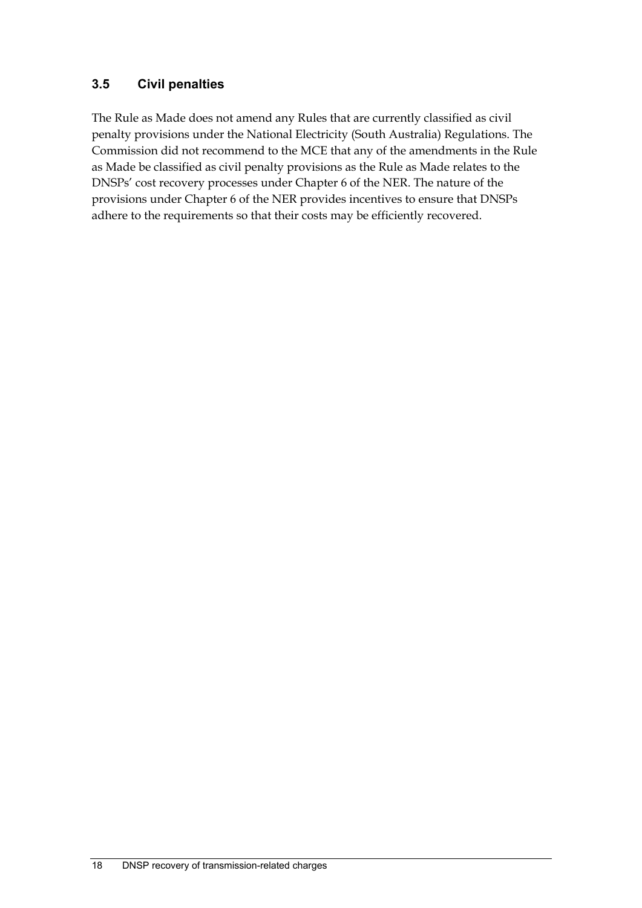## 3.5 Civil penalties

The Rule as Made does not amend any Rules that are currently classified as civil penalty provisions under the National Electricity (South Australia) Regulations. The Commission did not recommend to the MCE that any of the amendments in the Rule as Made be classified as civil penalty provisions as the Rule as Made relates to the DNSPs' cost recovery processes under Chapter 6 of the NER. The nature of the provisions under Chapter 6 of the NER provides incentives to ensure that DNSPs adhere to the requirements so that their costs may be efficiently recovered.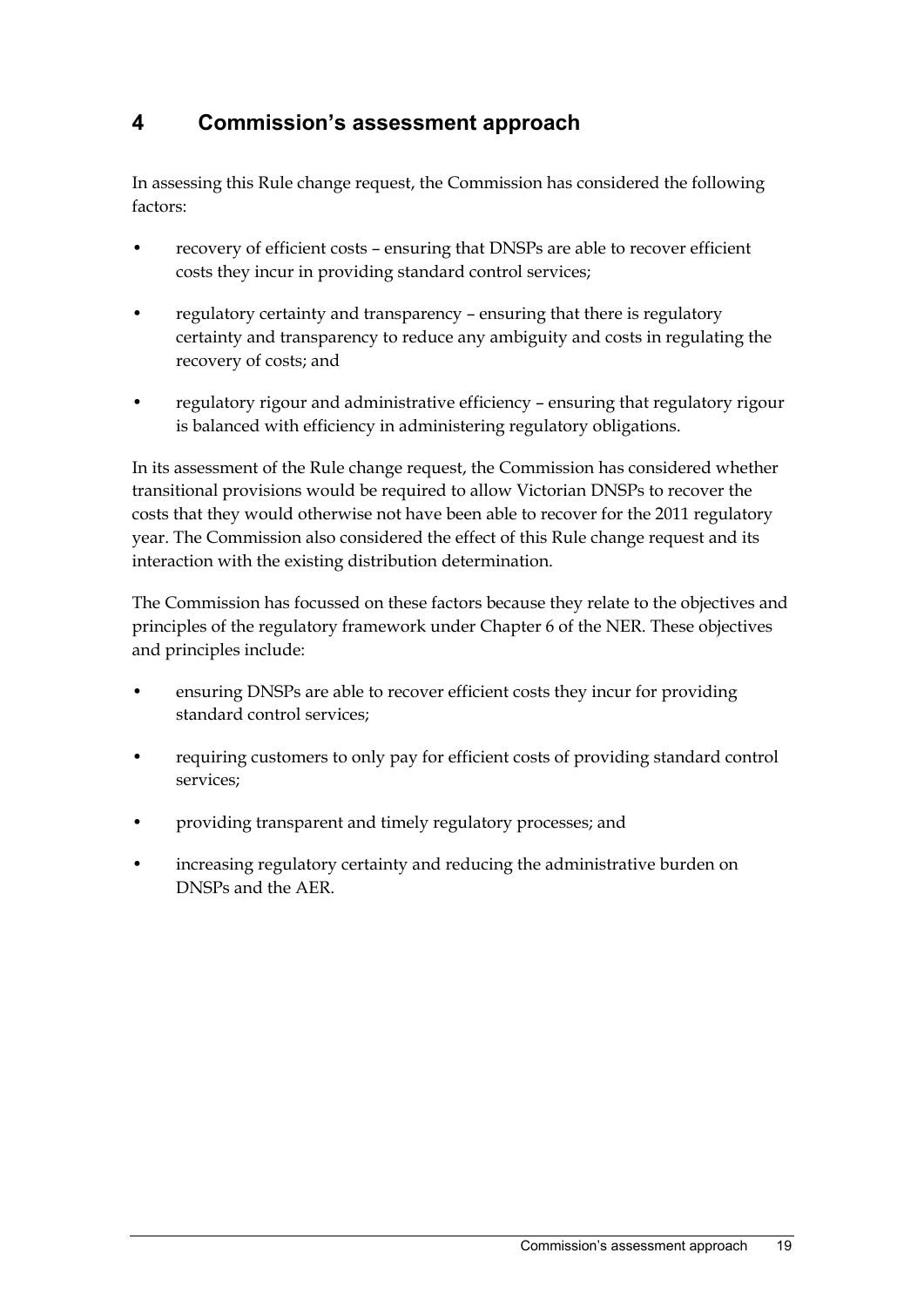# 4 Commission's assessment approach

In assessing this Rule change request, the Commission has considered the following factors:

- recovery of efficient costs – ensuring that DNSPs are able to recover efficient costs they incur in providing standard control services;
- regulatory certainty and transparency – ensuring that there is regulatory certainty and transparency to reduce any ambiguity and costs in regulating the recovery of costs; and
- regulatory rigour and administrative efficiency – ensuring that regulatory rigour is balanced with efficiency in administering regulatory obligations.

In its assessment of the Rule change request, the Commission has considered whether transitional provisions would be required to allow Victorian DNSPs to recover the costs that they would otherwise not have been able to recover for the 2011 regulatory year. The Commission also considered the effect of this Rule change request and its interaction with the existing distribution determination.

The Commission has focussed on these factors because they relate to the objectives and principles of the regulatory framework under Chapter 6 of the NER. These objectives and principles include:

- ensuring DNSPs are able to recover efficient costs they incur for providing standard control services;
- requiring customers to only pay for efficient costs of providing standard control services;
- providing transparent and timely regulatory processes; and
- increasing regulatory certainty and reducing the administrative burden on DNSPs and the AER.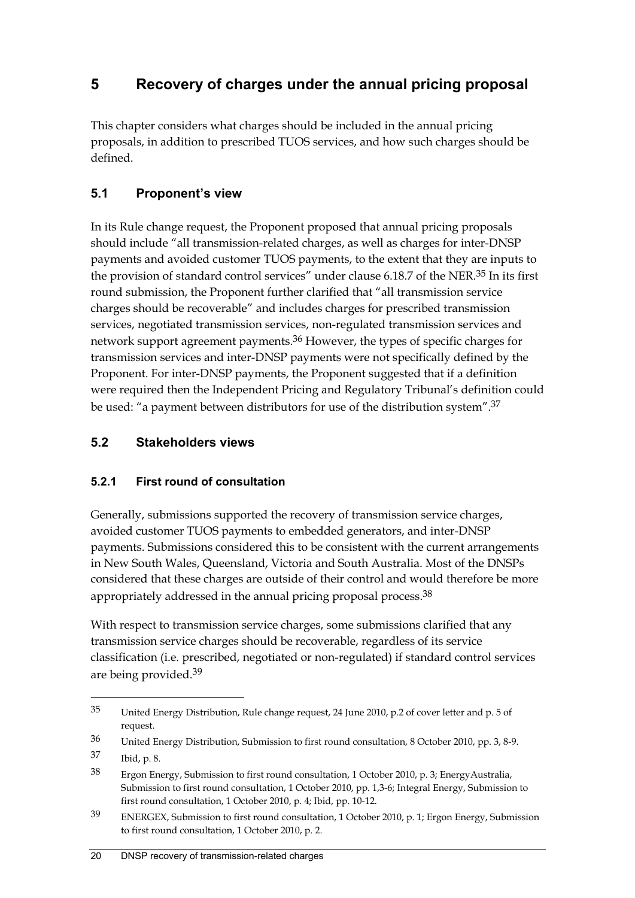# 5 Recovery of charges under the annual pricing proposal

This chapter considers what charges should be included in the annual pricing proposals, in addition to prescribed TUOS services, and how such charges should be defined.

## 5.1 Proponent's view

In its Rule change request, the Proponent proposed that annual pricing proposals should include "all transmission-related charges, as well as charges for inter-DNSP payments and avoided customer TUOS payments, to the extent that they are inputs to the provision of standard control services" under clause 6.18.7 of the NER.[35] In its first round submission, the Proponent further clarified that "all transmission service charges should be recoverable" and includes charges for prescribed transmission services, negotiated transmission services, non-regulated transmission services and network support agreement payments.[36] However, the types of specific charges for transmission services and inter-DNSP payments were not specifically defined by the Proponent. For inter-DNSP payments, the Proponent suggested that if a definition were required then the Independent Pricing and Regulatory Tribunal's definition could be used: "a payment between distributors for use of the distribution system".[37]

## 5.2 Stakeholders views

### 5.2.1 First round of consultation

Generally, submissions supported the recovery of transmission service charges, avoided customer TUOS payments to embedded generators, and inter-DNSP payments. Submissions considered this to be consistent with the current arrangements in New South Wales, Queensland, Victoria and South Australia. Most of the DNSPs considered that these charges are outside of their control and would therefore be more appropriately addressed in the annual pricing proposal process.[38]

With respect to transmission service charges, some submissions clarified that any transmission service charges should be recoverable, regardless of its service classification (i.e. prescribed, negotiated or non-regulated) if standard control services are being provided.[39]

---

[35] United Energy Distribution, Rule change request, 24 June 2010, p.2 of cover letter and p. 5 of request.

[36] United Energy Distribution, Submission to first round consultation, 8 October 2010, pp. 3, 8-9.

[37] Ibid, p. 8.

[38] Ergon Energy, Submission to first round consultation, 1 October 2010, p. 3; EnergyAustralia, Submission to first round consultation, 1 October 2010, pp. 1,3-6; Integral Energy, Submission to first round consultation, 1 October 2010, p. 4; Ibid, pp. 10-12.

[39] ENERGEX, Submission to first round consultation, 1 October 2010, p. 1; Ergon Energy, Submission to first round consultation, 1 October 2010, p. 2.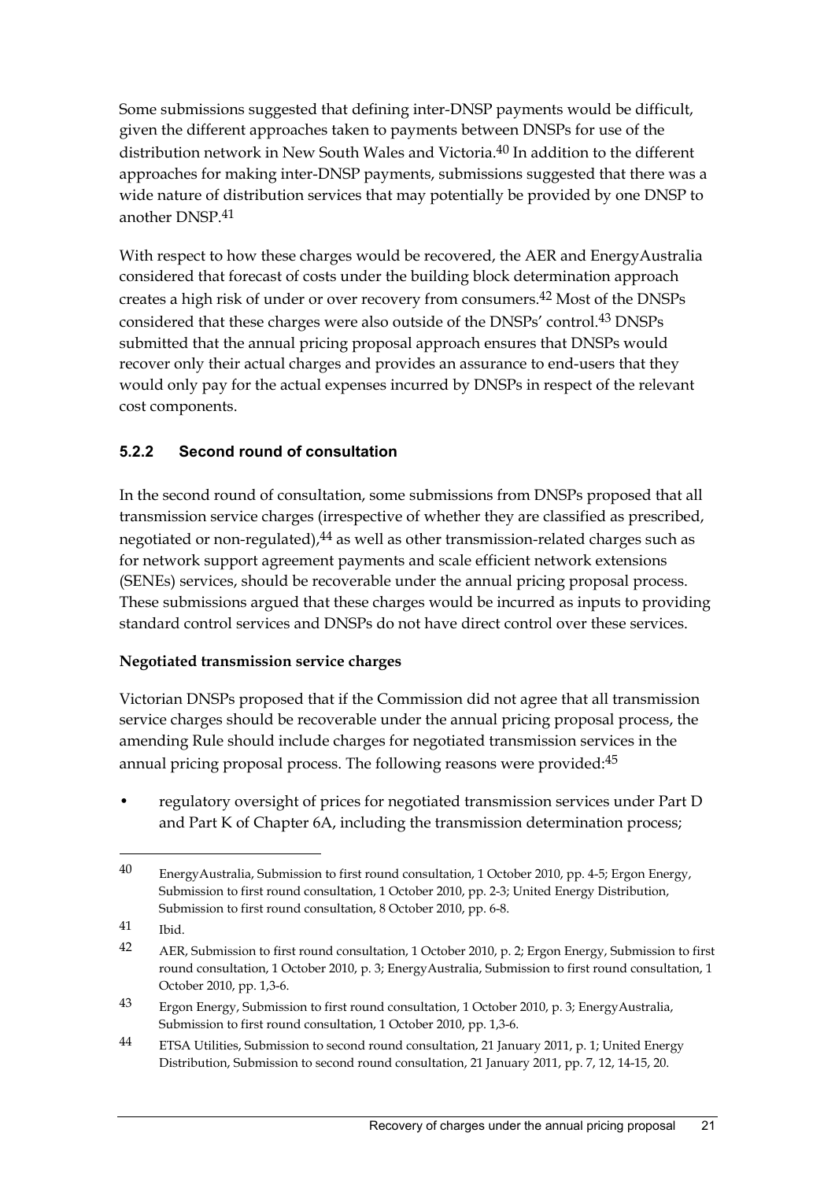Some submissions suggested that defining inter-DNSP payments would be difficult, given the different approaches taken to payments between DNSPs for use of the distribution network in New South Wales and Victoria.[40] In addition to the different approaches for making inter-DNSP payments, submissions suggested that there was a wide nature of distribution services that may potentially be provided by one DNSP to another DNSP.[41]

With respect to how these charges would be recovered, the AER and EnergyAustralia considered that forecast of costs under the building block determination approach creates a high risk of under or over recovery from consumers.[42] Most of the DNSPs considered that these charges were also outside of the DNSPs' control.[43] DNSPs submitted that the annual pricing proposal approach ensures that DNSPs would recover only their actual charges and provides an assurance to end-users that they would only pay for the actual expenses incurred by DNSPs in respect of the relevant cost components.

### 5.2.2 Second round of consultation

In the second round of consultation, some submissions from DNSPs proposed that all transmission service charges (irrespective of whether they are classified as prescribed, negotiated or non-regulated),[44] as well as other transmission-related charges such as for network support agreement payments and scale efficient network extensions (SENEs) services, should be recoverable under the annual pricing proposal process. These submissions argued that these charges would be incurred as inputs to providing standard control services and DNSPs do not have direct control over these services.

**Negotiated transmission service charges**

Victorian DNSPs proposed that if the Commission did not agree that all transmission service charges should be recoverable under the annual pricing proposal process, the amending Rule should include charges for negotiated transmission services in the annual pricing proposal process. The following reasons were provided:[45]

- regulatory oversight of prices for negotiated transmission services under Part D and Part K of Chapter 6A, including the transmission determination process;

---

[40] EnergyAustralia, Submission to first round consultation, 1 October 2010, pp. 4-5; Ergon Energy, Submission to first round consultation, 1 October 2010, pp. 2-3; United Energy Distribution, Submission to first round consultation, 8 October 2010, pp. 6-8.

[41] Ibid.

[42] AER, Submission to first round consultation, 1 October 2010, p. 2; Ergon Energy, Submission to first round consultation, 1 October 2010, p. 3; EnergyAustralia, Submission to first round consultation, 1 October 2010, pp. 1,3-6.

[43] Ergon Energy, Submission to first round consultation, 1 October 2010, p. 3; EnergyAustralia, Submission to first round consultation, 1 October 2010, pp. 1,3-6.

[44] ETSA Utilities, Submission to second round consultation, 21 January 2011, p. 1; United Energy Distribution, Submission to second round consultation, 21 January 2011, pp. 7, 12, 14-15, 20.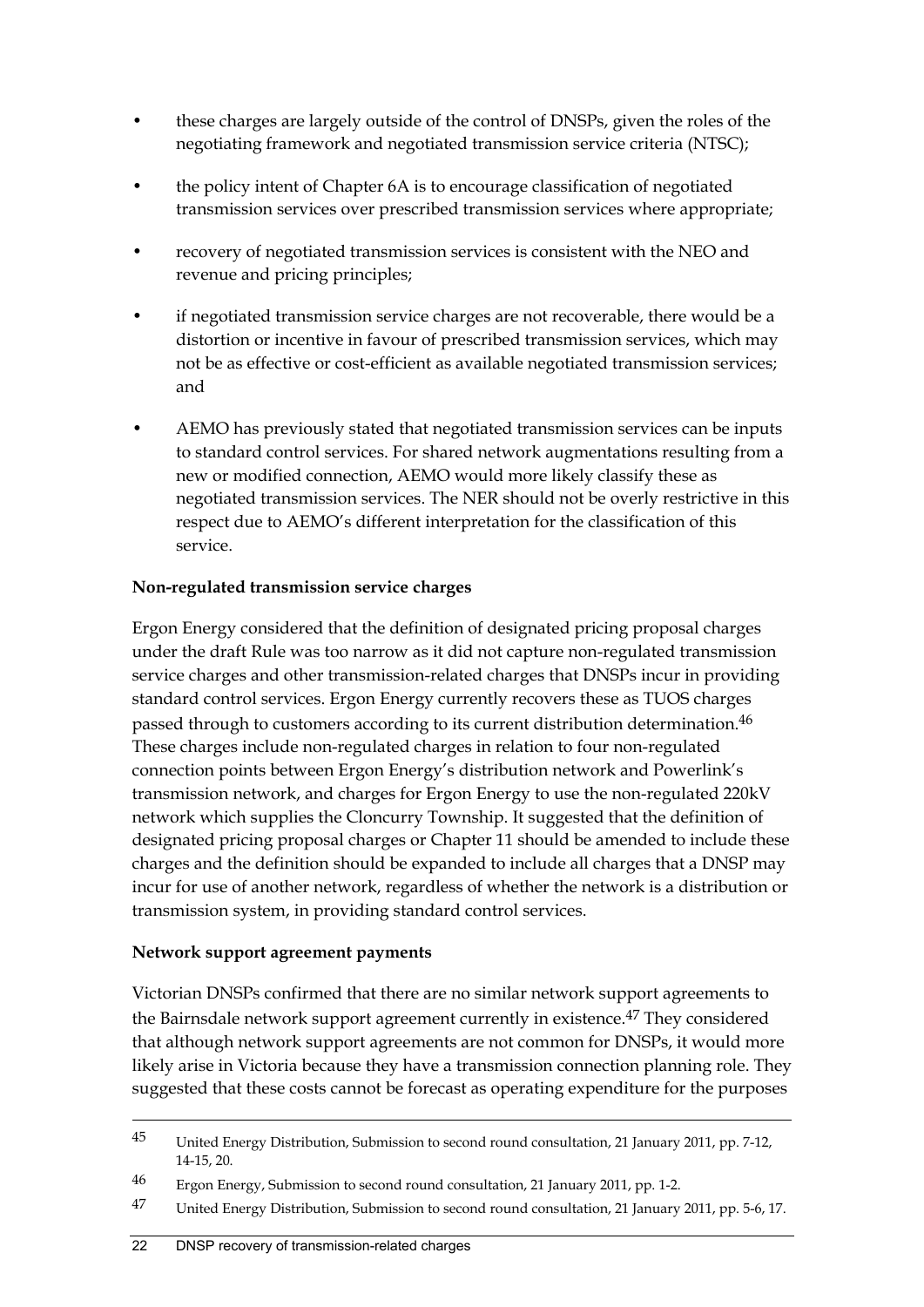- these charges are largely outside of the control of DNSPs, given the roles of the negotiating framework and negotiated transmission service criteria (NTSC);
- the policy intent of Chapter 6A is to encourage classification of negotiated transmission services over prescribed transmission services where appropriate;
- recovery of negotiated transmission services is consistent with the NEO and revenue and pricing principles;
- if negotiated transmission service charges are not recoverable, there would be a distortion or incentive in favour of prescribed transmission services, which may not be as effective or cost-efficient as available negotiated transmission services; and
- AEMO has previously stated that negotiated transmission services can be inputs to standard control services. For shared network augmentations resulting from a new or modified connection, AEMO would more likely classify these as negotiated transmission services. The NER should not be overly restrictive in this respect due to AEMO's different interpretation for the classification of this service.

**Non-regulated transmission service charges**

Ergon Energy considered that the definition of designated pricing proposal charges under the draft Rule was too narrow as it did not capture non-regulated transmission service charges and other transmission-related charges that DNSPs incur in providing standard control services. Ergon Energy currently recovers these as TUOS charges passed through to customers according to its current distribution determination.[46] These charges include non-regulated charges in relation to four non-regulated connection points between Ergon Energy's distribution network and Powerlink's transmission network, and charges for Ergon Energy to use the non-regulated 220kV network which supplies the Cloncurry Township. It suggested that the definition of designated pricing proposal charges or Chapter 11 should be amended to include these charges and the definition should be expanded to include all charges that a DNSP may incur for use of another network, regardless of whether the network is a distribution or transmission system, in providing standard control services.

**Network support agreement payments**

Victorian DNSPs confirmed that there are no similar network support agreements to the Bairnsdale network support agreement currently in existence.[47] They considered that although network support agreements are not common for DNSPs, it would more likely arise in Victoria because they have a transmission connection planning role. They suggested that these costs cannot be forecast as operating expenditure for the purposes

---

45 United Energy Distribution, Submission to second round consultation, 21 January 2011, pp. 7-12, 14-15, 20.

46 Ergon Energy, Submission to second round consultation, 21 January 2011, pp. 1-2.

47 United Energy Distribution, Submission to second round consultation, 21 January 2011, pp. 5-6, 17.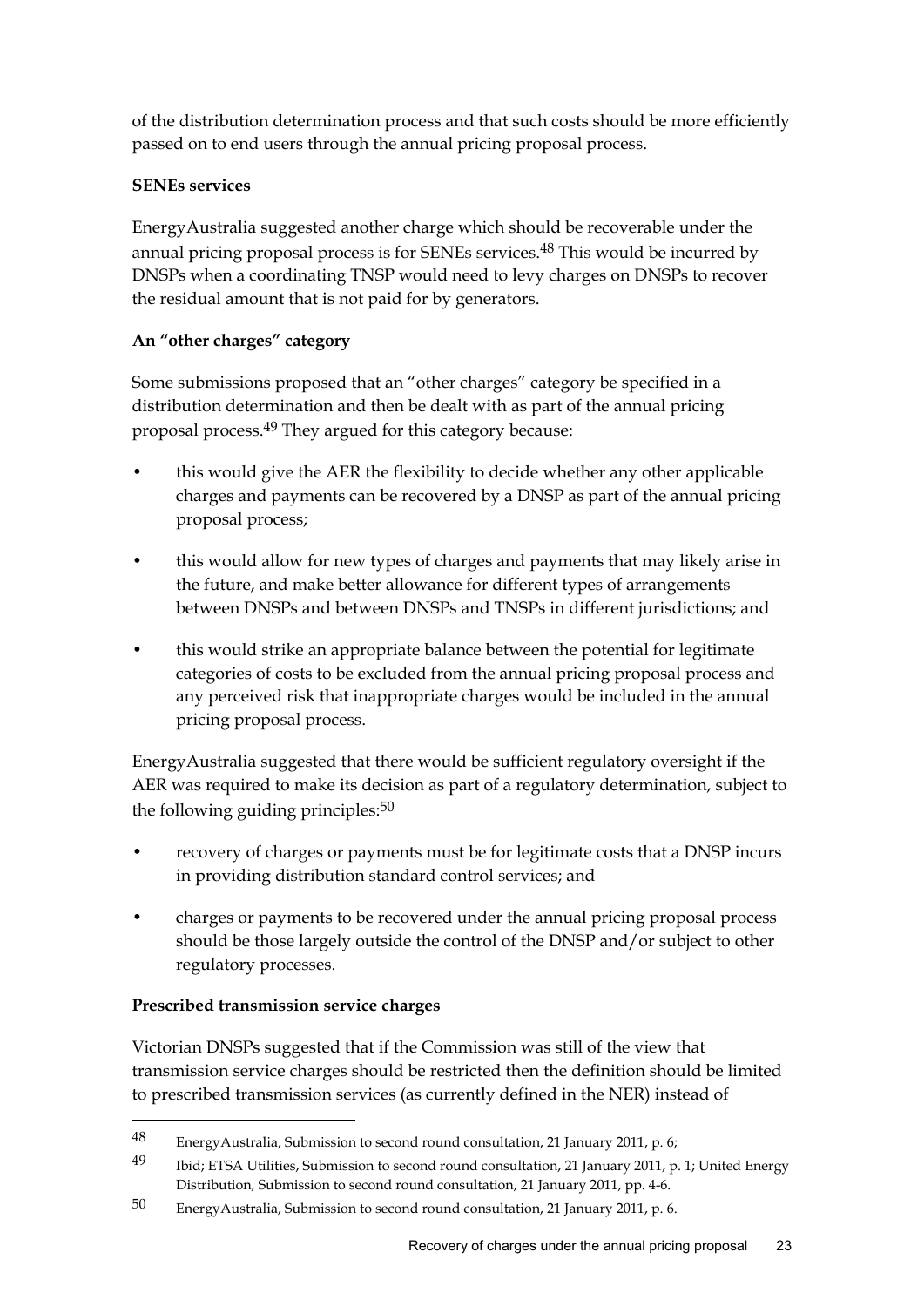of the distribution determination process and that such costs should be more efficiently passed on to end users through the annual pricing proposal process.

**SENEs services**

EnergyAustralia suggested another charge which should be recoverable under the annual pricing proposal process is for SENEs services.[48] This would be incurred by DNSPs when a coordinating TNSP would need to levy charges on DNSPs to recover the residual amount that is not paid for by generators.

**An "other charges" category**

Some submissions proposed that an "other charges" category be specified in a distribution determination and then be dealt with as part of the annual pricing proposal process.[49] They argued for this category because:

- this would give the AER the flexibility to decide whether any other applicable charges and payments can be recovered by a DNSP as part of the annual pricing proposal process;
- this would allow for new types of charges and payments that may likely arise in the future, and make better allowance for different types of arrangements between DNSPs and between DNSPs and TNSPs in different jurisdictions; and
- this would strike an appropriate balance between the potential for legitimate categories of costs to be excluded from the annual pricing proposal process and any perceived risk that inappropriate charges would be included in the annual pricing proposal process.

EnergyAustralia suggested that there would be sufficient regulatory oversight if the AER was required to make its decision as part of a regulatory determination, subject to the following guiding principles:[50]

- recovery of charges or payments must be for legitimate costs that a DNSP incurs in providing distribution standard control services; and
- charges or payments to be recovered under the annual pricing proposal process should be those largely outside the control of the DNSP and/or subject to other regulatory processes.

**Prescribed transmission service charges**

Victorian DNSPs suggested that if the Commission was still of the view that transmission service charges should be restricted then the definition should be limited to prescribed transmission services (as currently defined in the NER) instead of

---

[48] EnergyAustralia, Submission to second round consultation, 21 January 2011, p. 6;

[49] Ibid; ETSA Utilities, Submission to second round consultation, 21 January 2011, p. 1; United Energy Distribution, Submission to second round consultation, 21 January 2011, pp. 4-6.

[50] EnergyAustralia, Submission to second round consultation, 21 January 2011, p. 6.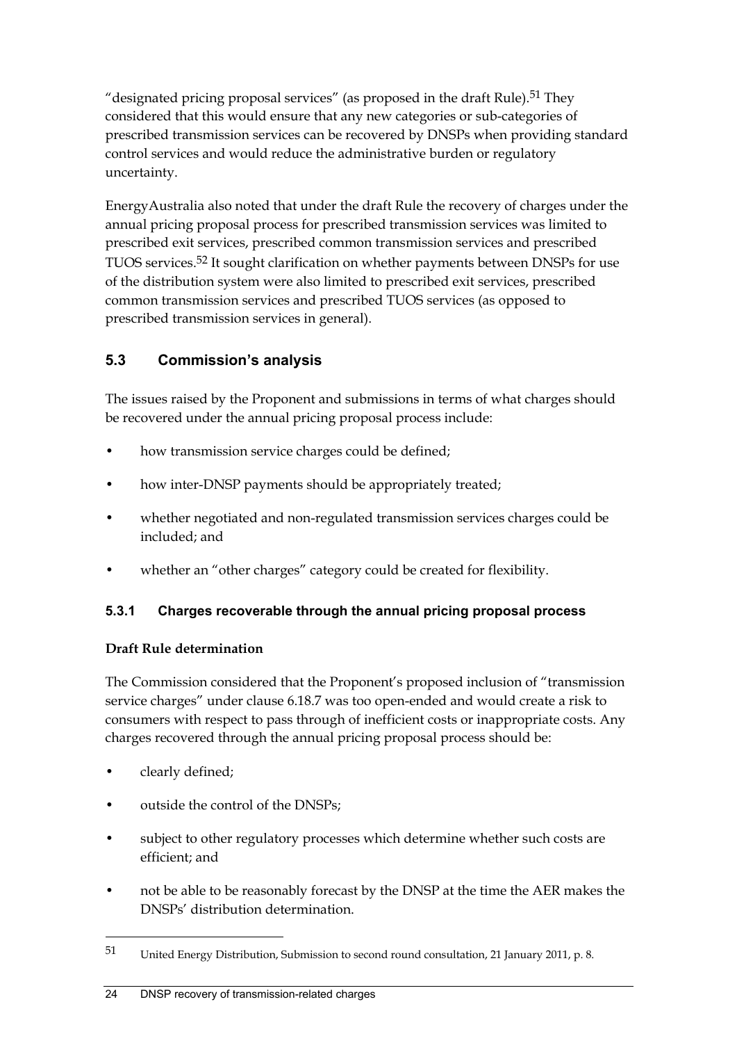"designated pricing proposal services" (as proposed in the draft Rule).[51] They considered that this would ensure that any new categories or sub-categories of prescribed transmission services can be recovered by DNSPs when providing standard control services and would reduce the administrative burden or regulatory uncertainty.

EnergyAustralia also noted that under the draft Rule the recovery of charges under the annual pricing proposal process for prescribed transmission services was limited to prescribed exit services, prescribed common transmission services and prescribed TUOS services.[52] It sought clarification on whether payments between DNSPs for use of the distribution system were also limited to prescribed exit services, prescribed common transmission services and prescribed TUOS services (as opposed to prescribed transmission services in general).

## 5.3 Commission's analysis

The issues raised by the Proponent and submissions in terms of what charges should be recovered under the annual pricing proposal process include:

- how transmission service charges could be defined;
- how inter-DNSP payments should be appropriately treated;
- whether negotiated and non-regulated transmission services charges could be included; and
- whether an "other charges" category could be created for flexibility.

### 5.3.1 Charges recoverable through the annual pricing proposal process

**Draft Rule determination**

The Commission considered that the Proponent's proposed inclusion of "transmission service charges" under clause 6.18.7 was too open-ended and would create a risk to consumers with respect to pass through of inefficient costs or inappropriate costs. Any charges recovered through the annual pricing proposal process should be:

- clearly defined;
- outside the control of the DNSPs;
- subject to other regulatory processes which determine whether such costs are efficient; and
- not be able to be reasonably forecast by the DNSP at the time the AER makes the DNSPs' distribution determination.

---

51 United Energy Distribution, Submission to second round consultation, 21 January 2011, p. 8.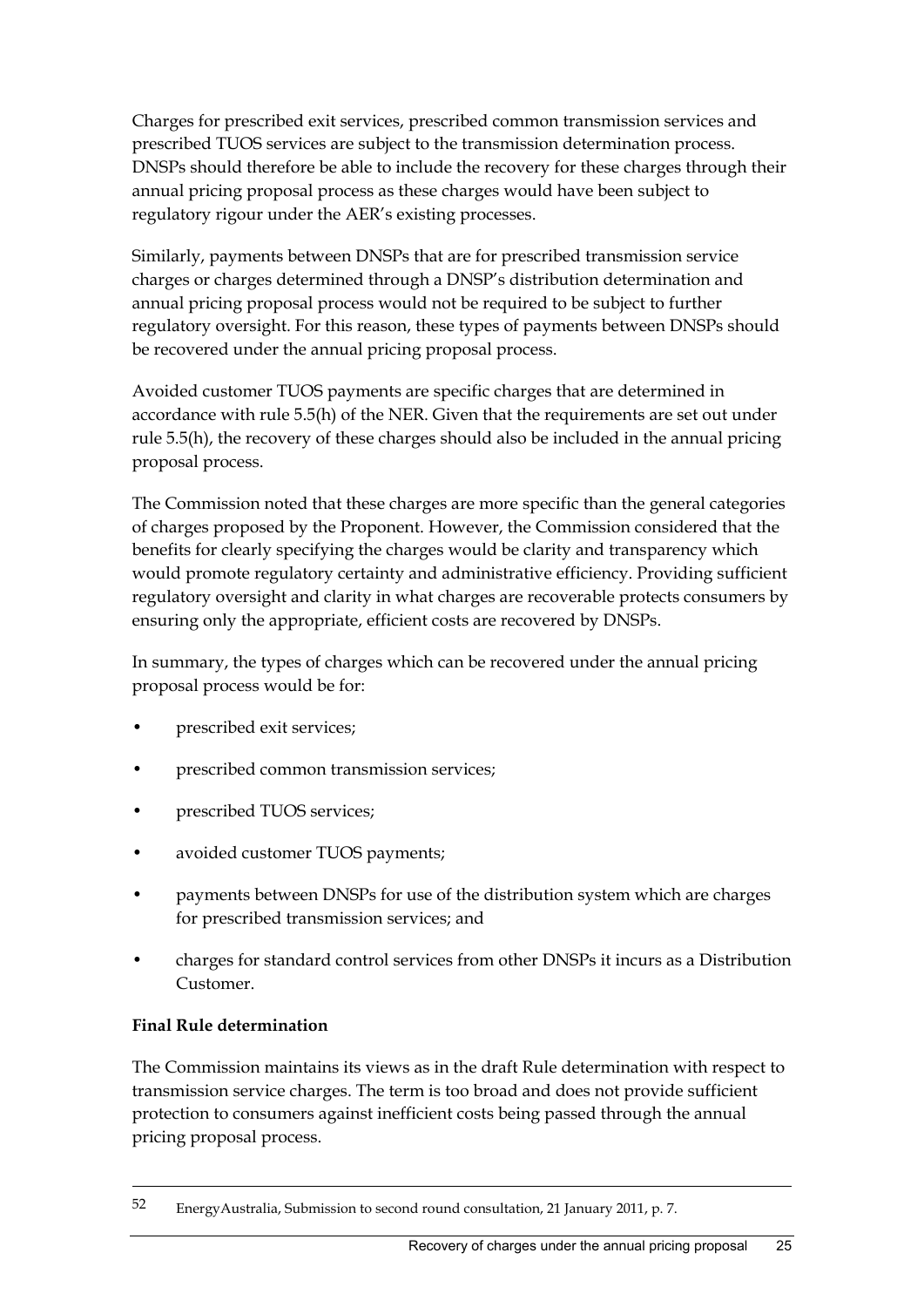Charges for prescribed exit services, prescribed common transmission services and prescribed TUOS services are subject to the transmission determination process. DNSPs should therefore be able to include the recovery for these charges through their annual pricing proposal process as these charges would have been subject to regulatory rigour under the AER's existing processes.

Similarly, payments between DNSPs that are for prescribed transmission service charges or charges determined through a DNSP's distribution determination and annual pricing proposal process would not be required to be subject to further regulatory oversight. For this reason, these types of payments between DNSPs should be recovered under the annual pricing proposal process.

Avoided customer TUOS payments are specific charges that are determined in accordance with rule 5.5(h) of the NER. Given that the requirements are set out under rule 5.5(h), the recovery of these charges should also be included in the annual pricing proposal process.

The Commission noted that these charges are more specific than the general categories of charges proposed by the Proponent. However, the Commission considered that the benefits for clearly specifying the charges would be clarity and transparency which would promote regulatory certainty and administrative efficiency. Providing sufficient regulatory oversight and clarity in what charges are recoverable protects consumers by ensuring only the appropriate, efficient costs are recovered by DNSPs.

In summary, the types of charges which can be recovered under the annual pricing proposal process would be for:

- prescribed exit services;
- prescribed common transmission services;
- prescribed TUOS services;
- avoided customer TUOS payments;
- payments between DNSPs for use of the distribution system which are charges for prescribed transmission services; and
- charges for standard control services from other DNSPs it incurs as a Distribution Customer.

**Final Rule determination**

The Commission maintains its views as in the draft Rule determination with respect to transmission service charges. The term is too broad and does not provide sufficient protection to consumers against inefficient costs being passed through the annual pricing proposal process.

---

52 EnergyAustralia, Submission to second round consultation, 21 January 2011, p. 7.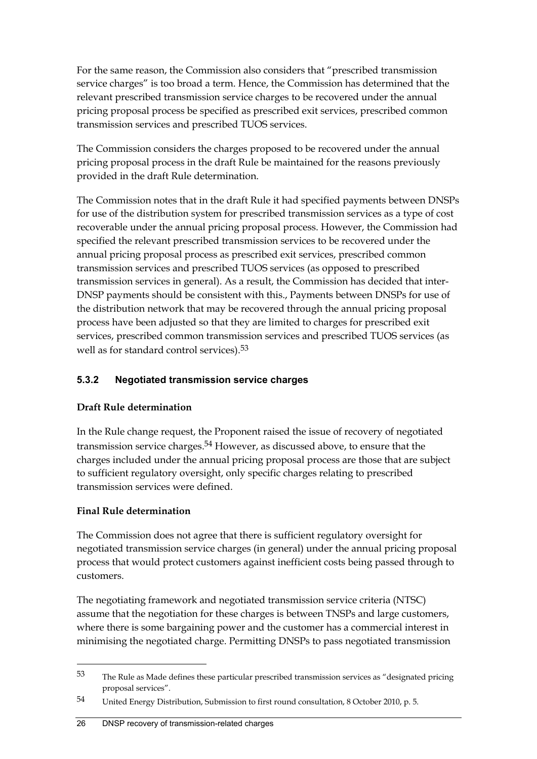For the same reason, the Commission also considers that "prescribed transmission service charges" is too broad a term. Hence, the Commission has determined that the relevant prescribed transmission service charges to be recovered under the annual pricing proposal process be specified as prescribed exit services, prescribed common transmission services and prescribed TUOS services.

The Commission considers the charges proposed to be recovered under the annual pricing proposal process in the draft Rule be maintained for the reasons previously provided in the draft Rule determination.

The Commission notes that in the draft Rule it had specified payments between DNSPs for use of the distribution system for prescribed transmission services as a type of cost recoverable under the annual pricing proposal process. However, the Commission had specified the relevant prescribed transmission services to be recovered under the annual pricing proposal process as prescribed exit services, prescribed common transmission services and prescribed TUOS services (as opposed to prescribed transmission services in general). As a result, the Commission has decided that inter-DNSP payments should be consistent with this., Payments between DNSPs for use of the distribution network that may be recovered through the annual pricing proposal process have been adjusted so that they are limited to charges for prescribed exit services, prescribed common transmission services and prescribed TUOS services (as well as for standard control services).[53]

### 5.3.2 Negotiated transmission service charges

**Draft Rule determination**

In the Rule change request, the Proponent raised the issue of recovery of negotiated transmission service charges.[54] However, as discussed above, to ensure that the charges included under the annual pricing proposal process are those that are subject to sufficient regulatory oversight, only specific charges relating to prescribed transmission services were defined.

**Final Rule determination**

The Commission does not agree that there is sufficient regulatory oversight for negotiated transmission service charges (in general) under the annual pricing proposal process that would protect customers against inefficient costs being passed through to customers.

The negotiating framework and negotiated transmission service criteria (NTSC) assume that the negotiation for these charges is between TNSPs and large customers, where there is some bargaining power and the customer has a commercial interest in minimising the negotiated charge. Permitting DNSPs to pass negotiated transmission

---

[53] The Rule as Made defines these particular prescribed transmission services as "designated pricing proposal services".

[54] United Energy Distribution, Submission to first round consultation, 8 October 2010, p. 5.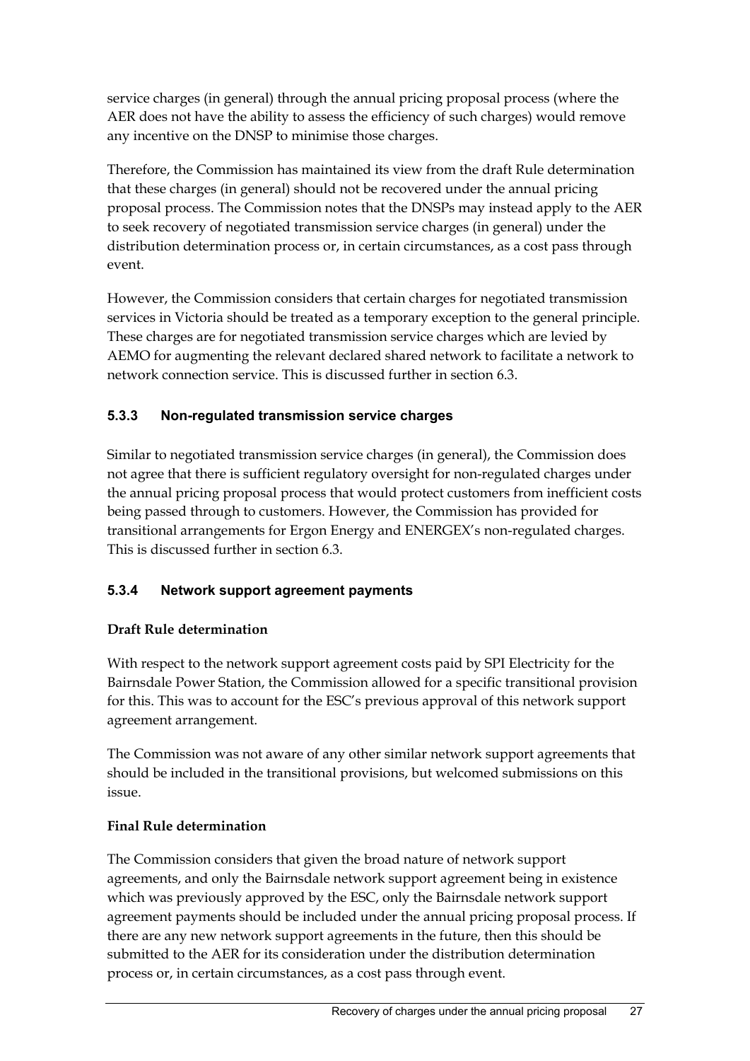service charges (in general) through the annual pricing proposal process (where the AER does not have the ability to assess the efficiency of such charges) would remove any incentive on the DNSP to minimise those charges.

Therefore, the Commission has maintained its view from the draft Rule determination that these charges (in general) should not be recovered under the annual pricing proposal process. The Commission notes that the DNSPs may instead apply to the AER to seek recovery of negotiated transmission service charges (in general) under the distribution determination process or, in certain circumstances, as a cost pass through event.

However, the Commission considers that certain charges for negotiated transmission services in Victoria should be treated as a temporary exception to the general principle. These charges are for negotiated transmission service charges which are levied by AEMO for augmenting the relevant declared shared network to facilitate a network to network connection service. This is discussed further in section 6.3.

### 5.3.3 Non-regulated transmission service charges

Similar to negotiated transmission service charges (in general), the Commission does not agree that there is sufficient regulatory oversight for non-regulated charges under the annual pricing proposal process that would protect customers from inefficient costs being passed through to customers. However, the Commission has provided for transitional arrangements for Ergon Energy and ENERGEX's non-regulated charges. This is discussed further in section 6.3.

### 5.3.4 Network support agreement payments

**Draft Rule determination**

With respect to the network support agreement costs paid by SPI Electricity for the Bairnsdale Power Station, the Commission allowed for a specific transitional provision for this. This was to account for the ESC's previous approval of this network support agreement arrangement.

The Commission was not aware of any other similar network support agreements that should be included in the transitional provisions, but welcomed submissions on this issue.

**Final Rule determination**

The Commission considers that given the broad nature of network support agreements, and only the Bairnsdale network support agreement being in existence which was previously approved by the ESC, only the Bairnsdale network support agreement payments should be included under the annual pricing proposal process. If there are any new network support agreements in the future, then this should be submitted to the AER for its consideration under the distribution determination process or, in certain circumstances, as a cost pass through event.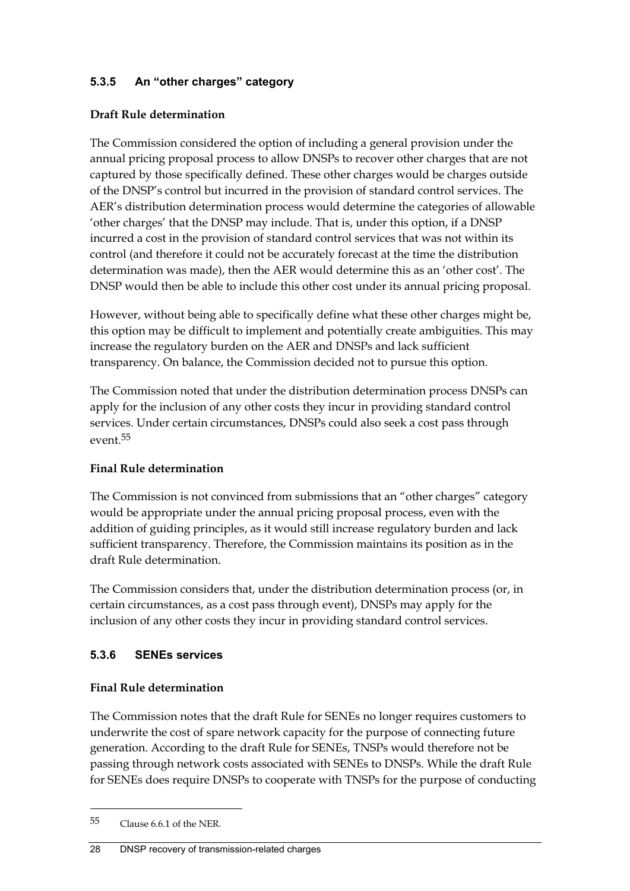### 5.3.5 An "other charges" category

**Draft Rule determination**

The Commission considered the option of including a general provision under the annual pricing proposal process to allow DNSPs to recover other charges that are not captured by those specifically defined. These other charges would be charges outside of the DNSP's control but incurred in the provision of standard control services. The AER's distribution determination process would determine the categories of allowable 'other charges' that the DNSP may include. That is, under this option, if a DNSP incurred a cost in the provision of standard control services that was not within its control (and therefore it could not be accurately forecast at the time the distribution determination was made), then the AER would determine this as an 'other cost'. The DNSP would then be able to include this other cost under its annual pricing proposal.

However, without being able to specifically define what these other charges might be, this option may be difficult to implement and potentially create ambiguities. This may increase the regulatory burden on the AER and DNSPs and lack sufficient transparency. On balance, the Commission decided not to pursue this option.

The Commission noted that under the distribution determination process DNSPs can apply for the inclusion of any other costs they incur in providing standard control services. Under certain circumstances, DNSPs could also seek a cost pass through event.[55]

**Final Rule determination**

The Commission is not convinced from submissions that an "other charges" category would be appropriate under the annual pricing proposal process, even with the addition of guiding principles, as it would still increase regulatory burden and lack sufficient transparency. Therefore, the Commission maintains its position as in the draft Rule determination.

The Commission considers that, under the distribution determination process (or, in certain circumstances, as a cost pass through event), DNSPs may apply for the inclusion of any other costs they incur in providing standard control services.

### 5.3.6 SENEs services

**Final Rule determination**

The Commission notes that the draft Rule for SENEs no longer requires customers to underwrite the cost of spare network capacity for the purpose of connecting future generation. According to the draft Rule for SENEs, TNSPs would therefore not be passing through network costs associated with SENEs to DNSPs. While the draft Rule for SENEs does require DNSPs to cooperate with TNSPs for the purpose of conducting

---

[55] Clause 6.6.1 of the NER.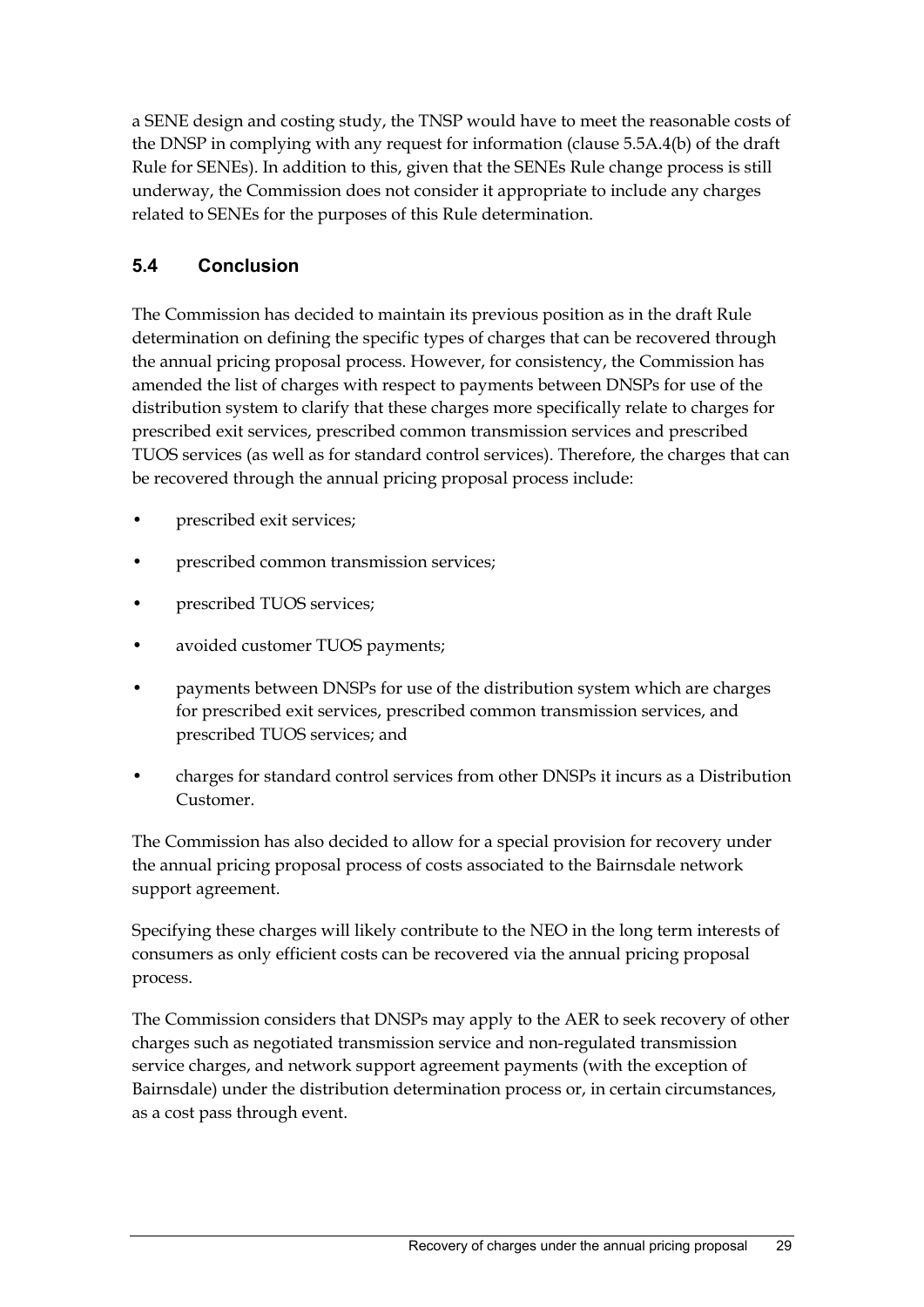a SENE design and costing study, the TNSP would have to meet the reasonable costs of the DNSP in complying with any request for information (clause 5.5A.4(b) of the draft Rule for SENEs). In addition to this, given that the SENEs Rule change process is still underway, the Commission does not consider it appropriate to include any charges related to SENEs for the purposes of this Rule determination.

## 5.4 Conclusion

The Commission has decided to maintain its previous position as in the draft Rule determination on defining the specific types of charges that can be recovered through the annual pricing proposal process. However, for consistency, the Commission has amended the list of charges with respect to payments between DNSPs for use of the distribution system to clarify that these charges more specifically relate to charges for prescribed exit services, prescribed common transmission services and prescribed TUOS services (as well as for standard control services). Therefore, the charges that can be recovered through the annual pricing proposal process include:

- prescribed exit services;
- prescribed common transmission services;
- prescribed TUOS services;
- avoided customer TUOS payments;
- payments between DNSPs for use of the distribution system which are charges for prescribed exit services, prescribed common transmission services, and prescribed TUOS services; and
- charges for standard control services from other DNSPs it incurs as a Distribution Customer.

The Commission has also decided to allow for a special provision for recovery under the annual pricing proposal process of costs associated to the Bairnsdale network support agreement.

Specifying these charges will likely contribute to the NEO in the long term interests of consumers as only efficient costs can be recovered via the annual pricing proposal process.

The Commission considers that DNSPs may apply to the AER to seek recovery of other charges such as negotiated transmission service and non-regulated transmission service charges, and network support agreement payments (with the exception of Bairnsdale) under the distribution determination process or, in certain circumstances, as a cost pass through event.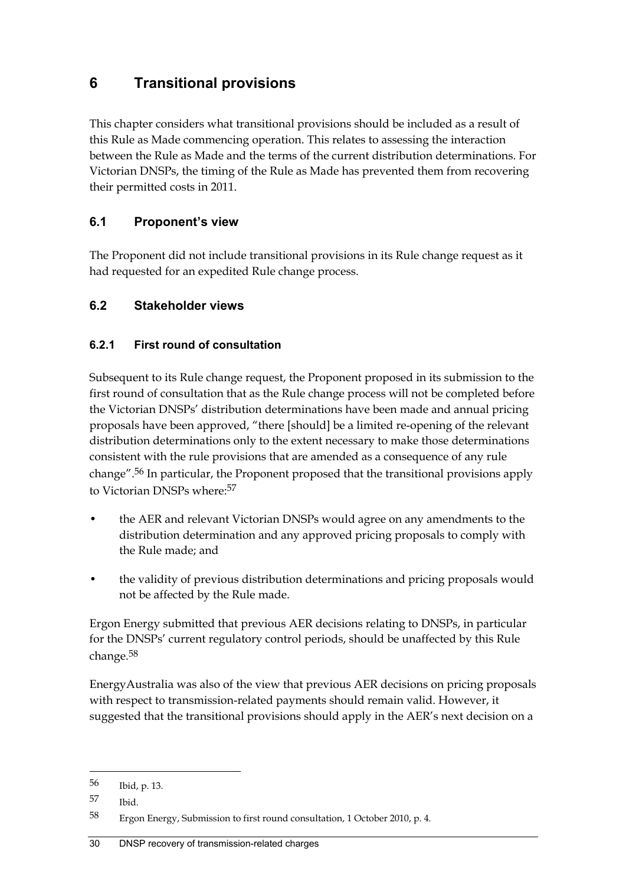# 6 Transitional provisions

This chapter considers what transitional provisions should be included as a result of this Rule as Made commencing operation. This relates to assessing the interaction between the Rule as Made and the terms of the current distribution determinations. For Victorian DNSPs, the timing of the Rule as Made has prevented them from recovering their permitted costs in 2011.

## 6.1 Proponent's view

The Proponent did not include transitional provisions in its Rule change request as it had requested for an expedited Rule change process.

## 6.2 Stakeholder views

### 6.2.1 First round of consultation

Subsequent to its Rule change request, the Proponent proposed in its submission to the first round of consultation that as the Rule change process will not be completed before the Victorian DNSPs' distribution determinations have been made and annual pricing proposals have been approved, "there [should] be a limited re-opening of the relevant distribution determinations only to the extent necessary to make those determinations consistent with the rule provisions that are amended as a consequence of any rule change".[56] In particular, the Proponent proposed that the transitional provisions apply to Victorian DNSPs where:[57]

- the AER and relevant Victorian DNSPs would agree on any amendments to the distribution determination and any approved pricing proposals to comply with the Rule made; and
- the validity of previous distribution determinations and pricing proposals would not be affected by the Rule made.

Ergon Energy submitted that previous AER decisions relating to DNSPs, in particular for the DNSPs' current regulatory control periods, should be unaffected by this Rule change.[58]

EnergyAustralia was also of the view that previous AER decisions on pricing proposals with respect to transmission-related payments should remain valid. However, it suggested that the transitional provisions should apply in the AER's next decision on a

---

[56] Ibid, p. 13.

[57] Ibid.

[58] Ergon Energy, Submission to first round consultation, 1 October 2010, p. 4.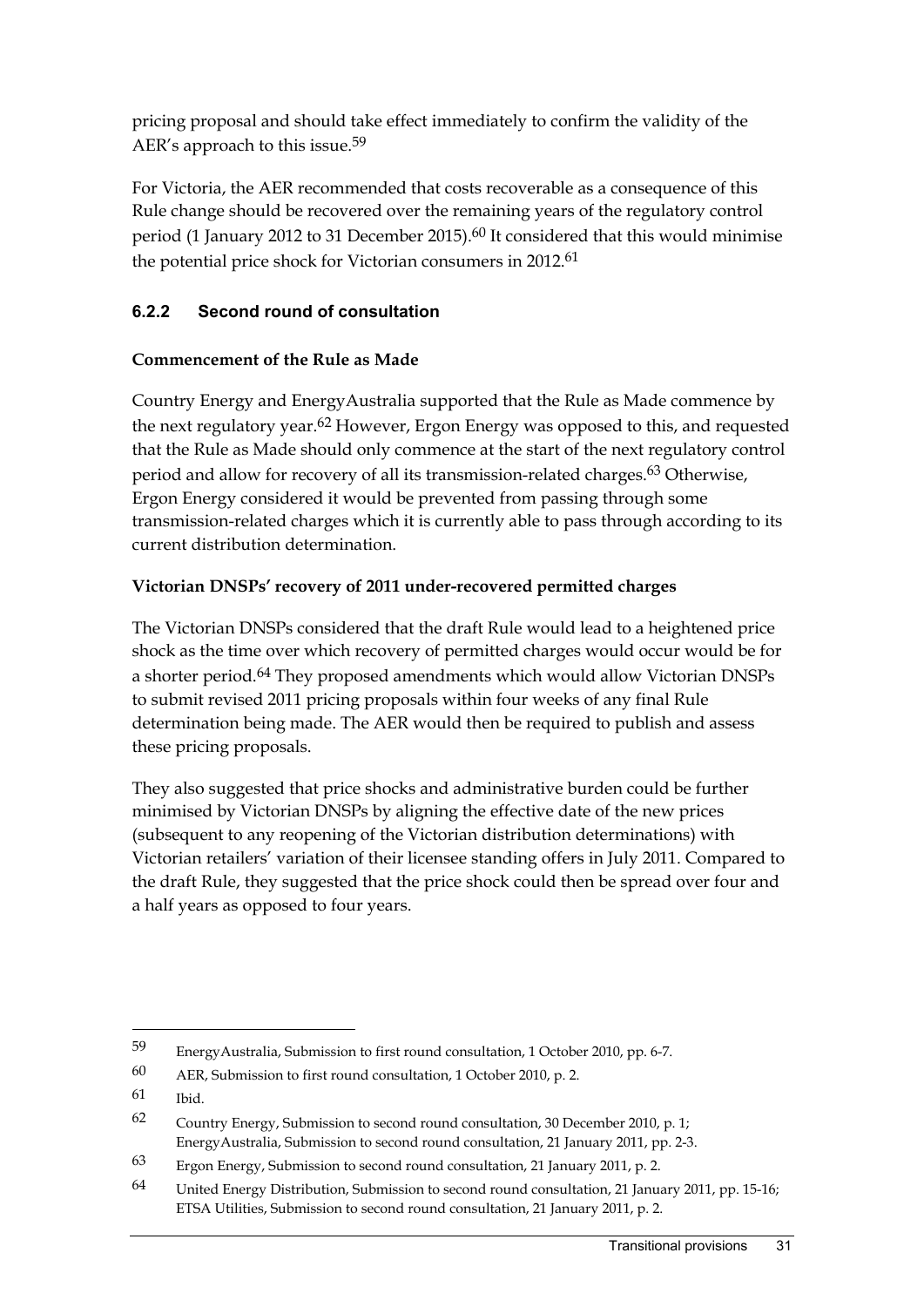pricing proposal and should take effect immediately to confirm the validity of the AER's approach to this issue.[59]

For Victoria, the AER recommended that costs recoverable as a consequence of this Rule change should be recovered over the remaining years of the regulatory control period (1 January 2012 to 31 December 2015).[60] It considered that this would minimise the potential price shock for Victorian consumers in 2012.[61]

### 6.2.2 Second round of consultation

**Commencement of the Rule as Made**

Country Energy and EnergyAustralia supported that the Rule as Made commence by the next regulatory year.[62] However, Ergon Energy was opposed to this, and requested that the Rule as Made should only commence at the start of the next regulatory control period and allow for recovery of all its transmission-related charges.[63] Otherwise, Ergon Energy considered it would be prevented from passing through some transmission-related charges which it is currently able to pass through according to its current distribution determination.

**Victorian DNSPs' recovery of 2011 under-recovered permitted charges**

The Victorian DNSPs considered that the draft Rule would lead to a heightened price shock as the time over which recovery of permitted charges would occur would be for a shorter period.[64] They proposed amendments which would allow Victorian DNSPs to submit revised 2011 pricing proposals within four weeks of any final Rule determination being made. The AER would then be required to publish and assess these pricing proposals.

They also suggested that price shocks and administrative burden could be further minimised by Victorian DNSPs by aligning the effective date of the new prices (subsequent to any reopening of the Victorian distribution determinations) with Victorian retailers' variation of their licensee standing offers in July 2011. Compared to the draft Rule, they suggested that the price shock could then be spread over four and a half years as opposed to four years.

---

[59] EnergyAustralia, Submission to first round consultation, 1 October 2010, pp. 6-7.

[60] AER, Submission to first round consultation, 1 October 2010, p. 2.

[61] Ibid.

[62] Country Energy, Submission to second round consultation, 30 December 2010, p. 1; EnergyAustralia, Submission to second round consultation, 21 January 2011, pp. 2-3.

[63] Ergon Energy, Submission to second round consultation, 21 January 2011, p. 2.

[64] United Energy Distribution, Submission to second round consultation, 21 January 2011, pp. 15-16; ETSA Utilities, Submission to second round consultation, 21 January 2011, p. 2.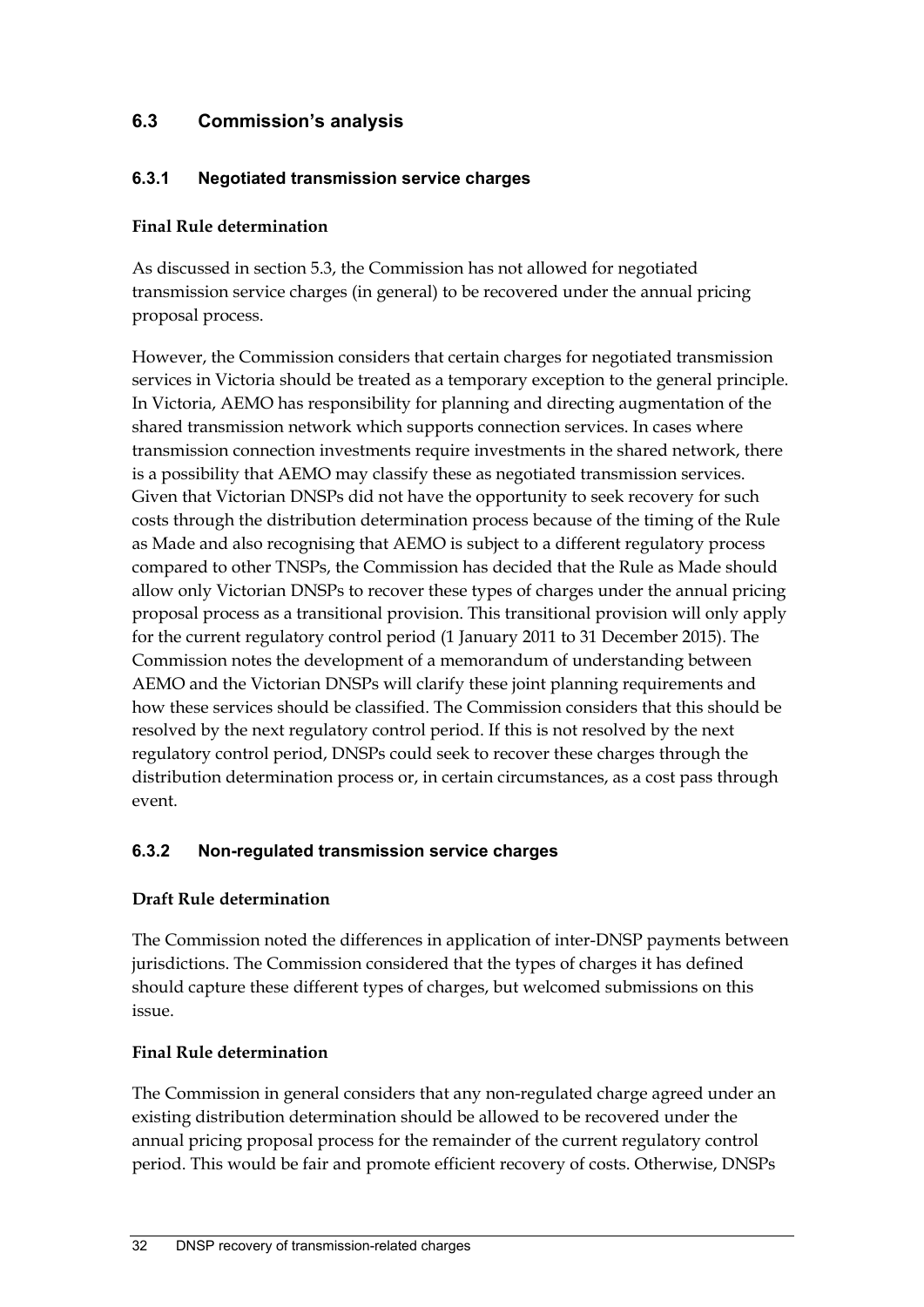## 6.3 Commission's analysis

### 6.3.1 Negotiated transmission service charges

**Final Rule determination**

As discussed in section 5.3, the Commission has not allowed for negotiated transmission service charges (in general) to be recovered under the annual pricing proposal process.

However, the Commission considers that certain charges for negotiated transmission services in Victoria should be treated as a temporary exception to the general principle. In Victoria, AEMO has responsibility for planning and directing augmentation of the shared transmission network which supports connection services. In cases where transmission connection investments require investments in the shared network, there is a possibility that AEMO may classify these as negotiated transmission services. Given that Victorian DNSPs did not have the opportunity to seek recovery for such costs through the distribution determination process because of the timing of the Rule as Made and also recognising that AEMO is subject to a different regulatory process compared to other TNSPs, the Commission has decided that the Rule as Made should allow only Victorian DNSPs to recover these types of charges under the annual pricing proposal process as a transitional provision. This transitional provision will only apply for the current regulatory control period (1 January 2011 to 31 December 2015). The Commission notes the development of a memorandum of understanding between AEMO and the Victorian DNSPs will clarify these joint planning requirements and how these services should be classified. The Commission considers that this should be resolved by the next regulatory control period. If this is not resolved by the next regulatory control period, DNSPs could seek to recover these charges through the distribution determination process or, in certain circumstances, as a cost pass through event.

### 6.3.2 Non-regulated transmission service charges

**Draft Rule determination**

The Commission noted the differences in application of inter-DNSP payments between jurisdictions. The Commission considered that the types of charges it has defined should capture these different types of charges, but welcomed submissions on this issue.

**Final Rule determination**

The Commission in general considers that any non-regulated charge agreed under an existing distribution determination should be allowed to be recovered under the annual pricing proposal process for the remainder of the current regulatory control period. This would be fair and promote efficient recovery of costs. Otherwise, DNSPs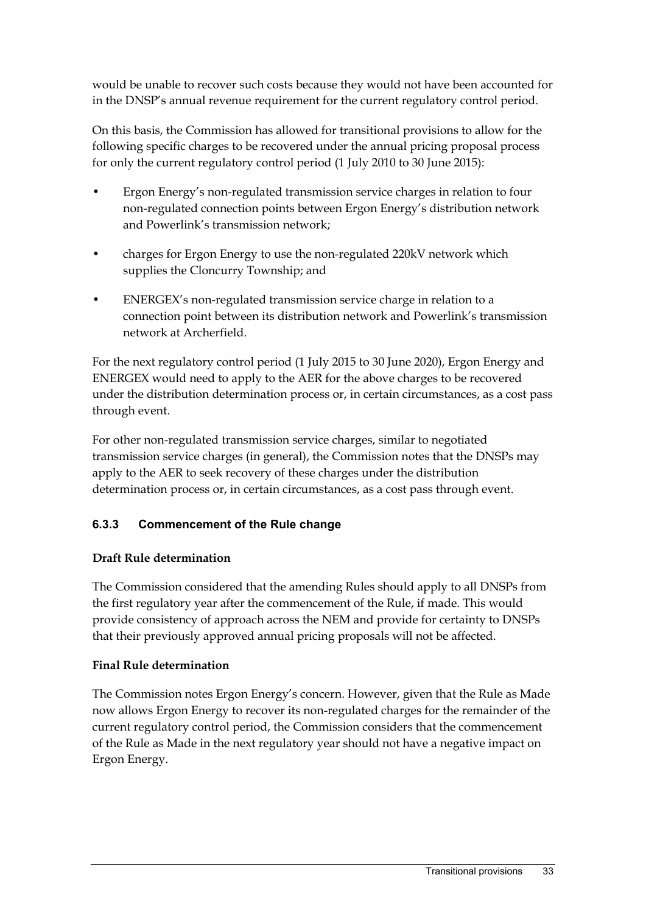would be unable to recover such costs because they would not have been accounted for in the DNSP's annual revenue requirement for the current regulatory control period.

On this basis, the Commission has allowed for transitional provisions to allow for the following specific charges to be recovered under the annual pricing proposal process for only the current regulatory control period (1 July 2010 to 30 June 2015):

- Ergon Energy's non-regulated transmission service charges in relation to four non-regulated connection points between Ergon Energy's distribution network and Powerlink's transmission network;
- charges for Ergon Energy to use the non-regulated 220kV network which supplies the Cloncurry Township; and
- ENERGEX's non-regulated transmission service charge in relation to a connection point between its distribution network and Powerlink's transmission network at Archerfield.

For the next regulatory control period (1 July 2015 to 30 June 2020), Ergon Energy and ENERGEX would need to apply to the AER for the above charges to be recovered under the distribution determination process or, in certain circumstances, as a cost pass through event.

For other non-regulated transmission service charges, similar to negotiated transmission service charges (in general), the Commission notes that the DNSPs may apply to the AER to seek recovery of these charges under the distribution determination process or, in certain circumstances, as a cost pass through event.

### 6.3.3 Commencement of the Rule change

**Draft Rule determination**

The Commission considered that the amending Rules should apply to all DNSPs from the first regulatory year after the commencement of the Rule, if made. This would provide consistency of approach across the NEM and provide for certainty to DNSPs that their previously approved annual pricing proposals will not be affected.

**Final Rule determination**

The Commission notes Ergon Energy's concern. However, given that the Rule as Made now allows Ergon Energy to recover its non-regulated charges for the remainder of the current regulatory control period, the Commission considers that the commencement of the Rule as Made in the next regulatory year should not have a negative impact on Ergon Energy.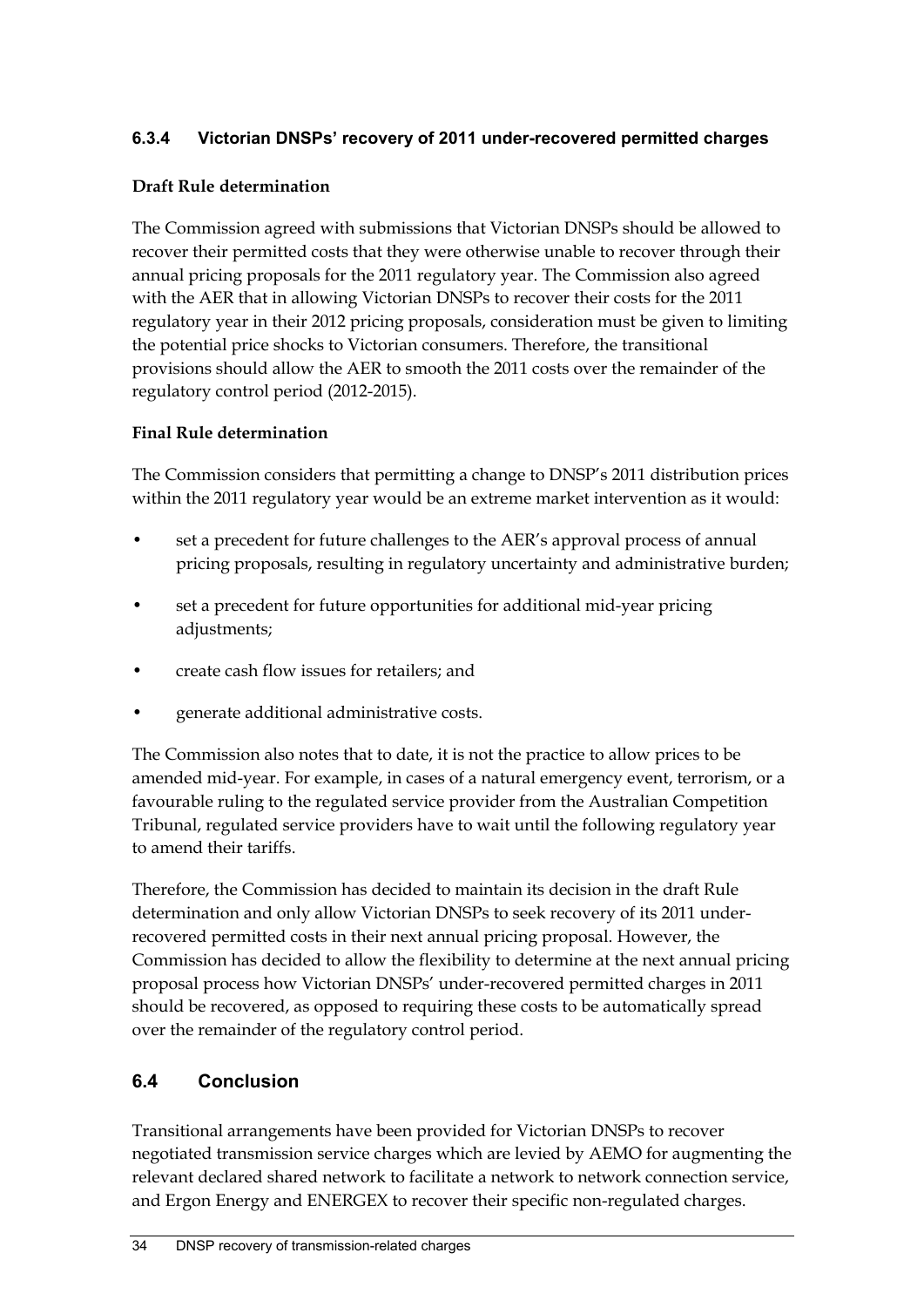### 6.3.4 Victorian DNSPs' recovery of 2011 under-recovered permitted charges

**Draft Rule determination**

The Commission agreed with submissions that Victorian DNSPs should be allowed to recover their permitted costs that they were otherwise unable to recover through their annual pricing proposals for the 2011 regulatory year. The Commission also agreed with the AER that in allowing Victorian DNSPs to recover their costs for the 2011 regulatory year in their 2012 pricing proposals, consideration must be given to limiting the potential price shocks to Victorian consumers. Therefore, the transitional provisions should allow the AER to smooth the 2011 costs over the remainder of the regulatory control period (2012-2015).

**Final Rule determination**

The Commission considers that permitting a change to DNSP's 2011 distribution prices within the 2011 regulatory year would be an extreme market intervention as it would:

- set a precedent for future challenges to the AER's approval process of annual pricing proposals, resulting in regulatory uncertainty and administrative burden;
- set a precedent for future opportunities for additional mid-year pricing adjustments;
- create cash flow issues for retailers; and
- generate additional administrative costs.

The Commission also notes that to date, it is not the practice to allow prices to be amended mid-year. For example, in cases of a natural emergency event, terrorism, or a favourable ruling to the regulated service provider from the Australian Competition Tribunal, regulated service providers have to wait until the following regulatory year to amend their tariffs.

Therefore, the Commission has decided to maintain its decision in the draft Rule determination and only allow Victorian DNSPs to seek recovery of its 2011 under-recovered permitted costs in their next annual pricing proposal. However, the Commission has decided to allow the flexibility to determine at the next annual pricing proposal process how Victorian DNSPs' under-recovered permitted charges in 2011 should be recovered, as opposed to requiring these costs to be automatically spread over the remainder of the regulatory control period.

## 6.4 Conclusion

Transitional arrangements have been provided for Victorian DNSPs to recover negotiated transmission service charges which are levied by AEMO for augmenting the relevant declared shared network to facilitate a network to network connection service, and Ergon Energy and ENERGEX to recover their specific non-regulated charges.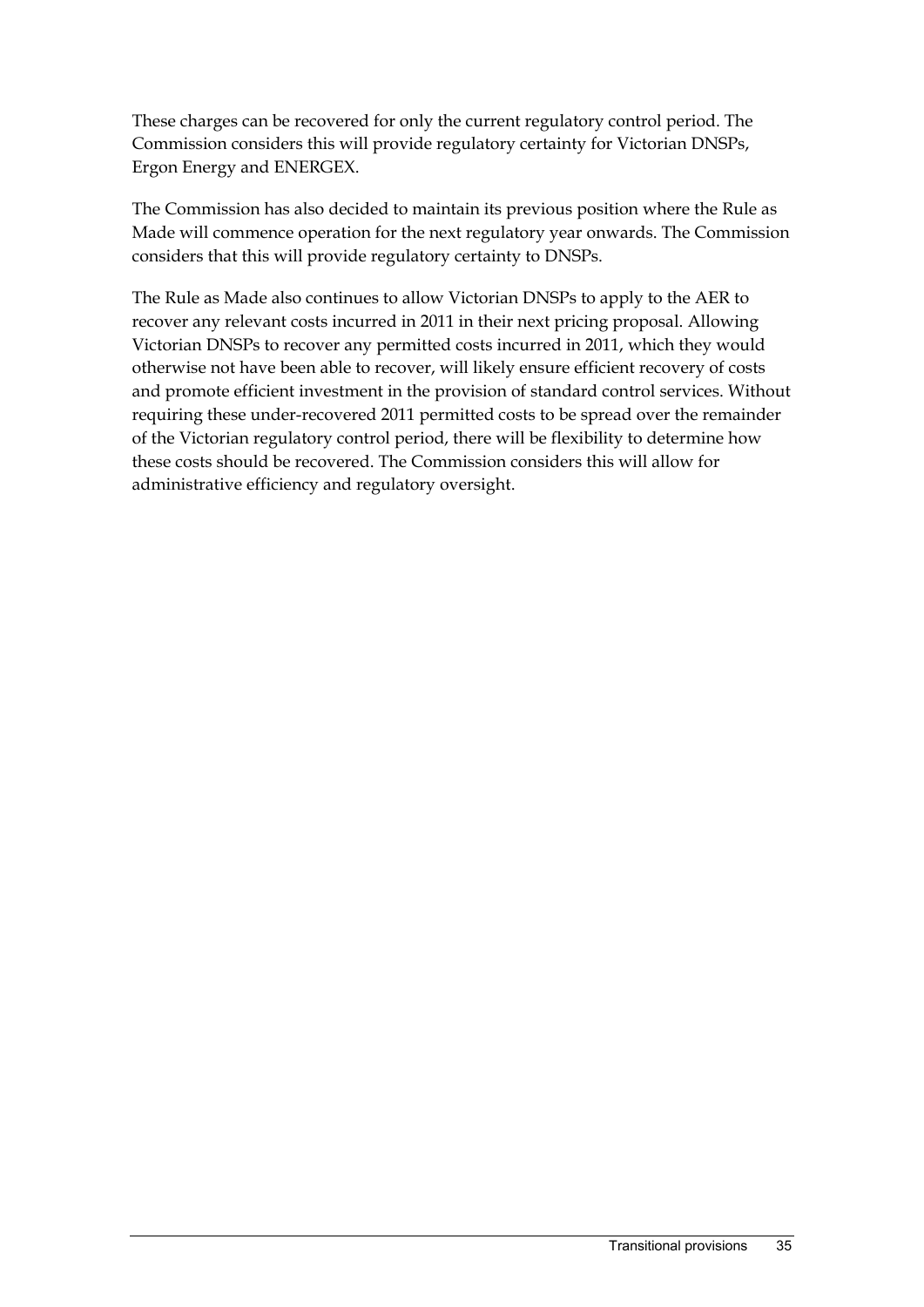These charges can be recovered for only the current regulatory control period. The Commission considers this will provide regulatory certainty for Victorian DNSPs, Ergon Energy and ENERGEX.

The Commission has also decided to maintain its previous position where the Rule as Made will commence operation for the next regulatory year onwards. The Commission considers that this will provide regulatory certainty to DNSPs.

The Rule as Made also continues to allow Victorian DNSPs to apply to the AER to recover any relevant costs incurred in 2011 in their next pricing proposal. Allowing Victorian DNSPs to recover any permitted costs incurred in 2011, which they would otherwise not have been able to recover, will likely ensure efficient recovery of costs and promote efficient investment in the provision of standard control services. Without requiring these under-recovered 2011 permitted costs to be spread over the remainder of the Victorian regulatory control period, there will be flexibility to determine how these costs should be recovered. The Commission considers this will allow for administrative efficiency and regulatory oversight.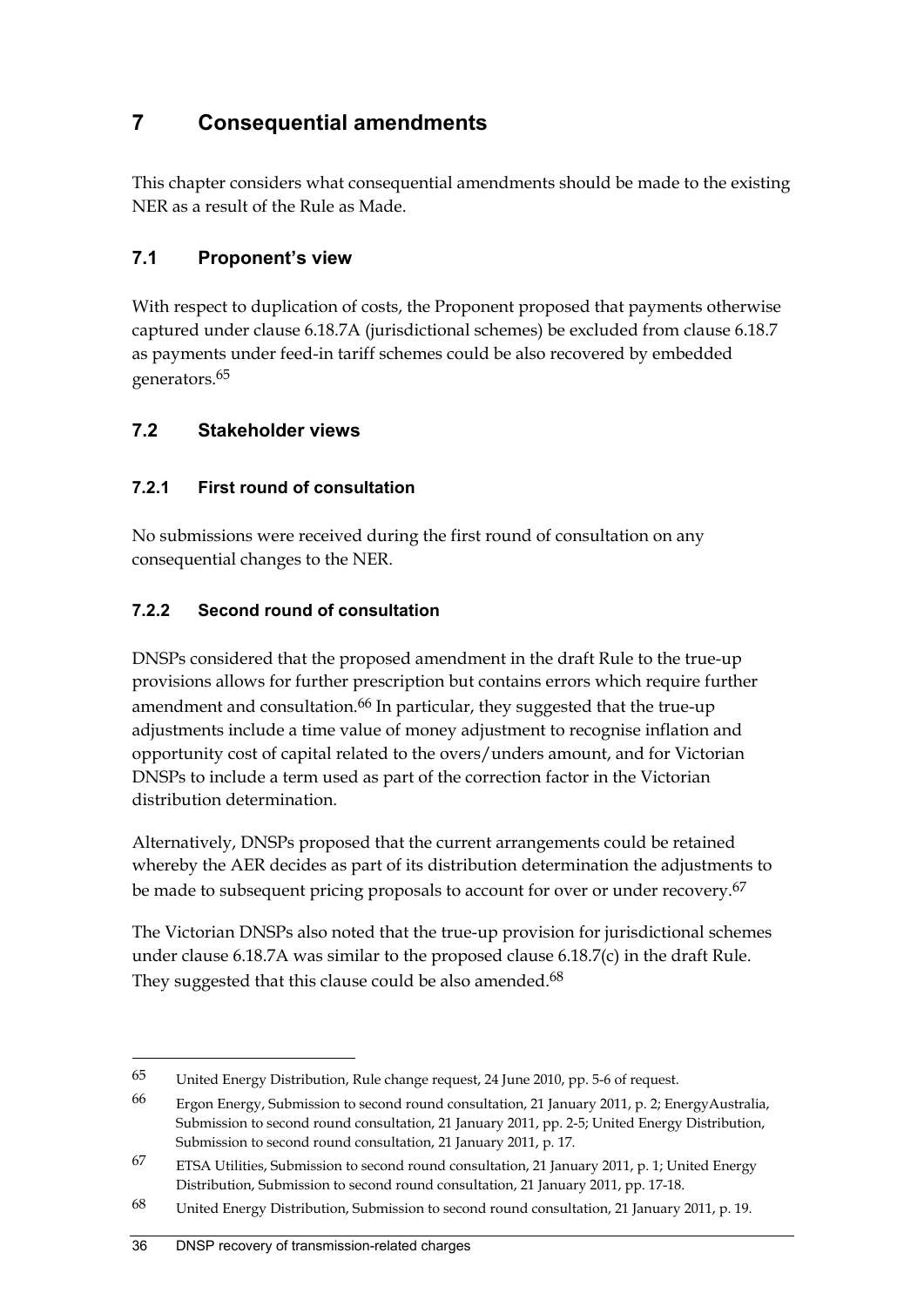# 7 Consequential amendments

This chapter considers what consequential amendments should be made to the existing NER as a result of the Rule as Made.

## 7.1 Proponent's view

With respect to duplication of costs, the Proponent proposed that payments otherwise captured under clause 6.18.7A (jurisdictional schemes) be excluded from clause 6.18.7 as payments under feed-in tariff schemes could be also recovered by embedded generators.[65]

## 7.2 Stakeholder views

### 7.2.1 First round of consultation

No submissions were received during the first round of consultation on any consequential changes to the NER.

### 7.2.2 Second round of consultation

DNSPs considered that the proposed amendment in the draft Rule to the true-up provisions allows for further prescription but contains errors which require further amendment and consultation.[66] In particular, they suggested that the true-up adjustments include a time value of money adjustment to recognise inflation and opportunity cost of capital related to the overs/unders amount, and for Victorian DNSPs to include a term used as part of the correction factor in the Victorian distribution determination.

Alternatively, DNSPs proposed that the current arrangements could be retained whereby the AER decides as part of its distribution determination the adjustments to be made to subsequent pricing proposals to account for over or under recovery.[67]

The Victorian DNSPs also noted that the true-up provision for jurisdictional schemes under clause 6.18.7A was similar to the proposed clause 6.18.7(c) in the draft Rule. They suggested that this clause could be also amended.[68]

---

[65] United Energy Distribution, Rule change request, 24 June 2010, pp. 5-6 of request.

[66] Ergon Energy, Submission to second round consultation, 21 January 2011, p. 2; EnergyAustralia, Submission to second round consultation, 21 January 2011, pp. 2-5; United Energy Distribution, Submission to second round consultation, 21 January 2011, p. 17.

[67] ETSA Utilities, Submission to second round consultation, 21 January 2011, p. 1; United Energy Distribution, Submission to second round consultation, 21 January 2011, pp. 17-18.

[68] United Energy Distribution, Submission to second round consultation, 21 January 2011, p. 19.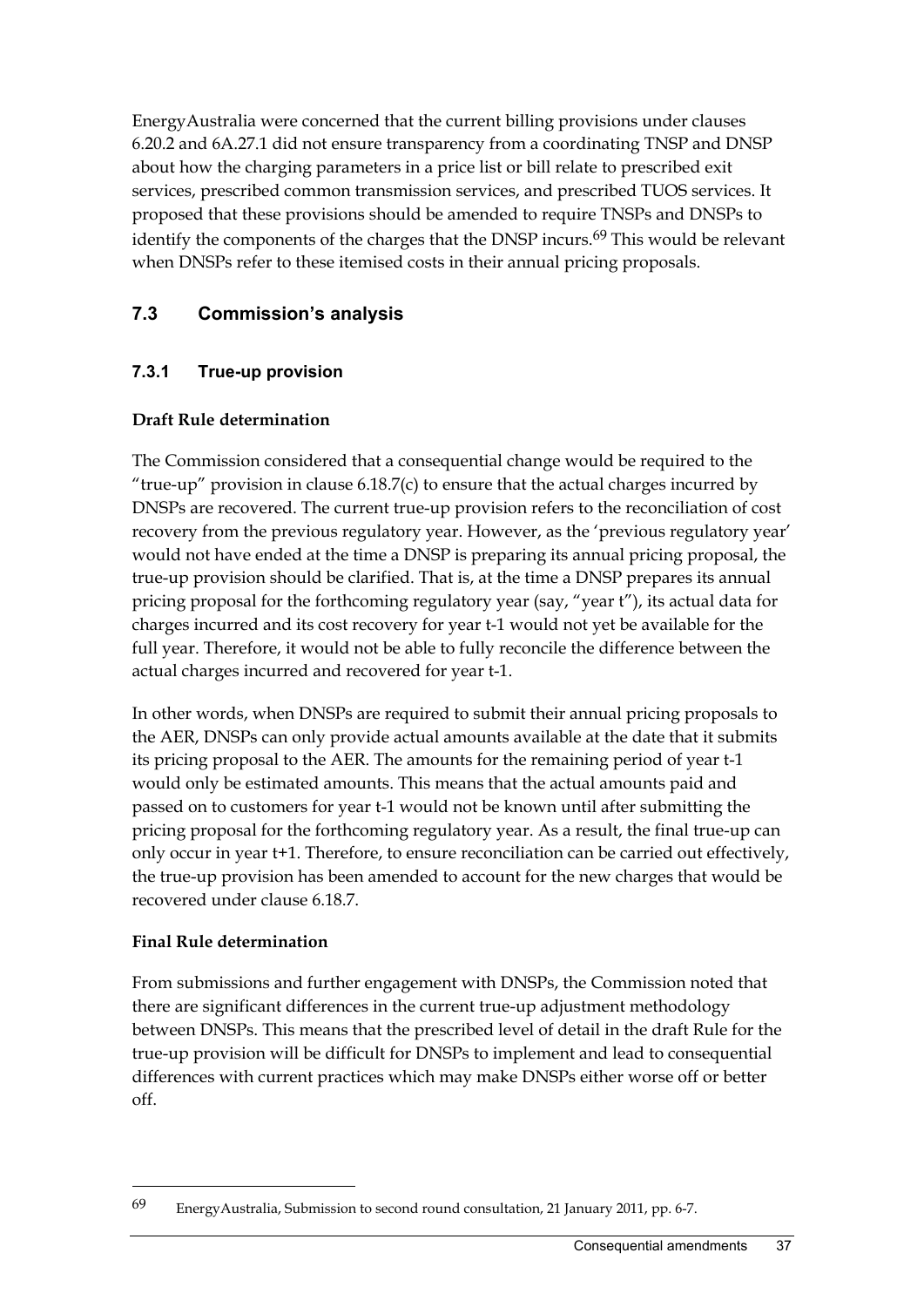EnergyAustralia were concerned that the current billing provisions under clauses 6.20.2 and 6A.27.1 did not ensure transparency from a coordinating TNSP and DNSP about how the charging parameters in a price list or bill relate to prescribed exit services, prescribed common transmission services, and prescribed TUOS services. It proposed that these provisions should be amended to require TNSPs and DNSPs to identify the components of the charges that the DNSP incurs.[69] This would be relevant when DNSPs refer to these itemised costs in their annual pricing proposals.

## 7.3 Commission's analysis

### 7.3.1 True-up provision

**Draft Rule determination**

The Commission considered that a consequential change would be required to the "true-up" provision in clause 6.18.7(c) to ensure that the actual charges incurred by DNSPs are recovered. The current true-up provision refers to the reconciliation of cost recovery from the previous regulatory year. However, as the 'previous regulatory year' would not have ended at the time a DNSP is preparing its annual pricing proposal, the true-up provision should be clarified. That is, at the time a DNSP prepares its annual pricing proposal for the forthcoming regulatory year (say, "year t"), its actual data for charges incurred and its cost recovery for year t-1 would not yet be available for the full year. Therefore, it would not be able to fully reconcile the difference between the actual charges incurred and recovered for year t-1.

In other words, when DNSPs are required to submit their annual pricing proposals to the AER, DNSPs can only provide actual amounts available at the date that it submits its pricing proposal to the AER. The amounts for the remaining period of year t-1 would only be estimated amounts. This means that the actual amounts paid and passed on to customers for year t-1 would not be known until after submitting the pricing proposal for the forthcoming regulatory year. As a result, the final true-up can only occur in year t+1. Therefore, to ensure reconciliation can be carried out effectively, the true-up provision has been amended to account for the new charges that would be recovered under clause 6.18.7.

**Final Rule determination**

From submissions and further engagement with DNSPs, the Commission noted that there are significant differences in the current true-up adjustment methodology between DNSPs. This means that the prescribed level of detail in the draft Rule for the true-up provision will be difficult for DNSPs to implement and lead to consequential differences with current practices which may make DNSPs either worse off or better off.

---

69 EnergyAustralia, Submission to second round consultation, 21 January 2011, pp. 6-7.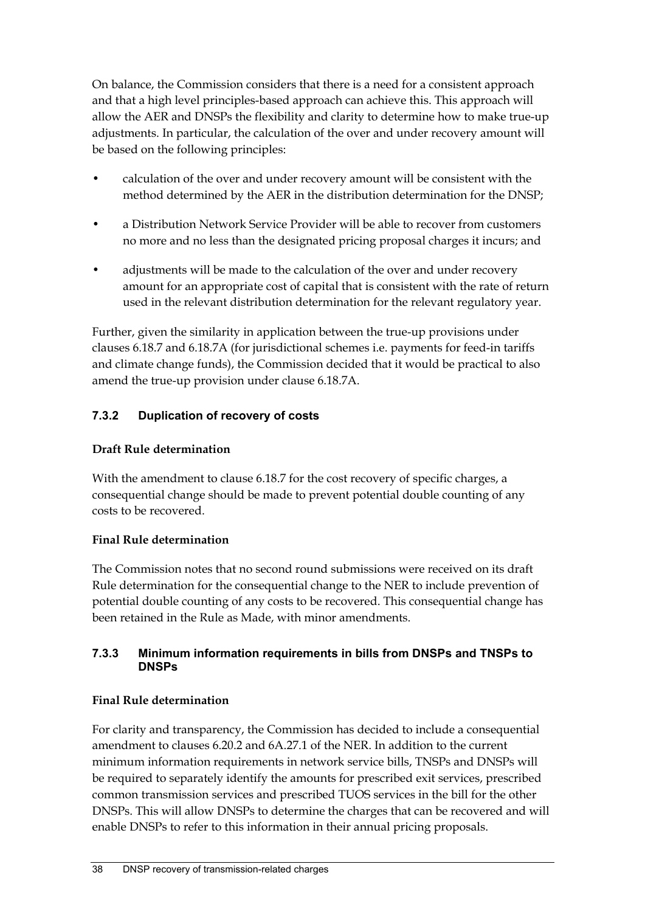On balance, the Commission considers that there is a need for a consistent approach and that a high level principles-based approach can achieve this. This approach will allow the AER and DNSPs the flexibility and clarity to determine how to make true-up adjustments. In particular, the calculation of the over and under recovery amount will be based on the following principles:

- calculation of the over and under recovery amount will be consistent with the method determined by the AER in the distribution determination for the DNSP;
- a Distribution Network Service Provider will be able to recover from customers no more and no less than the designated pricing proposal charges it incurs; and
- adjustments will be made to the calculation of the over and under recovery amount for an appropriate cost of capital that is consistent with the rate of return used in the relevant distribution determination for the relevant regulatory year.

Further, given the similarity in application between the true-up provisions under clauses 6.18.7 and 6.18.7A (for jurisdictional schemes i.e. payments for feed-in tariffs and climate change funds), the Commission decided that it would be practical to also amend the true-up provision under clause 6.18.7A.

### 7.3.2 Duplication of recovery of costs

**Draft Rule determination**

With the amendment to clause 6.18.7 for the cost recovery of specific charges, a consequential change should be made to prevent potential double counting of any costs to be recovered.

**Final Rule determination**

The Commission notes that no second round submissions were received on its draft Rule determination for the consequential change to the NER to include prevention of potential double counting of any costs to be recovered. This consequential change has been retained in the Rule as Made, with minor amendments.

### 7.3.3 Minimum information requirements in bills from DNSPs and TNSPs to DNSPs

**Final Rule determination**

For clarity and transparency, the Commission has decided to include a consequential amendment to clauses 6.20.2 and 6A.27.1 of the NER. In addition to the current minimum information requirements in network service bills, TNSPs and DNSPs will be required to separately identify the amounts for prescribed exit services, prescribed common transmission services and prescribed TUOS services in the bill for the other DNSPs. This will allow DNSPs to determine the charges that can be recovered and will enable DNSPs to refer to this information in their annual pricing proposals.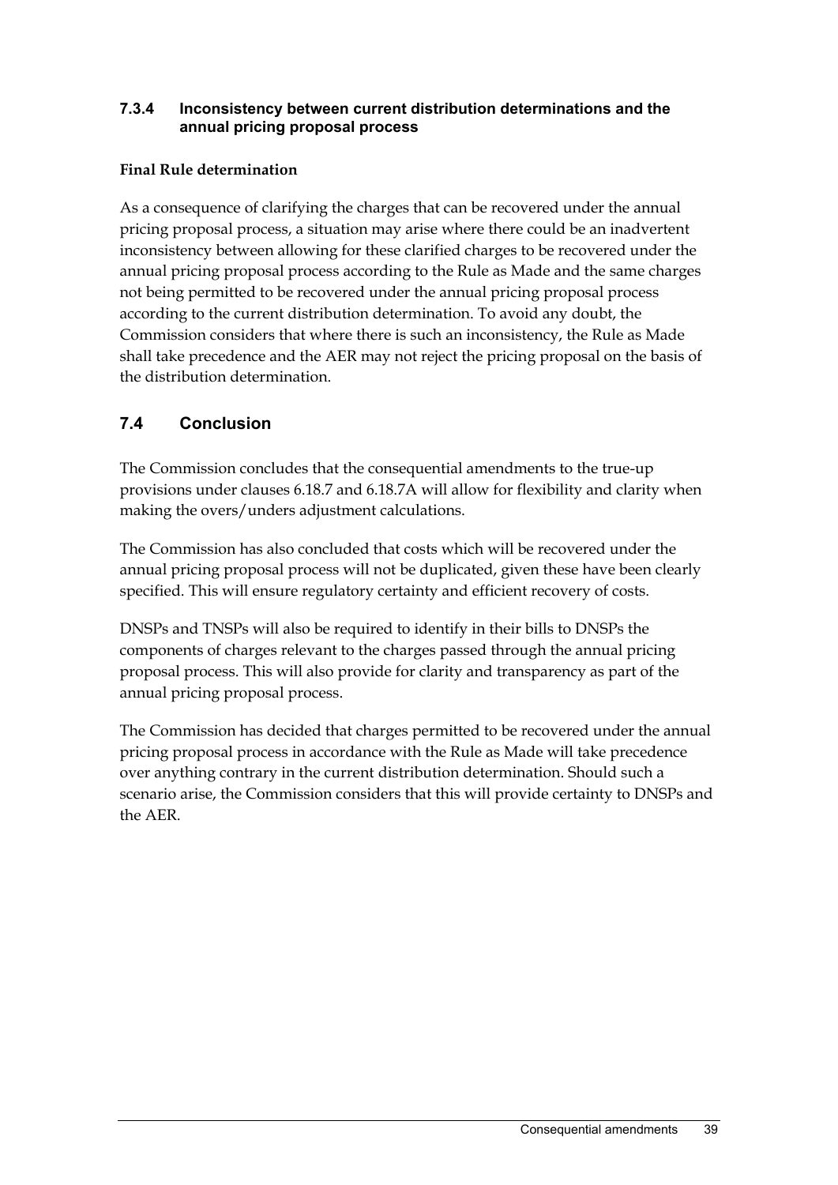### 7.3.4 Inconsistency between current distribution determinations and the annual pricing proposal process

**Final Rule determination**

As a consequence of clarifying the charges that can be recovered under the annual pricing proposal process, a situation may arise where there could be an inadvertent inconsistency between allowing for these clarified charges to be recovered under the annual pricing proposal process according to the Rule as Made and the same charges not being permitted to be recovered under the annual pricing proposal process according to the current distribution determination. To avoid any doubt, the Commission considers that where there is such an inconsistency, the Rule as Made shall take precedence and the AER may not reject the pricing proposal on the basis of the distribution determination.

## 7.4 Conclusion

The Commission concludes that the consequential amendments to the true-up provisions under clauses 6.18.7 and 6.18.7A will allow for flexibility and clarity when making the overs/unders adjustment calculations.

The Commission has also concluded that costs which will be recovered under the annual pricing proposal process will not be duplicated, given these have been clearly specified. This will ensure regulatory certainty and efficient recovery of costs.

DNSPs and TNSPs will also be required to identify in their bills to DNSPs the components of charges relevant to the charges passed through the annual pricing proposal process. This will also provide for clarity and transparency as part of the annual pricing proposal process.

The Commission has decided that charges permitted to be recovered under the annual pricing proposal process in accordance with the Rule as Made will take precedence over anything contrary in the current distribution determination. Should such a scenario arise, the Commission considers that this will provide certainty to DNSPs and the AER.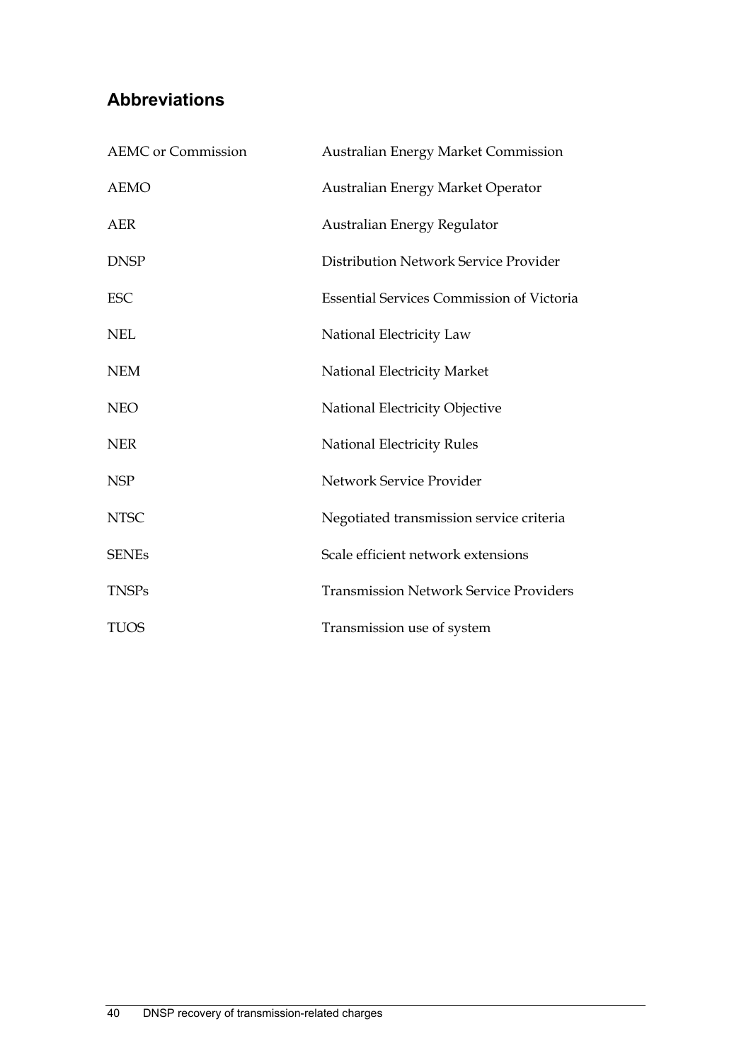## Abbreviations

| | |
|---|---|
| AEMC or Commission | Australian Energy Market Commission |
| AEMO | Australian Energy Market Operator |
| AER | Australian Energy Regulator |
| DNSP | Distribution Network Service Provider |
| ESC | Essential Services Commission of Victoria |
| NEL | National Electricity Law |
| NEM | National Electricity Market |
| NEO | National Electricity Objective |
| NER | National Electricity Rules |
| NSP | Network Service Provider |
| NTSC | Negotiated transmission service criteria |
| SENEs | Scale efficient network extensions |
| TNSPs | Transmission Network Service Providers |
| TUOS | Transmission use of system |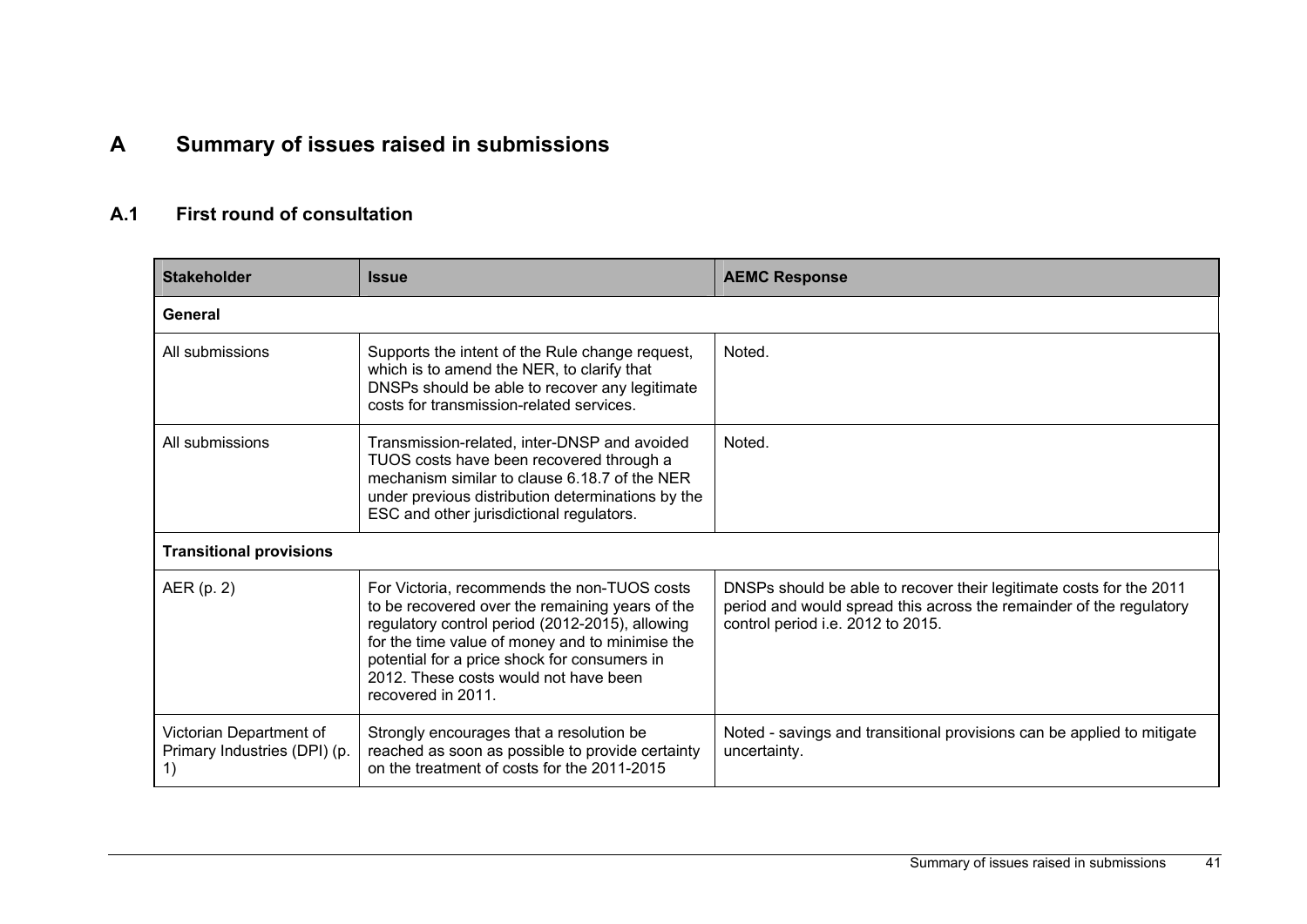# A Summary of issues raised in submissions

## A.1 First round of consultation

| Stakeholder | Issue | AEMC Response |
|---|---|---|
| **General** | | |
| All submissions | Supports the intent of the Rule change request, which is to amend the NER, to clarify that DNSPs should be able to recover any legitimate costs for transmission-related services. | Noted. |
| All submissions | Transmission-related, inter-DNSP and avoided TUOS costs have been recovered through a mechanism similar to clause 6.18.7 of the NER under previous distribution determinations by the ESC and other jurisdictional regulators. | Noted. |
| **Transitional provisions** | | |
| AER (p. 2) | For Victoria, recommends the non-TUOS costs to be recovered over the remaining years of the regulatory control period (2012-2015), allowing for the time value of money and to minimise the potential for a price shock for consumers in 2012. These costs would not have been recovered in 2011. | DNSPs should be able to recover their legitimate costs for the 2011 period and would spread this across the remainder of the regulatory control period i.e. 2012 to 2015. |
| Victorian Department of Primary Industries (DPI) (p. 1) | Strongly encourages that a resolution be reached as soon as possible to provide certainty on the treatment of costs for the 2011-2015 | Noted - savings and transitional provisions can be applied to mitigate uncertainty. |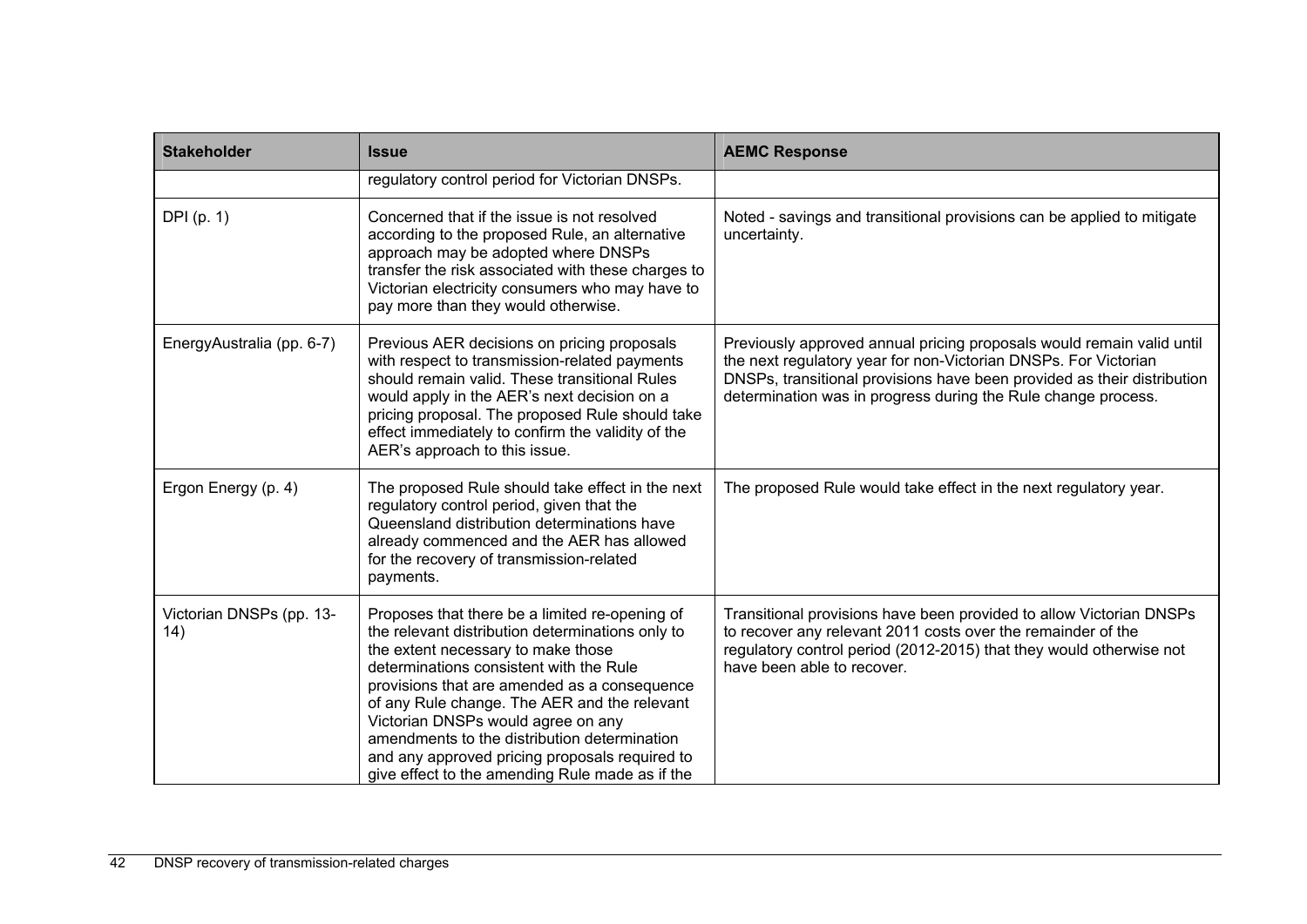| Stakeholder | Issue | AEMC Response |
|---|---|---|
| | regulatory control period for Victorian DNSPs. | |
| DPI (p. 1) | Concerned that if the issue is not resolved according to the proposed Rule, an alternative approach may be adopted where DNSPs transfer the risk associated with these charges to Victorian electricity consumers who may have to pay more than they would otherwise. | Noted - savings and transitional provisions can be applied to mitigate uncertainty. |
| EnergyAustralia (pp. 6-7) | Previous AER decisions on pricing proposals with respect to transmission-related payments should remain valid. These transitional Rules would apply in the AER's next decision on a pricing proposal. The proposed Rule should take effect immediately to confirm the validity of the AER's approach to this issue. | Previously approved annual pricing proposals would remain valid until the next regulatory year for non-Victorian DNSPs. For Victorian DNSPs, transitional provisions have been provided as their distribution determination was in progress during the Rule change process. |
| Ergon Energy (p. 4) | The proposed Rule should take effect in the next regulatory control period, given that the Queensland distribution determinations have already commenced and the AER has allowed for the recovery of transmission-related payments. | The proposed Rule would take effect in the next regulatory year. |
| Victorian DNSPs (pp. 13-14) | Proposes that there be a limited re-opening of the relevant distribution determinations only to the extent necessary to make those determinations consistent with the Rule provisions that are amended as a consequence of any Rule change. The AER and the relevant Victorian DNSPs would agree on any amendments to the distribution determination and any approved pricing proposals required to give effect to the amending Rule made as if the | Transitional provisions have been provided to allow Victorian DNSPs to recover any relevant 2011 costs over the remainder of the regulatory control period (2012-2015) that they would otherwise not have been able to recover. |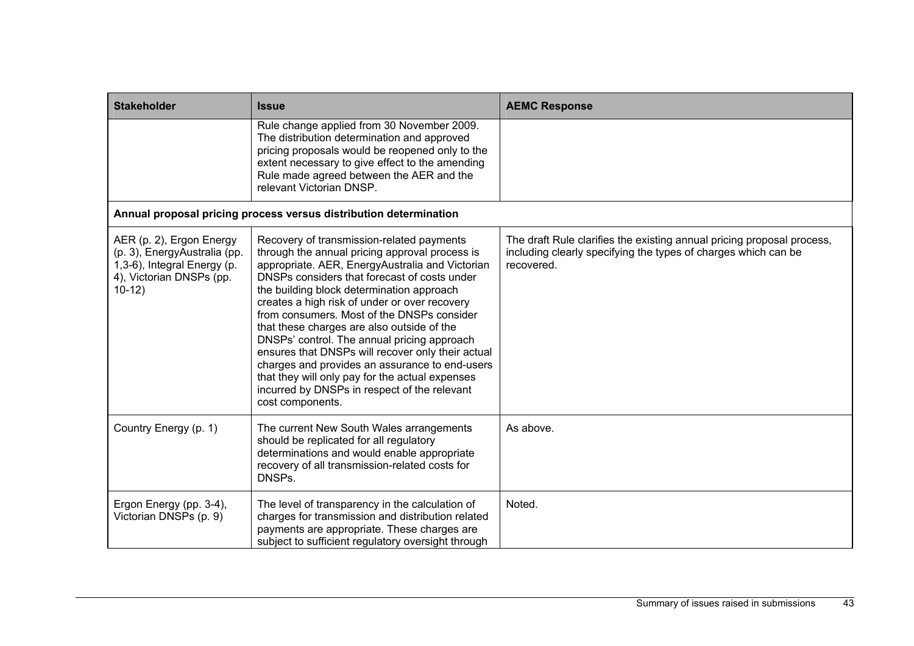| Stakeholder | Issue | AEMC Response |
|---|---|---|
| | Rule change applied from 30 November 2009. The distribution determination and approved pricing proposals would be reopened only to the extent necessary to give effect to the amending Rule made agreed between the AER and the relevant Victorian DNSP. | |
| **Annual proposal pricing process versus distribution determination** | | |
| AER (p. 2), Ergon Energy (p. 3), EnergyAustralia (pp. 1,3-6), Integral Energy (p. 4), Victorian DNSPs (pp. 10-12) | Recovery of transmission-related payments through the annual pricing approval process is appropriate. AER, EnergyAustralia and Victorian DNSPs considers that forecast of costs under the building block determination approach creates a high risk of under or over recovery from consumers. Most of the DNSPs consider that these charges are also outside of the DNSPs' control. The annual pricing approach ensures that DNSPs will recover only their actual charges and provides an assurance to end-users that they will only pay for the actual expenses incurred by DNSPs in respect of the relevant cost components. | The draft Rule clarifies the existing annual pricing proposal process, including clearly specifying the types of charges which can be recovered. |
| Country Energy (p. 1) | The current New South Wales arrangements should be replicated for all regulatory determinations and would enable appropriate recovery of all transmission-related costs for DNSPs. | As above. |
| Ergon Energy (pp. 3-4), Victorian DNSPs (p. 9) | The level of transparency in the calculation of charges for transmission and distribution related payments are appropriate. These charges are subject to sufficient regulatory oversight through | Noted. |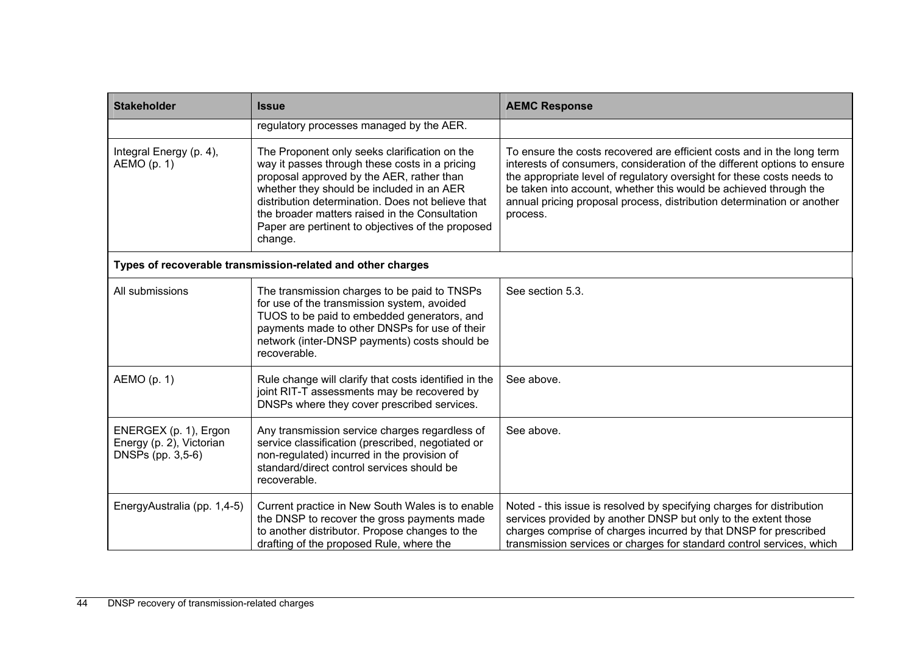| Stakeholder | Issue | AEMC Response |
|---|---|---|
| | regulatory processes managed by the AER. | |
| Integral Energy (p. 4), AEMO (p. 1) | The Proponent only seeks clarification on the way it passes through these costs in a pricing proposal approved by the AER, rather than whether they should be included in an AER distribution determination. Does not believe that the broader matters raised in the Consultation Paper are pertinent to objectives of the proposed change. | To ensure the costs recovered are efficient costs and in the long term interests of consumers, consideration of the different options to ensure the appropriate level of regulatory oversight for these costs needs to be taken into account, whether this would be achieved through the annual pricing proposal process, distribution determination or another process. |
| **Types of recoverable transmission-related and other charges** | | |
| All submissions | The transmission charges to be paid to TNSPs for use of the transmission system, avoided TUOS to be paid to embedded generators, and payments made to other DNSPs for use of their network (inter-DNSP payments) costs should be recoverable. | See section 5.3. |
| AEMO (p. 1) | Rule change will clarify that costs identified in the joint RIT-T assessments may be recovered by DNSPs where they cover prescribed services. | See above. |
| ENERGEX (p. 1), Ergon Energy (p. 2), Victorian DNSPs (pp. 3,5-6) | Any transmission service charges regardless of service classification (prescribed, negotiated or non-regulated) incurred in the provision of standard/direct control services should be recoverable. | See above. |
| EnergyAustralia (pp. 1,4-5) | Current practice in New South Wales is to enable the DNSP to recover the gross payments made to another distributor. Propose changes to the drafting of the proposed Rule, where the | Noted - this issue is resolved by specifying charges for distribution services provided by another DNSP but only to the extent those charges comprise of charges incurred by that DNSP for prescribed transmission services or charges for standard control services, which |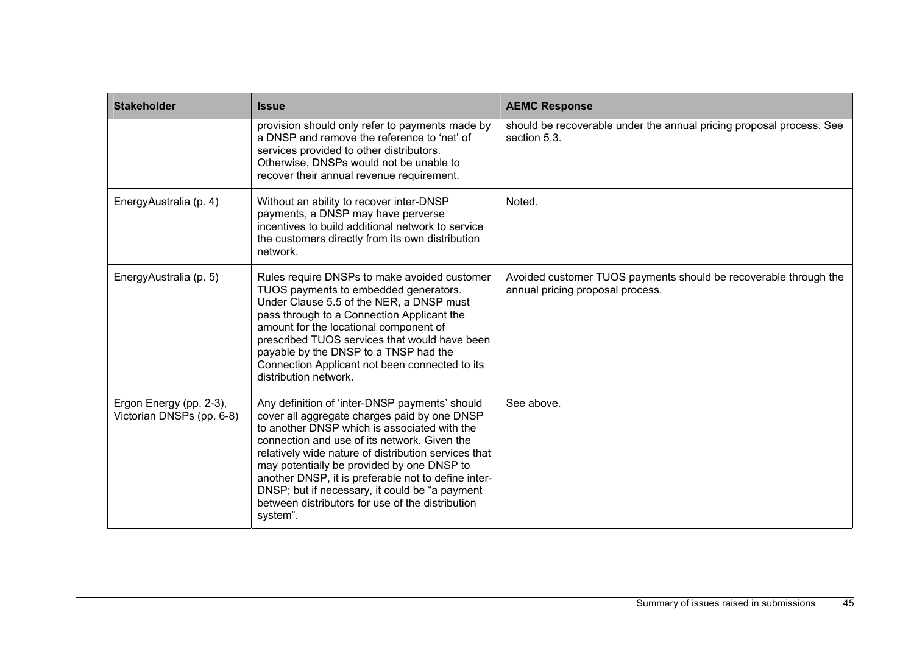| Stakeholder | Issue | AEMC Response |
|---|---|---|
| | provision should only refer to payments made by a DNSP and remove the reference to 'net' of services provided to other distributors. Otherwise, DNSPs would not be unable to recover their annual revenue requirement. | should be recoverable under the annual pricing proposal process. See section 5.3. |
| EnergyAustralia (p. 4) | Without an ability to recover inter-DNSP payments, a DNSP may have perverse incentives to build additional network to service the customers directly from its own distribution network. | Noted. |
| EnergyAustralia (p. 5) | Rules require DNSPs to make avoided customer TUOS payments to embedded generators. Under Clause 5.5 of the NER, a DNSP must pass through to a Connection Applicant the amount for the locational component of prescribed TUOS services that would have been payable by the DNSP to a TNSP had the Connection Applicant not been connected to its distribution network. | Avoided customer TUOS payments should be recoverable through the annual pricing proposal process. |
| Ergon Energy (pp. 2-3), Victorian DNSPs (pp. 6-8) | Any definition of 'inter-DNSP payments' should cover all aggregate charges paid by one DNSP to another DNSP which is associated with the connection and use of its network. Given the relatively wide nature of distribution services that may potentially be provided by one DNSP to another DNSP, it is preferable not to define inter-DNSP; but if necessary, it could be "a payment between distributors for use of the distribution system". | See above. |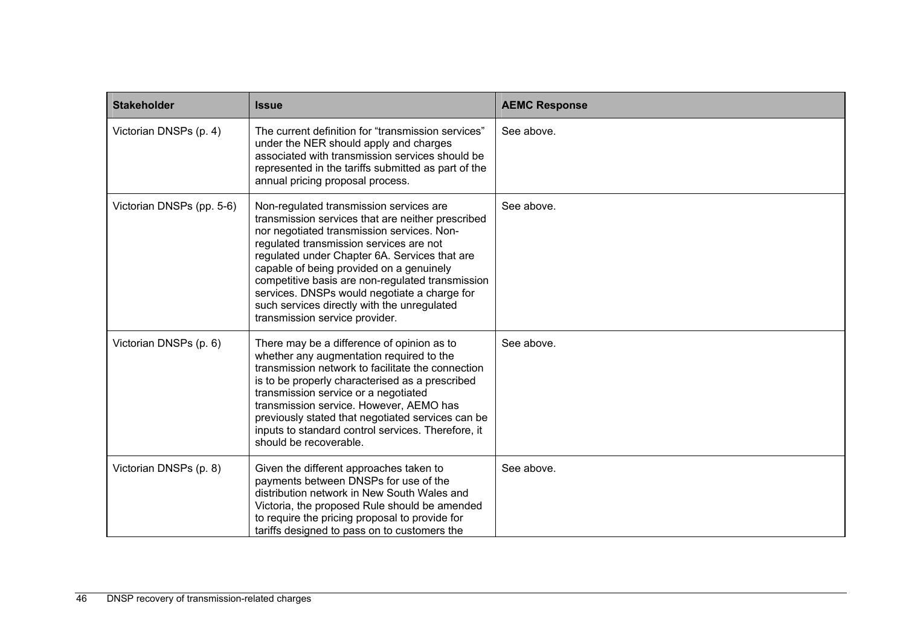| Stakeholder | Issue | AEMC Response |
| --- | --- | --- |
| Victorian DNSPs (p. 4) | The current definition for "transmission services" under the NER should apply and charges associated with transmission services should be represented in the tariffs submitted as part of the annual pricing proposal process. | See above. |
| Victorian DNSPs (pp. 5-6) | Non-regulated transmission services are transmission services that are neither prescribed nor negotiated transmission services. Non-regulated transmission services are not regulated under Chapter 6A. Services that are capable of being provided on a genuinely competitive basis are non-regulated transmission services. DNSPs would negotiate a charge for such services directly with the unregulated transmission service provider. | See above. |
| Victorian DNSPs (p. 6) | There may be a difference of opinion as to whether any augmentation required to the transmission network to facilitate the connection is to be properly characterised as a prescribed transmission service or a negotiated transmission service. However, AEMO has previously stated that negotiated services can be inputs to standard control services. Therefore, it should be recoverable. | See above. |
| Victorian DNSPs (p. 8) | Given the different approaches taken to payments between DNSPs for use of the distribution network in New South Wales and Victoria, the proposed Rule should be amended to require the pricing proposal to provide for tariffs designed to pass on to customers the | See above. |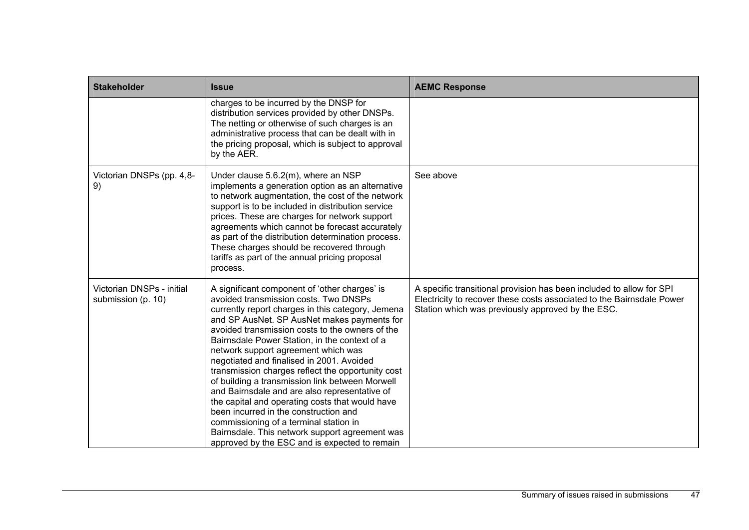| Stakeholder | Issue | AEMC Response |
|---|---|---|
| | charges to be incurred by the DNSP for distribution services provided by other DNSPs. The netting or otherwise of such charges is an administrative process that can be dealt with in the pricing proposal, which is subject to approval by the AER. | |
| Victorian DNSPs (pp. 4,8-9) | Under clause 5.6.2(m), where an NSP implements a generation option as an alternative to network augmentation, the cost of the network support is to be included in distribution service prices. These are charges for network support agreements which cannot be forecast accurately as part of the distribution determination process. These charges should be recovered through tariffs as part of the annual pricing proposal process. | See above |
| Victorian DNSPs - initial submission (p. 10) | A significant component of 'other charges' is avoided transmission costs. Two DNSPs currently report charges in this category, Jemena and SP AusNet. SP AusNet makes payments for avoided transmission costs to the owners of the Bairnsdale Power Station, in the context of a network support agreement which was negotiated and finalised in 2001. Avoided transmission charges reflect the opportunity cost of building a transmission link between Morwell and Bairnsdale and are also representative of the capital and operating costs that would have been incurred in the construction and commissioning of a terminal station in Bairnsdale. This network support agreement was approved by the ESC and is expected to remain | A specific transitional provision has been included to allow for SPI Electricity to recover these costs associated to the Bairnsdale Power Station which was previously approved by the ESC. |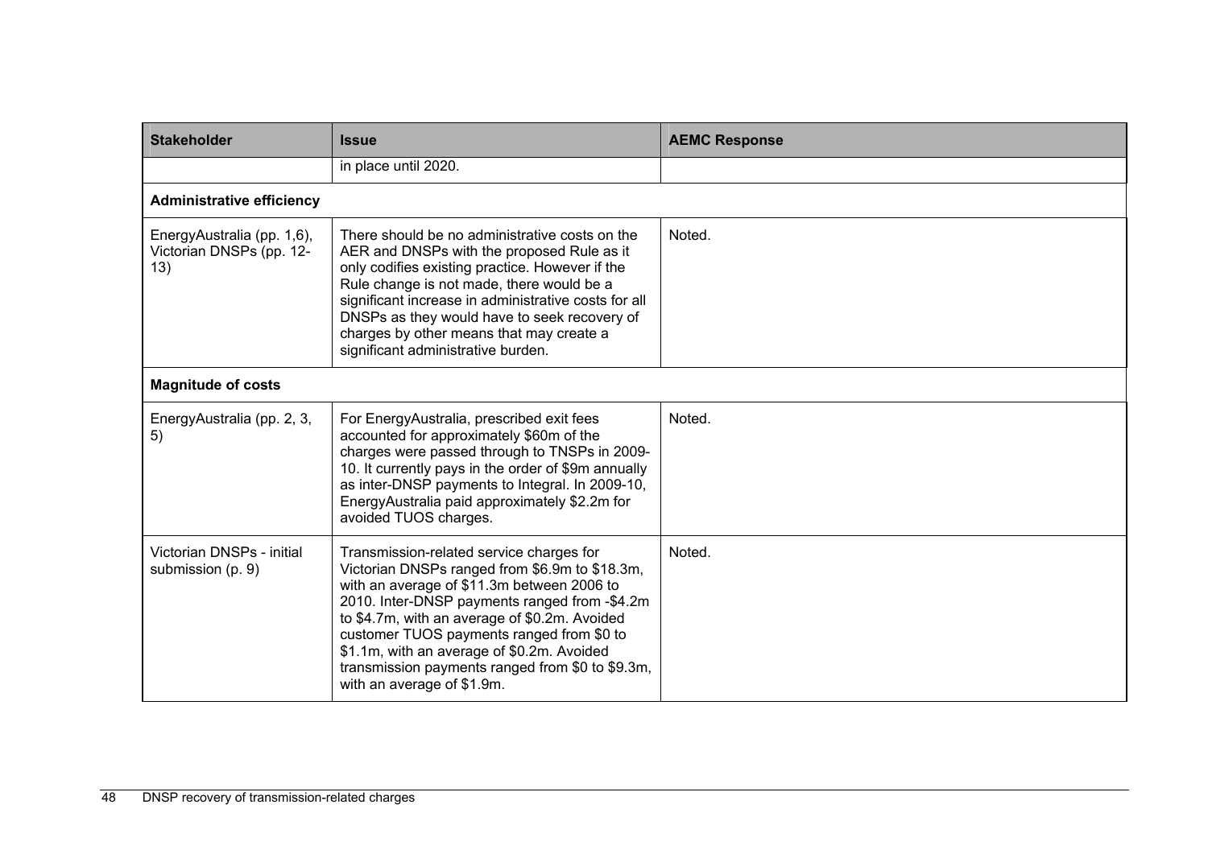| Stakeholder | Issue | AEMC Response |
| --- | --- | --- |
| | in place until 2020. | |
| **Administrative efficiency** | | |
| EnergyAustralia (pp. 1,6), Victorian DNSPs (pp. 12-13) | There should be no administrative costs on the AER and DNSPs with the proposed Rule as it only codifies existing practice. However if the Rule change is not made, there would be a significant increase in administrative costs for all DNSPs as they would have to seek recovery of charges by other means that may create a significant administrative burden. | Noted. |
| **Magnitude of costs** | | |
| EnergyAustralia (pp. 2, 3, 5) | For EnergyAustralia, prescribed exit fees accounted for approximately $60m of the charges were passed through to TNSPs in 2009-10. It currently pays in the order of $9m annually as inter-DNSP payments to Integral. In 2009-10, EnergyAustralia paid approximately $2.2m for avoided TUOS charges. | Noted. |
| Victorian DNSPs - initial submission (p. 9) | Transmission-related service charges for Victorian DNSPs ranged from $6.9m to $18.3m, with an average of $11.3m between 2006 to 2010. Inter-DNSP payments ranged from -$4.2m to $4.7m, with an average of $0.2m. Avoided customer TUOS payments ranged from $0 to $1.1m, with an average of $0.2m. Avoided transmission payments ranged from $0 to $9.3m, with an average of $1.9m. | Noted. |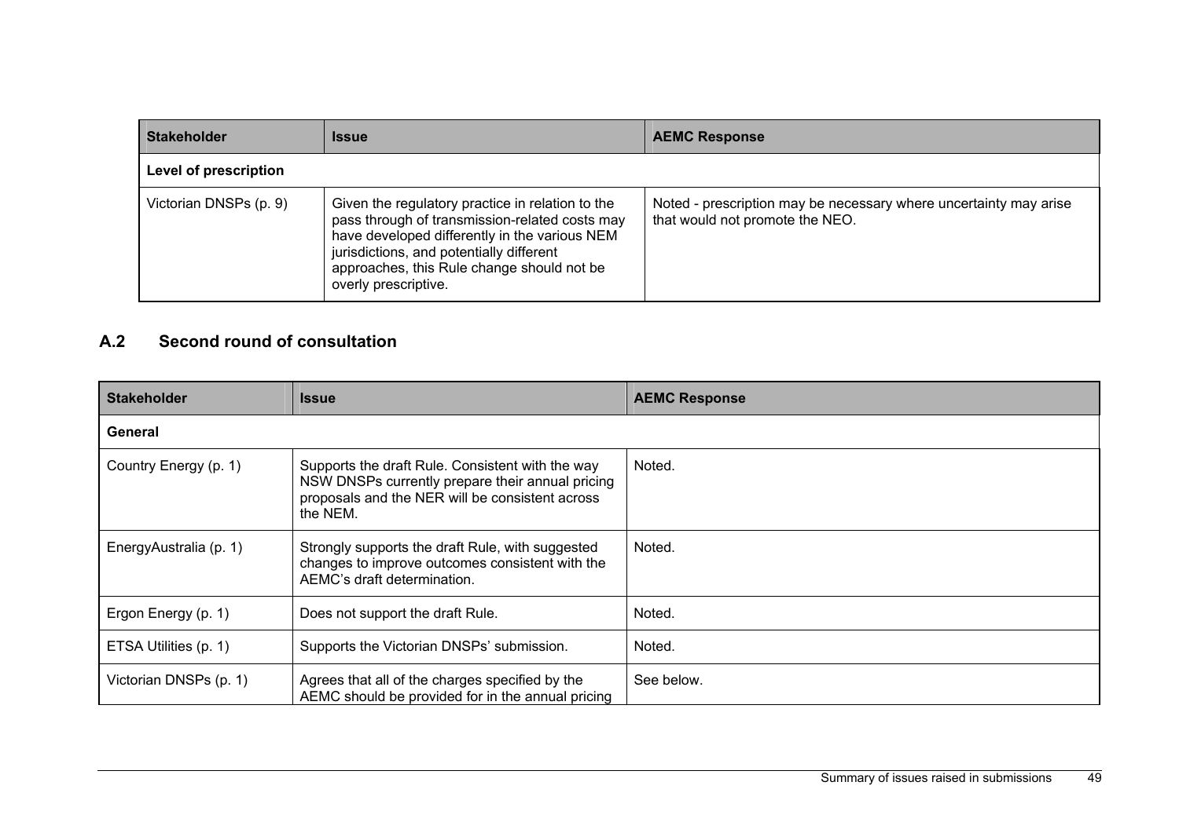| Stakeholder | Issue | AEMC Response |
| --- | --- | --- |
| **Level of prescription** | | |
| Victorian DNSPs (p. 9) | Given the regulatory practice in relation to the pass through of transmission-related costs may have developed differently in the various NEM jurisdictions, and potentially different approaches, this Rule change should not be overly prescriptive. | Noted - prescription may be necessary where uncertainty may arise that would not promote the NEO. |

## A.2 Second round of consultation

| Stakeholder | Issue | AEMC Response |
| --- | --- | --- |
| **General** | | |
| Country Energy (p. 1) | Supports the draft Rule. Consistent with the way NSW DNSPs currently prepare their annual pricing proposals and the NER will be consistent across the NEM. | Noted. |
| EnergyAustralia (p. 1) | Strongly supports the draft Rule, with suggested changes to improve outcomes consistent with the AEMC's draft determination. | Noted. |
| Ergon Energy (p. 1) | Does not support the draft Rule. | Noted. |
| ETSA Utilities (p. 1) | Supports the Victorian DNSPs' submission. | Noted. |
| Victorian DNSPs (p. 1) | Agrees that all of the charges specified by the AEMC should be provided for in the annual pricing | See below. |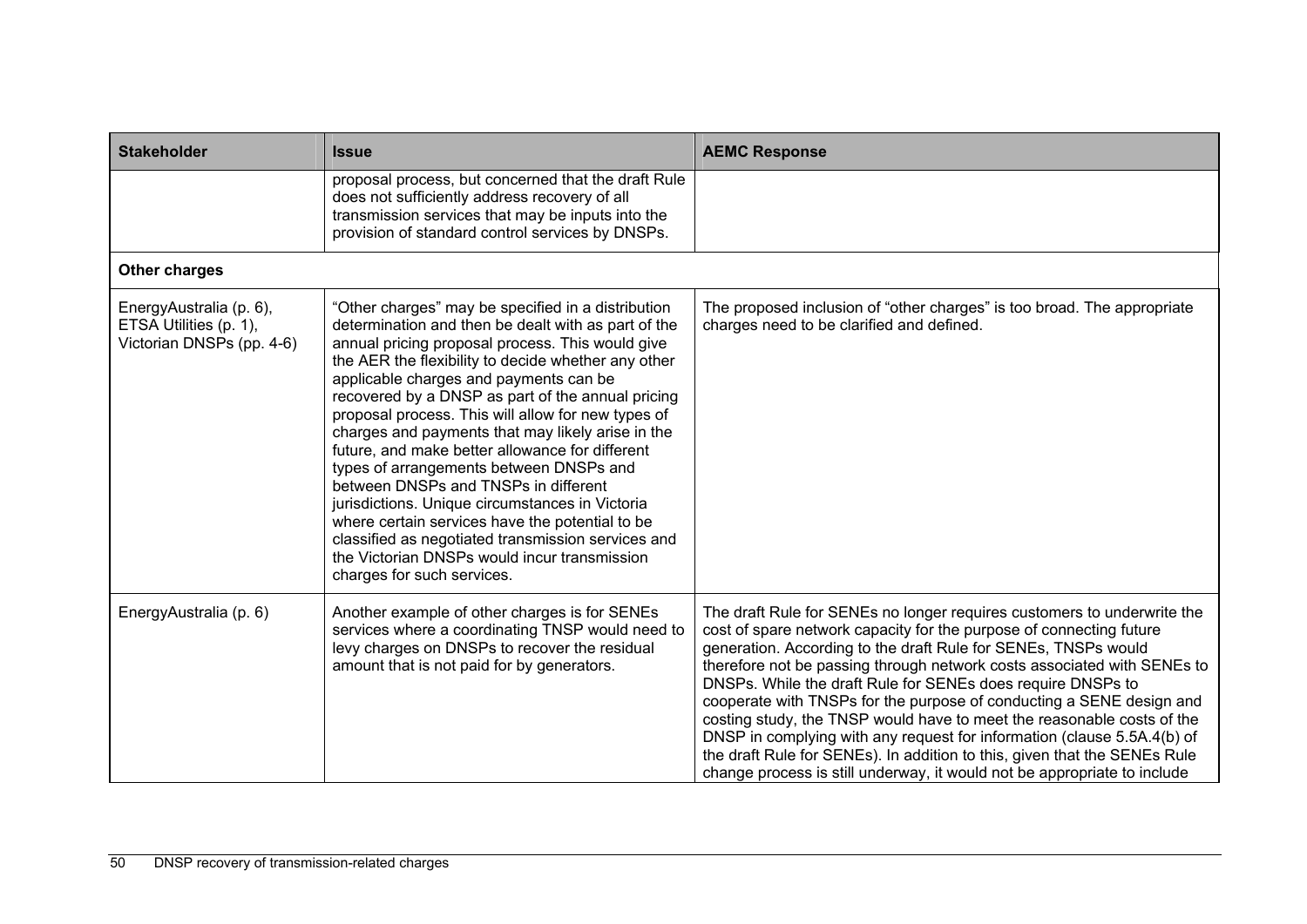| Stakeholder | Issue | AEMC Response |
|---|---|---|
| | proposal process, but concerned that the draft Rule does not sufficiently address recovery of all transmission services that may be inputs into the provision of standard control services by DNSPs. | |
| **Other charges** | | |
| EnergyAustralia (p. 6), ETSA Utilities (p. 1), Victorian DNSPs (pp. 4-6) | "Other charges" may be specified in a distribution determination and then be dealt with as part of the annual pricing proposal process. This would give the AER the flexibility to decide whether any other applicable charges and payments can be recovered by a DNSP as part of the annual pricing proposal process. This will allow for new types of charges and payments that may likely arise in the future, and make better allowance for different types of arrangements between DNSPs and between DNSPs and TNSPs in different jurisdictions. Unique circumstances in Victoria where certain services have the potential to be classified as negotiated transmission services and the Victorian DNSPs would incur transmission charges for such services. | The proposed inclusion of "other charges" is too broad. The appropriate charges need to be clarified and defined. |
| EnergyAustralia (p. 6) | Another example of other charges is for SENEs services where a coordinating TNSP would need to levy charges on DNSPs to recover the residual amount that is not paid for by generators. | The draft Rule for SENEs no longer requires customers to underwrite the cost of spare network capacity for the purpose of connecting future generation. According to the draft Rule for SENEs, TNSPs would therefore not be passing through network costs associated with SENEs to DNSPs. While the draft Rule for SENEs does require DNSPs to cooperate with TNSPs for the purpose of conducting a SENE design and costing study, the TNSP would have to meet the reasonable costs of the DNSP in complying with any request for information (clause 5.5A.4(b) of the draft Rule for SENEs). In addition to this, given that the SENEs Rule change process is still underway, it would not be appropriate to include |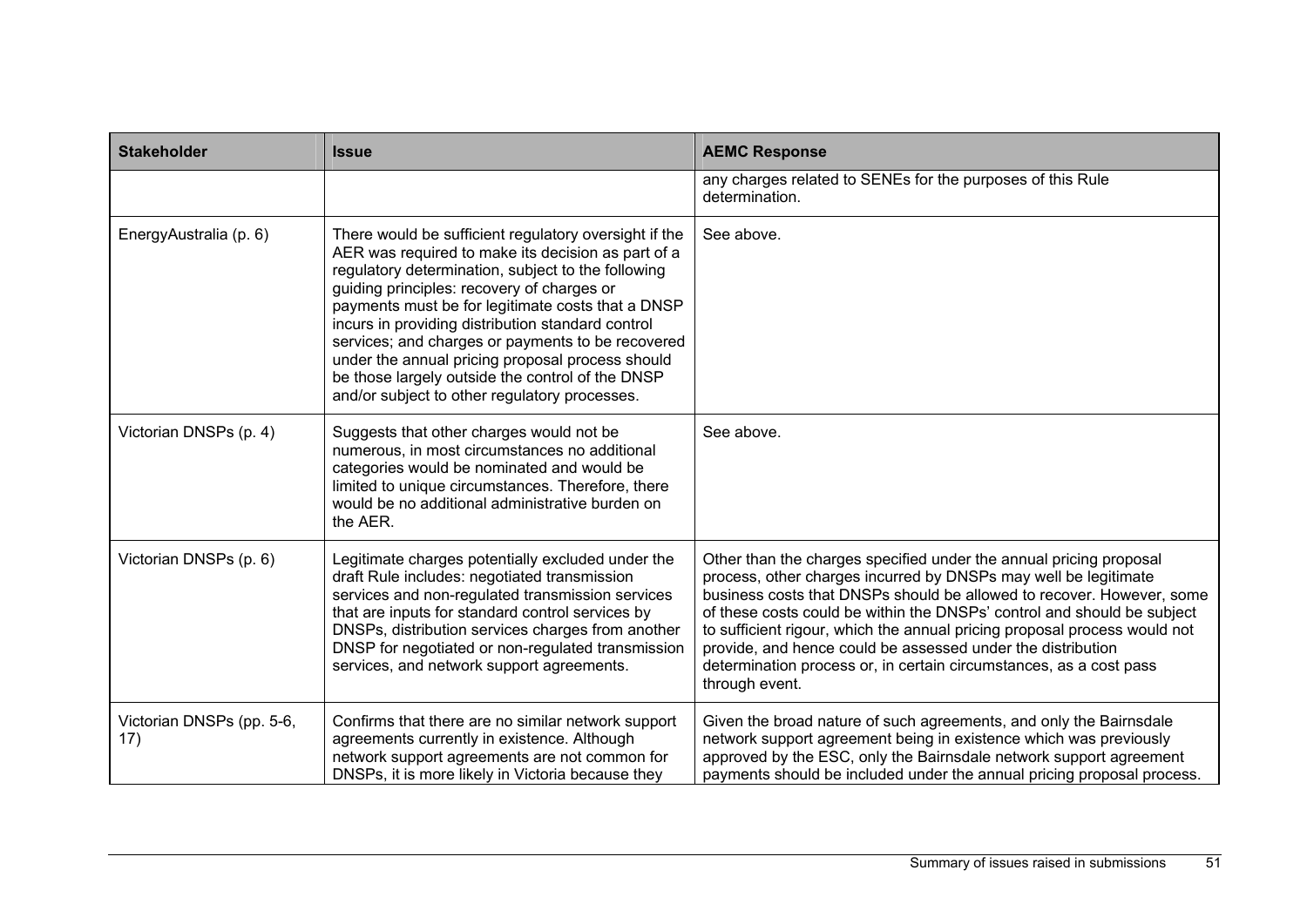| Stakeholder | Issue | AEMC Response |
|---|---|---|
| | | any charges related to SENEs for the purposes of this Rule determination. |
| EnergyAustralia (p. 6) | There would be sufficient regulatory oversight if the AER was required to make its decision as part of a regulatory determination, subject to the following guiding principles: recovery of charges or payments must be for legitimate costs that a DNSP incurs in providing distribution standard control services; and charges or payments to be recovered under the annual pricing proposal process should be those largely outside the control of the DNSP and/or subject to other regulatory processes. | See above. |
| Victorian DNSPs (p. 4) | Suggests that other charges would not be numerous, in most circumstances no additional categories would be nominated and would be limited to unique circumstances. Therefore, there would be no additional administrative burden on the AER. | See above. |
| Victorian DNSPs (p. 6) | Legitimate charges potentially excluded under the draft Rule includes: negotiated transmission services and non-regulated transmission services that are inputs for standard control services by DNSPs, distribution services charges from another DNSP for negotiated or non-regulated transmission services, and network support agreements. | Other than the charges specified under the annual pricing proposal process, other charges incurred by DNSPs may well be legitimate business costs that DNSPs should be allowed to recover. However, some of these costs could be within the DNSPs' control and should be subject to sufficient rigour, which the annual pricing proposal process would not provide, and hence could be assessed under the distribution determination process or, in certain circumstances, as a cost pass through event. |
| Victorian DNSPs (pp. 5-6, 17) | Confirms that there are no similar network support agreements currently in existence. Although network support agreements are not common for DNSPs, it is more likely in Victoria because they | Given the broad nature of such agreements, and only the Bairnsdale network support agreement being in existence which was previously approved by the ESC, only the Bairnsdale network support agreement payments should be included under the annual pricing proposal process. |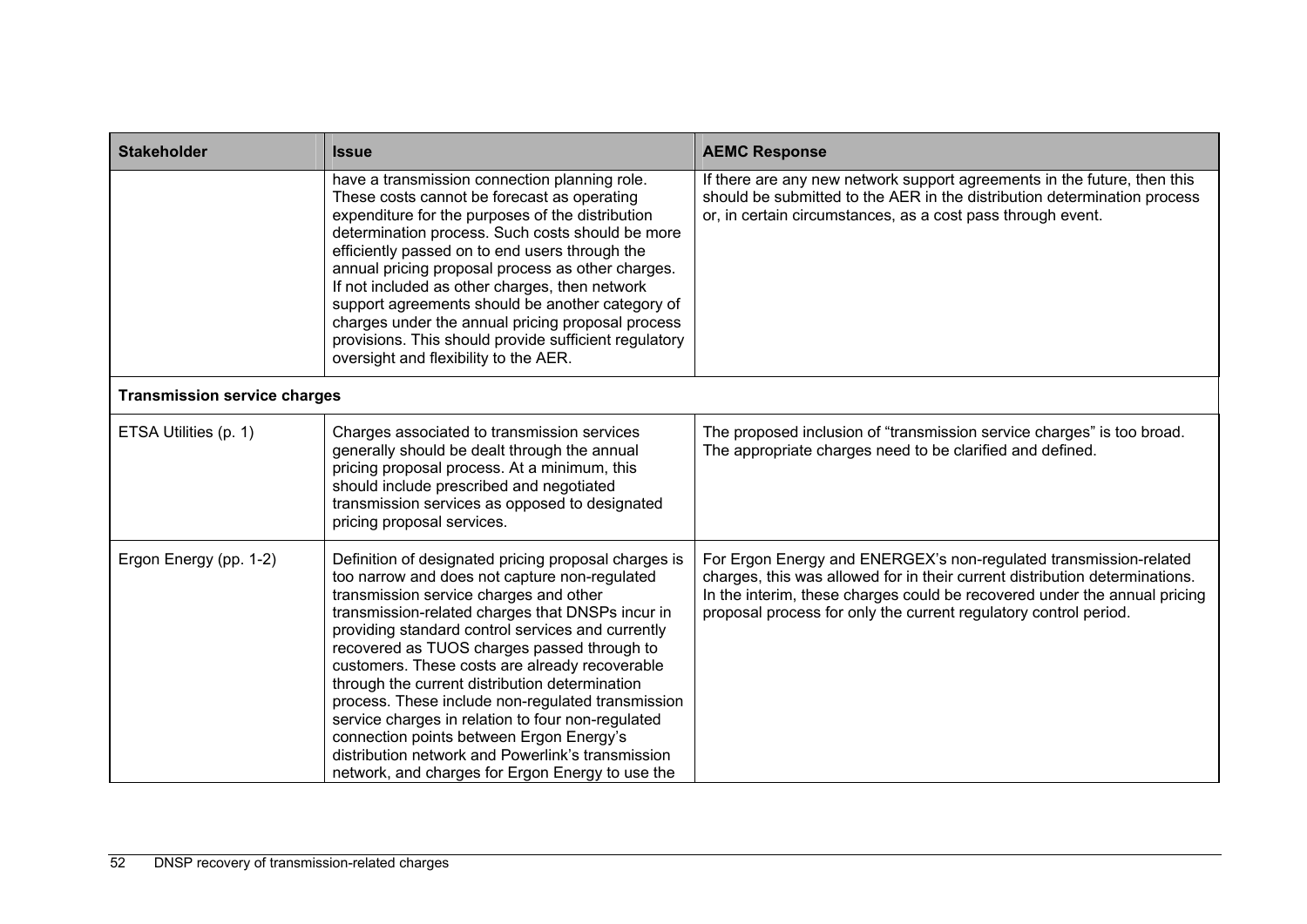| Stakeholder | Issue | AEMC Response |
|---|---|---|
| | have a transmission connection planning role. These costs cannot be forecast as operating expenditure for the purposes of the distribution determination process. Such costs should be more efficiently passed on to end users through the annual pricing proposal process as other charges. If not included as other charges, then network support agreements should be another category of charges under the annual pricing proposal process provisions. This should provide sufficient regulatory oversight and flexibility to the AER. | If there are any new network support agreements in the future, then this should be submitted to the AER in the distribution determination process or, in certain circumstances, as a cost pass through event. |
| **Transmission service charges** | | |
| ETSA Utilities (p. 1) | Charges associated to transmission services generally should be dealt through the annual pricing proposal process. At a minimum, this should include prescribed and negotiated transmission services as opposed to designated pricing proposal services. | The proposed inclusion of "transmission service charges" is too broad. The appropriate charges need to be clarified and defined. |
| Ergon Energy (pp. 1-2) | Definition of designated pricing proposal charges is too narrow and does not capture non-regulated transmission service charges and other transmission-related charges that DNSPs incur in providing standard control services and currently recovered as TUOS charges passed through to customers. These costs are already recoverable through the current distribution determination process. These include non-regulated transmission service charges in relation to four non-regulated connection points between Ergon Energy's distribution network and Powerlink's transmission network, and charges for Ergon Energy to use the | For Ergon Energy and ENERGEX's non-regulated transmission-related charges, this was allowed for in their current distribution determinations. In the interim, these charges could be recovered under the annual pricing proposal process for only the current regulatory control period. |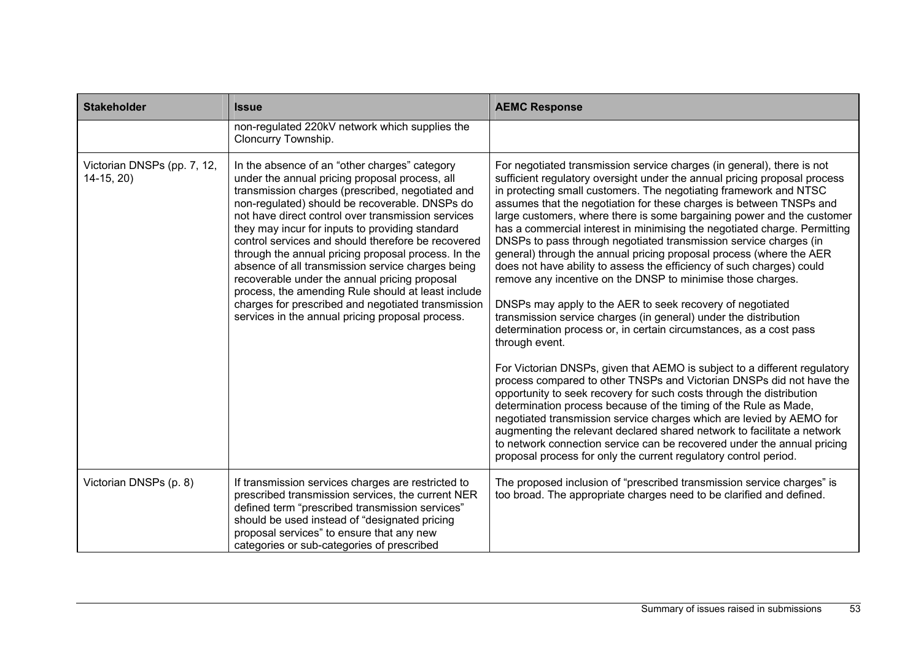| Stakeholder | Issue | AEMC Response |
| --- | --- | --- |
| | non-regulated 220kV network which supplies the Cloncurry Township. | |
| Victorian DNSPs (pp. 7, 12, 14-15, 20) | In the absence of an "other charges" category under the annual pricing proposal process, all transmission charges (prescribed, negotiated and non-regulated) should be recoverable. DNSPs do not have direct control over transmission services they may incur for inputs to providing standard control services and should therefore be recovered through the annual pricing proposal process. In the absence of all transmission service charges being recoverable under the annual pricing proposal process, the amending Rule should at least include charges for prescribed and negotiated transmission services in the annual pricing proposal process. | For negotiated transmission service charges (in general), there is not sufficient regulatory oversight under the annual pricing proposal process in protecting small customers. The negotiating framework and NTSC assumes that the negotiation for these charges is between TNSPs and large customers, where there is some bargaining power and the customer has a commercial interest in minimising the negotiated charge. Permitting DNSPs to pass through negotiated transmission service charges (in general) through the annual pricing proposal process (where the AER does not have ability to assess the efficiency of such charges) could remove any incentive on the DNSP to minimise those charges.<br><br>DNSPs may apply to the AER to seek recovery of negotiated transmission service charges (in general) under the distribution determination process or, in certain circumstances, as a cost pass through event.<br><br>For Victorian DNSPs, given that AEMO is subject to a different regulatory process compared to other TNSPs and Victorian DNSPs did not have the opportunity to seek recovery for such costs through the distribution determination process because of the timing of the Rule as Made, negotiated transmission service charges which are levied by AEMO for augmenting the relevant declared shared network to facilitate a network to network connection service can be recovered under the annual pricing proposal process for only the current regulatory control period. |
| Victorian DNSPs (p. 8) | If transmission services charges are restricted to prescribed transmission services, the current NER defined term "prescribed transmission services" should be used instead of "designated pricing proposal services" to ensure that any new categories or sub-categories of prescribed | The proposed inclusion of "prescribed transmission service charges" is too broad. The appropriate charges need to be clarified and defined. |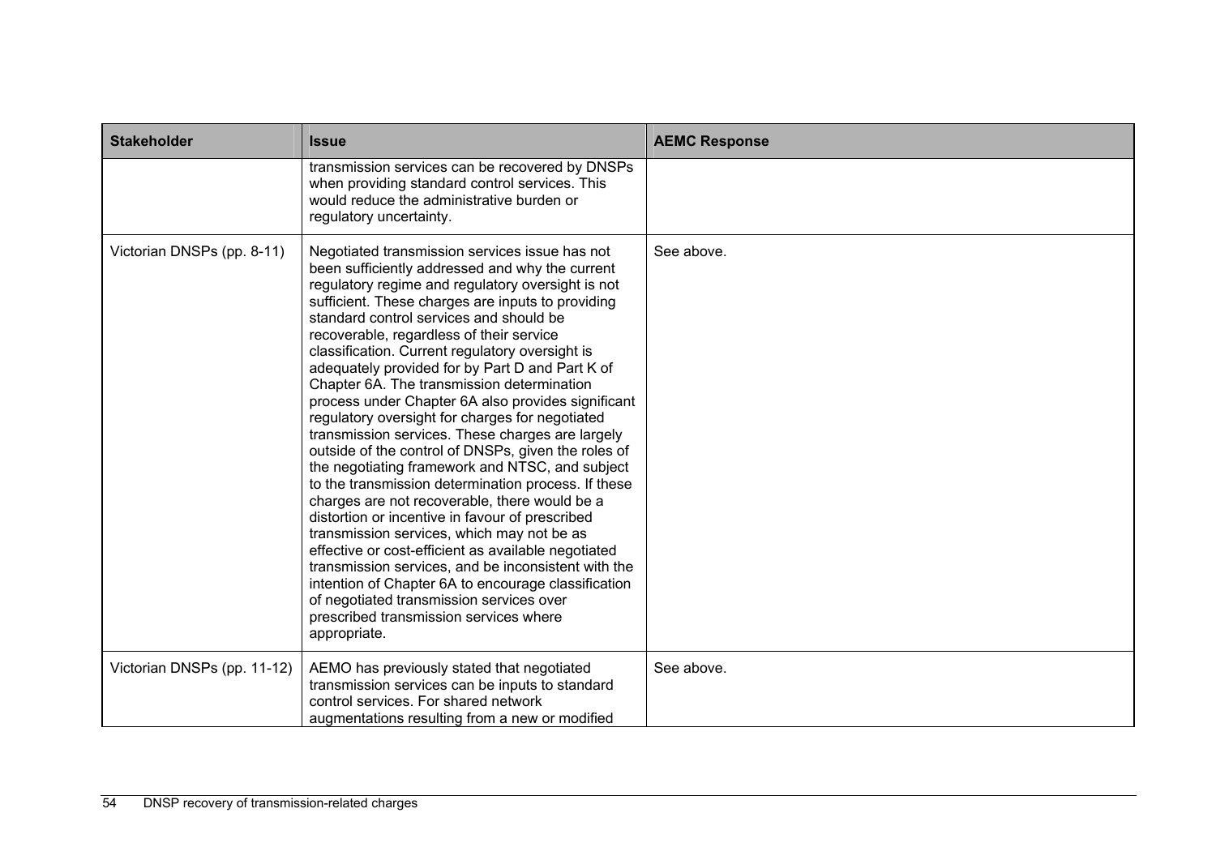| Stakeholder | Issue | AEMC Response |
|---|---|---|
| | transmission services can be recovered by DNSPs when providing standard control services. This would reduce the administrative burden or regulatory uncertainty. | |
| Victorian DNSPs (pp. 8-11) | Negotiated transmission services issue has not been sufficiently addressed and why the current regulatory regime and regulatory oversight is not sufficient. These charges are inputs to providing standard control services and should be recoverable, regardless of their service classification. Current regulatory oversight is adequately provided for by Part D and Part K of Chapter 6A. The transmission determination process under Chapter 6A also provides significant regulatory oversight for charges for negotiated transmission services. These charges are largely outside of the control of DNSPs, given the roles of the negotiating framework and NTSC, and subject to the transmission determination process. If these charges are not recoverable, there would be a distortion or incentive in favour of prescribed transmission services, which may not be as effective or cost-efficient as available negotiated transmission services, and be inconsistent with the intention of Chapter 6A to encourage classification of negotiated transmission services over prescribed transmission services where appropriate. | See above. |
| Victorian DNSPs (pp. 11-12) | AEMO has previously stated that negotiated transmission services can be inputs to standard control services. For shared network augmentations resulting from a new or modified | See above. |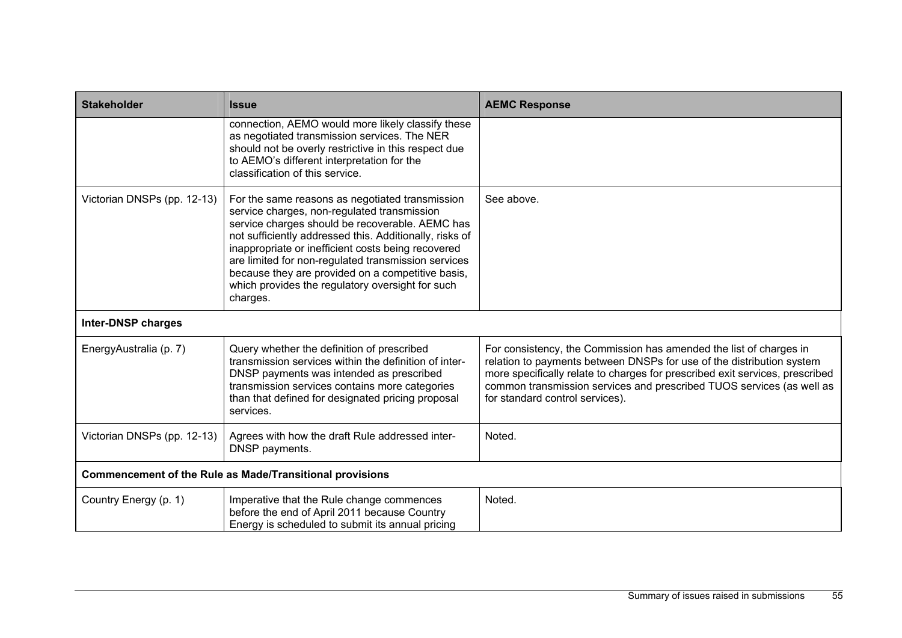| Stakeholder | Issue | AEMC Response |
| --- | --- | --- |
| | connection, AEMO would more likely classify these as negotiated transmission services. The NER should not be overly restrictive in this respect due to AEMO's different interpretation for the classification of this service. | |
| Victorian DNSPs (pp. 12-13) | For the same reasons as negotiated transmission service charges, non-regulated transmission service charges should be recoverable. AEMC has not sufficiently addressed this. Additionally, risks of inappropriate or inefficient costs being recovered are limited for non-regulated transmission services because they are provided on a competitive basis, which provides the regulatory oversight for such charges. | See above. |
| **Inter-DNSP charges** | | |
| EnergyAustralia (p. 7) | Query whether the definition of prescribed transmission services within the definition of inter-DNSP payments was intended as prescribed transmission services contains more categories than that defined for designated pricing proposal services. | For consistency, the Commission has amended the list of charges in relation to payments between DNSPs for use of the distribution system more specifically relate to charges for prescribed exit services, prescribed common transmission services and prescribed TUOS services (as well as for standard control services). |
| Victorian DNSPs (pp. 12-13) | Agrees with how the draft Rule addressed inter-DNSP payments. | Noted. |
| **Commencement of the Rule as Made/Transitional provisions** | | |
| Country Energy (p. 1) | Imperative that the Rule change commences before the end of April 2011 because Country Energy is scheduled to submit its annual pricing | Noted. |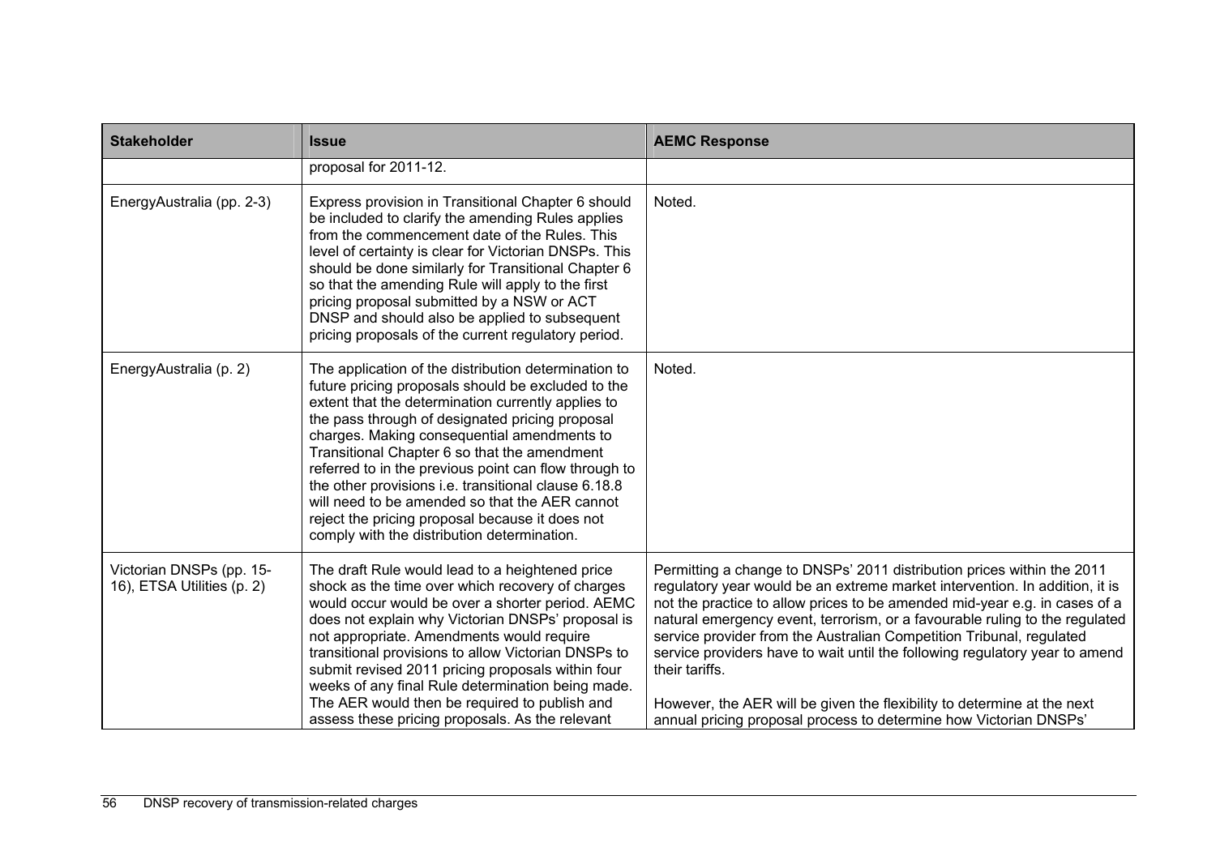| Stakeholder | Issue | AEMC Response |
|---|---|---|
| | proposal for 2011-12. | |
| EnergyAustralia (pp. 2-3) | Express provision in Transitional Chapter 6 should be included to clarify the amending Rules applies from the commencement date of the Rules. This level of certainty is clear for Victorian DNSPs. This should be done similarly for Transitional Chapter 6 so that the amending Rule will apply to the first pricing proposal submitted by a NSW or ACT DNSP and should also be applied to subsequent pricing proposals of the current regulatory period. | Noted. |
| EnergyAustralia (p. 2) | The application of the distribution determination to future pricing proposals should be excluded to the extent that the determination currently applies to the pass through of designated pricing proposal charges. Making consequential amendments to Transitional Chapter 6 so that the amendment referred to in the previous point can flow through to the other provisions i.e. transitional clause 6.18.8 will need to be amended so that the AER cannot reject the pricing proposal because it does not comply with the distribution determination. | Noted. |
| Victorian DNSPs (pp. 15-16), ETSA Utilities (p. 2) | The draft Rule would lead to a heightened price shock as the time over which recovery of charges would occur would be over a shorter period. AEMC does not explain why Victorian DNSPs' proposal is not appropriate. Amendments would require transitional provisions to allow Victorian DNSPs to submit revised 2011 pricing proposals within four weeks of any final Rule determination being made. The AER would then be required to publish and assess these pricing proposals. As the relevant | Permitting a change to DNSPs' 2011 distribution prices within the 2011 regulatory year would be an extreme market intervention. In addition, it is not the practice to allow prices to be amended mid-year e.g. in cases of a natural emergency event, terrorism, or a favourable ruling to the regulated service provider from the Australian Competition Tribunal, regulated service providers have to wait until the following regulatory year to amend their tariffs.<br><br>However, the AER will be given the flexibility to determine at the next annual pricing proposal process to determine how Victorian DNSPs' |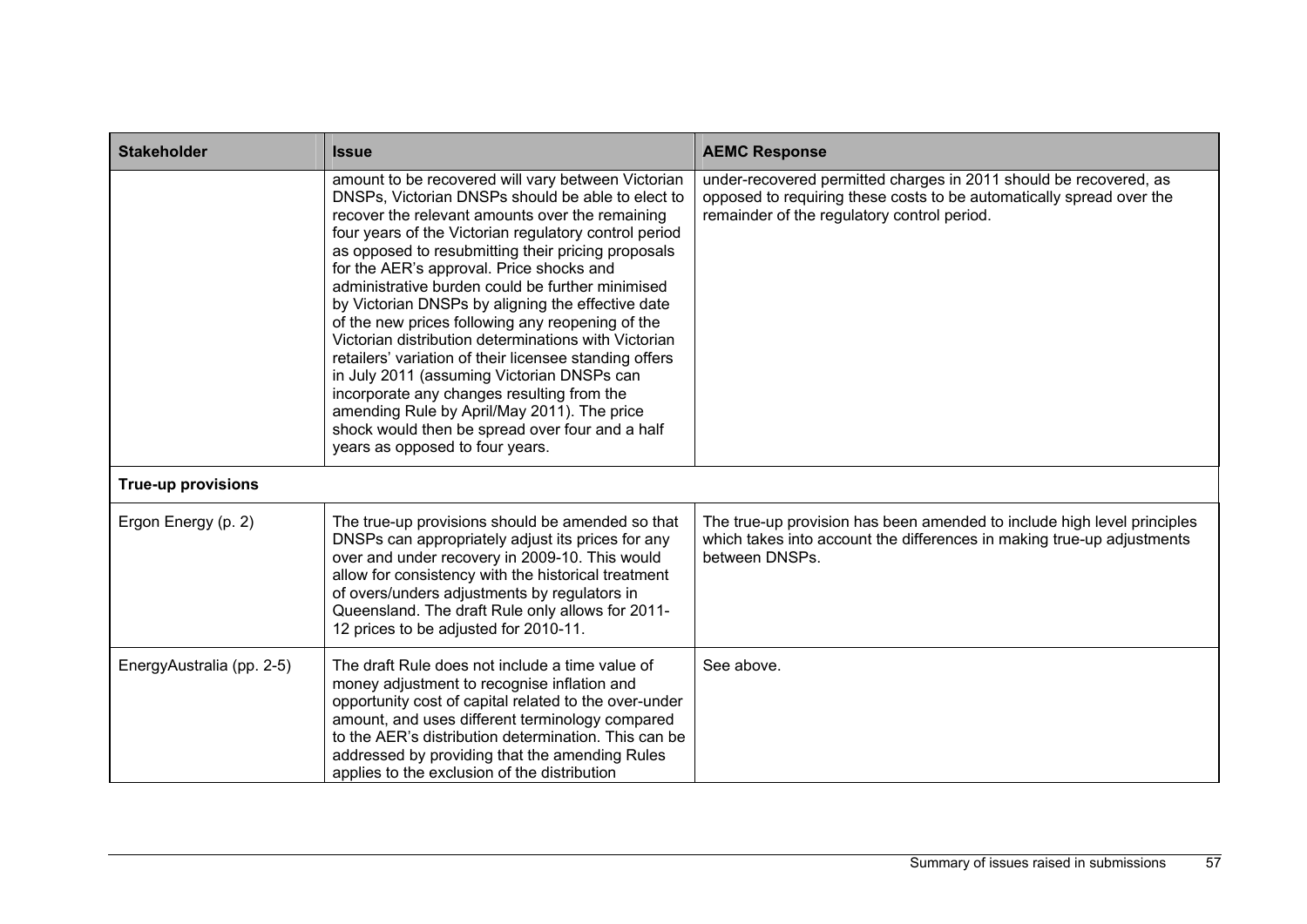| Stakeholder | Issue | AEMC Response |
|---|---|---|
| | amount to be recovered will vary between Victorian DNSPs, Victorian DNSPs should be able to elect to recover the relevant amounts over the remaining four years of the Victorian regulatory control period as opposed to resubmitting their pricing proposals for the AER's approval. Price shocks and administrative burden could be further minimised by Victorian DNSPs by aligning the effective date of the new prices following any reopening of the Victorian distribution determinations with Victorian retailers' variation of their licensee standing offers in July 2011 (assuming Victorian DNSPs can incorporate any changes resulting from the amending Rule by April/May 2011). The price shock would then be spread over four and a half years as opposed to four years. | under-recovered permitted charges in 2011 should be recovered, as opposed to requiring these costs to be automatically spread over the remainder of the regulatory control period. |
| **True-up provisions** | | |
| Ergon Energy (p. 2) | The true-up provisions should be amended so that DNSPs can appropriately adjust its prices for any over and under recovery in 2009-10. This would allow for consistency with the historical treatment of overs/unders adjustments by regulators in Queensland. The draft Rule only allows for 2011-12 prices to be adjusted for 2010-11. | The true-up provision has been amended to include high level principles which takes into account the differences in making true-up adjustments between DNSPs. |
| EnergyAustralia (pp. 2-5) | The draft Rule does not include a time value of money adjustment to recognise inflation and opportunity cost of capital related to the over-under amount, and uses different terminology compared to the AER's distribution determination. This can be addressed by providing that the amending Rules applies to the exclusion of the distribution | See above. |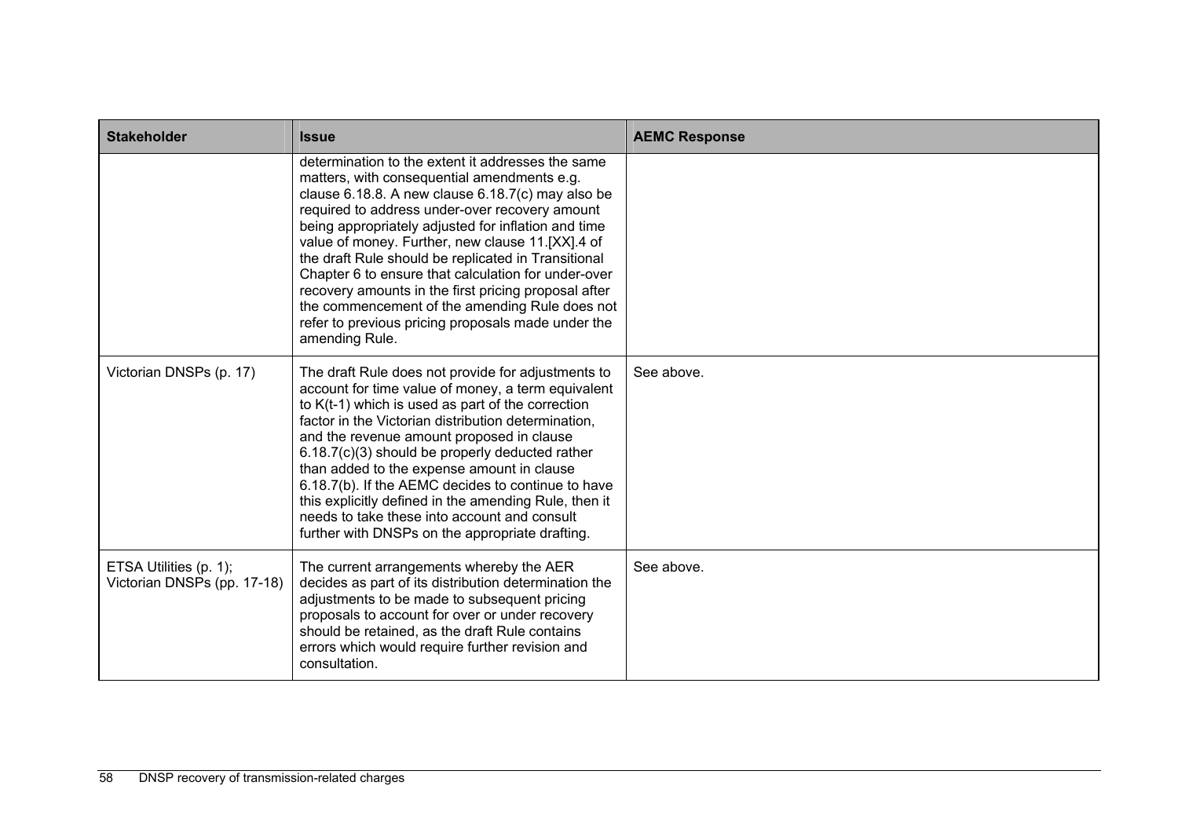| Stakeholder | Issue | AEMC Response |
|---|---|---|
| | determination to the extent it addresses the same matters, with consequential amendments e.g. clause 6.18.8. A new clause 6.18.7(c) may also be required to address under-over recovery amount being appropriately adjusted for inflation and time value of money. Further, new clause 11.[XX].4 of the draft Rule should be replicated in Transitional Chapter 6 to ensure that calculation for under-over recovery amounts in the first pricing proposal after the commencement of the amending Rule does not refer to previous pricing proposals made under the amending Rule. | |
| Victorian DNSPs (p. 17) | The draft Rule does not provide for adjustments to account for time value of money, a term equivalent to K(t-1) which is used as part of the correction factor in the Victorian distribution determination, and the revenue amount proposed in clause 6.18.7(c)(3) should be properly deducted rather than added to the expense amount in clause 6.18.7(b). If the AEMC decides to continue to have this explicitly defined in the amending Rule, then it needs to take these into account and consult further with DNSPs on the appropriate drafting. | See above. |
| ETSA Utilities (p. 1); Victorian DNSPs (pp. 17-18) | The current arrangements whereby the AER decides as part of its distribution determination the adjustments to be made to subsequent pricing proposals to account for over or under recovery should be retained, as the draft Rule contains errors which would require further revision and consultation. | See above. |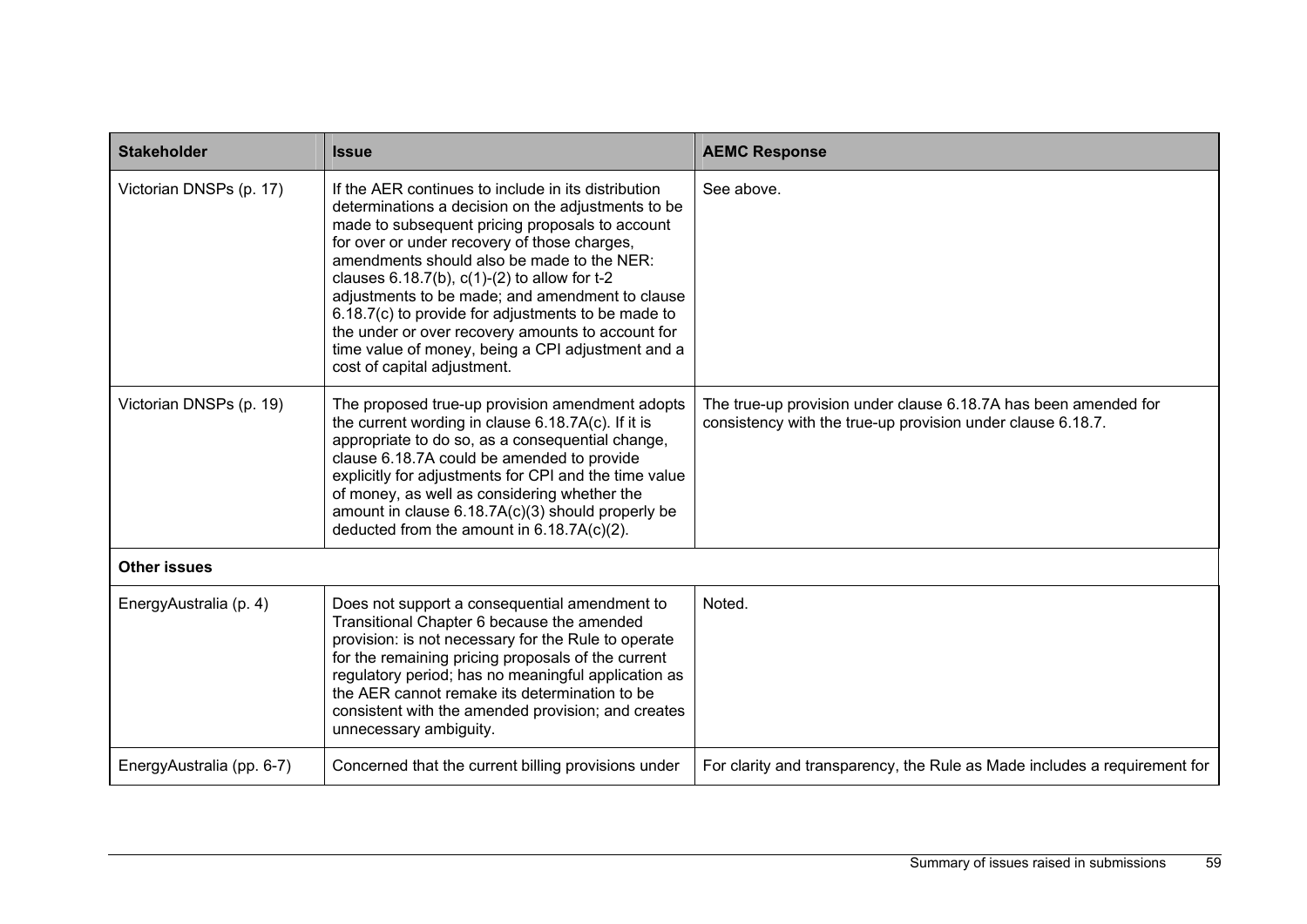| Stakeholder | Issue | AEMC Response |
|---|---|---|
| Victorian DNSPs (p. 17) | If the AER continues to include in its distribution determinations a decision on the adjustments to be made to subsequent pricing proposals to account for over or under recovery of those charges, amendments should also be made to the NER: clauses 6.18.7(b), c(1)-(2) to allow for t-2 adjustments to be made; and amendment to clause 6.18.7(c) to provide for adjustments to be made to the under or over recovery amounts to account for time value of money, being a CPI adjustment and a cost of capital adjustment. | See above. |
| Victorian DNSPs (p. 19) | The proposed true-up provision amendment adopts the current wording in clause 6.18.7A(c). If it is appropriate to do so, as a consequential change, clause 6.18.7A could be amended to provide explicitly for adjustments for CPI and the time value of money, as well as considering whether the amount in clause 6.18.7A(c)(3) should properly be deducted from the amount in 6.18.7A(c)(2). | The true-up provision under clause 6.18.7A has been amended for consistency with the true-up provision under clause 6.18.7. |
| **Other issues** | | |
| EnergyAustralia (p. 4) | Does not support a consequential amendment to Transitional Chapter 6 because the amended provision: is not necessary for the Rule to operate for the remaining pricing proposals of the current regulatory period; has no meaningful application as the AER cannot remake its determination to be consistent with the amended provision; and creates unnecessary ambiguity. | Noted. |
| EnergyAustralia (pp. 6-7) | Concerned that the current billing provisions under | For clarity and transparency, the Rule as Made includes a requirement for |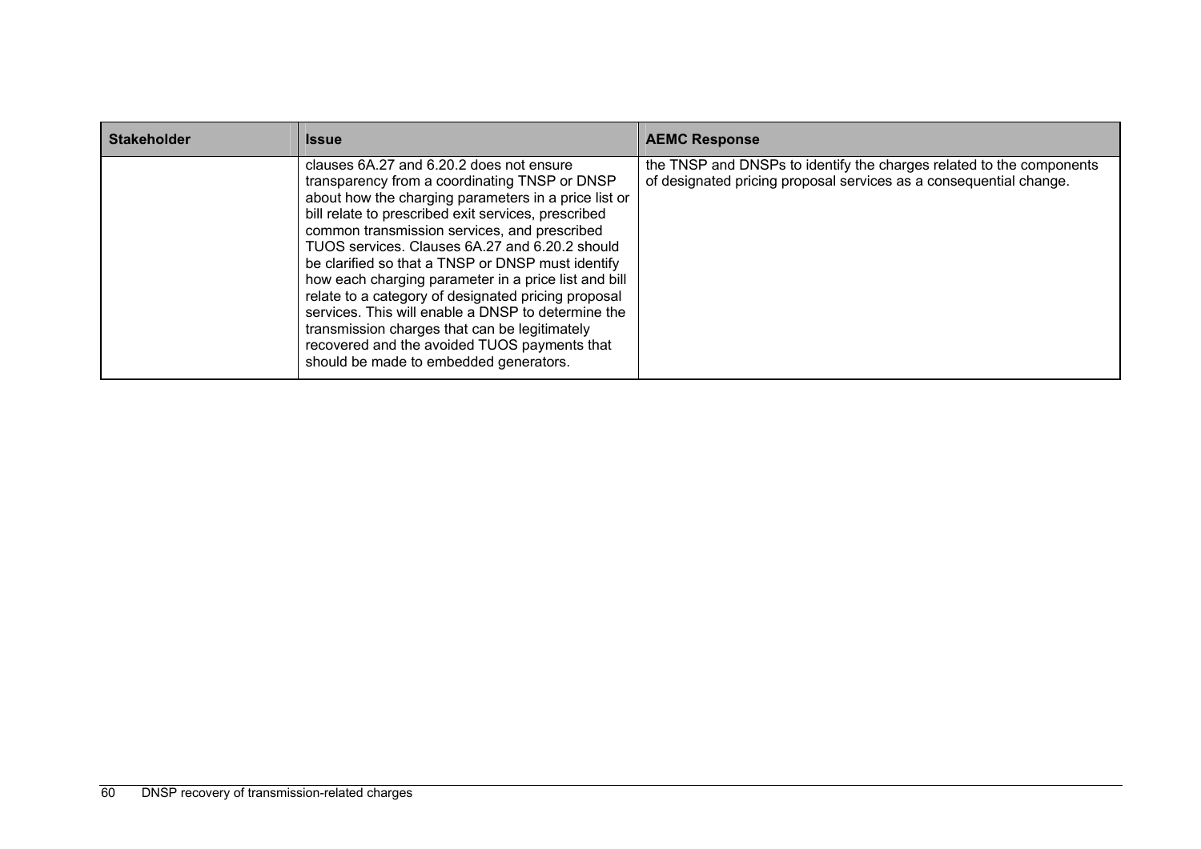| Stakeholder | Issue | AEMC Response |
|---|---|---|
| | clauses 6A.27 and 6.20.2 does not ensure transparency from a coordinating TNSP or DNSP about how the charging parameters in a price list or bill relate to prescribed exit services, prescribed common transmission services, and prescribed TUOS services. Clauses 6A.27 and 6.20.2 should be clarified so that a TNSP or DNSP must identify how each charging parameter in a price list and bill relate to a category of designated pricing proposal services. This will enable a DNSP to determine the transmission charges that can be legitimately recovered and the avoided TUOS payments that should be made to embedded generators. | the TNSP and DNSPs to identify the charges related to the components of designated pricing proposal services as a consequential change. |